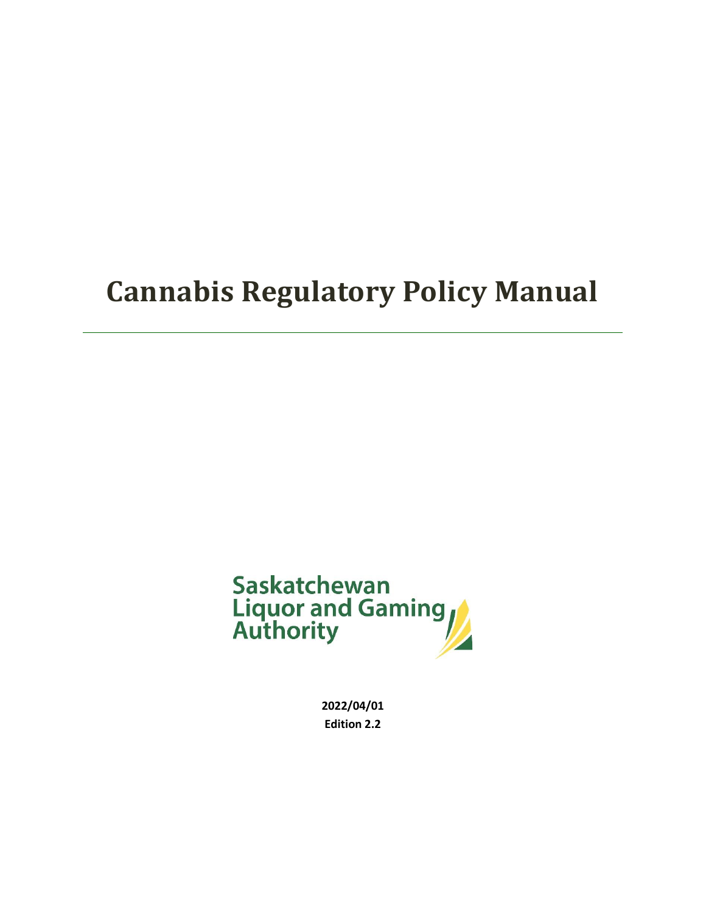# Cannabis Regulatory Policy Manual

---

Saskatchewan
Liquor and Gaming
Authority

**2022/04/01**
**Edition 2.2**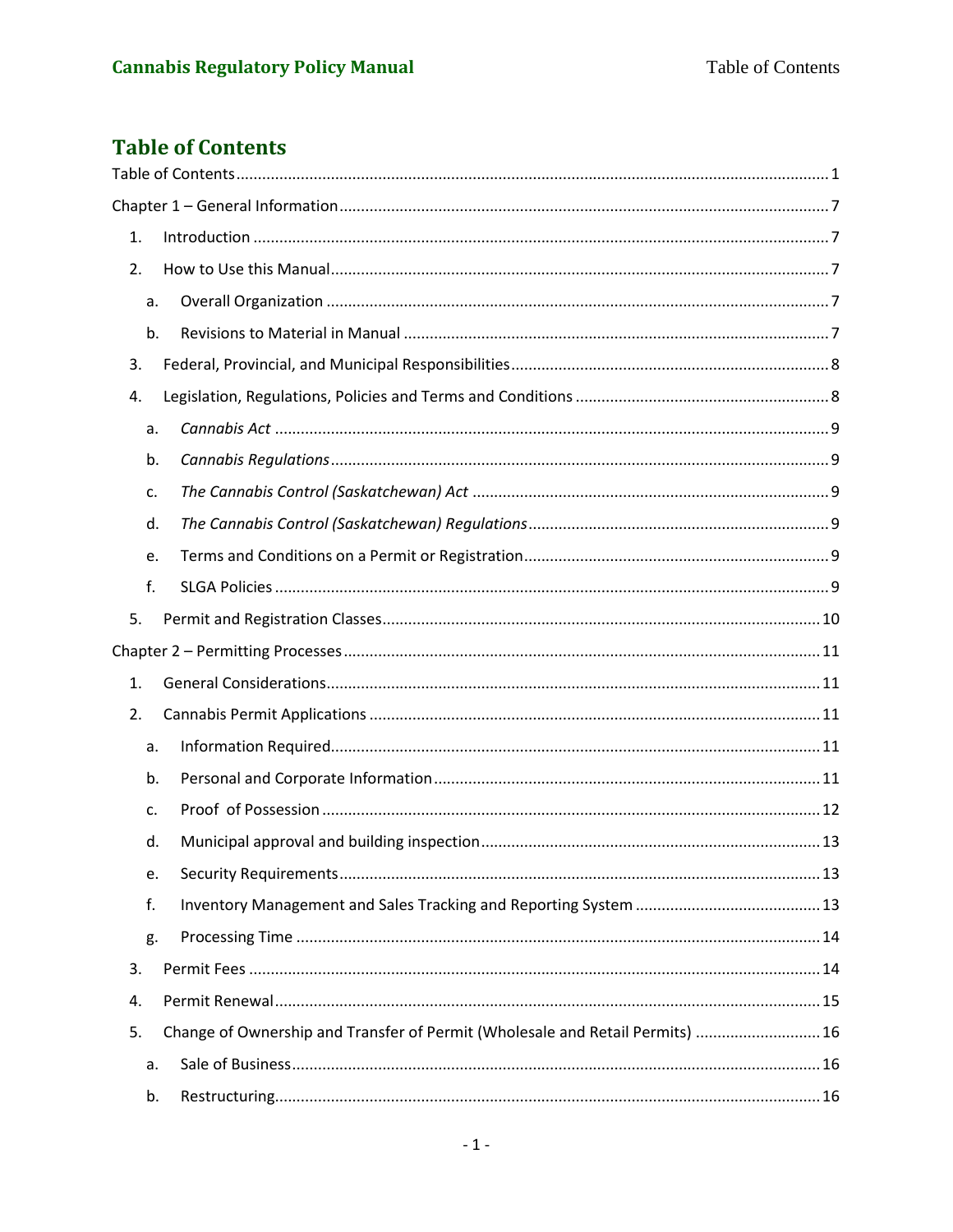# Table of Contents

Table of Contents ..... 1

Chapter 1 – General Information ..... 7

1. Introduction ..... 7
2. How to Use this Manual ..... 7
   a. Overall Organization ..... 7
   b. Revisions to Material in Manual ..... 7
3. Federal, Provincial, and Municipal Responsibilities ..... 8
4. Legislation, Regulations, Policies and Terms and Conditions ..... 8
   a. *Cannabis Act* ..... 9
   b. *Cannabis Regulations* ..... 9
   c. *The Cannabis Control (Saskatchewan) Act* ..... 9
   d. *The Cannabis Control (Saskatchewan) Regulations* ..... 9
   e. Terms and Conditions on a Permit or Registration ..... 9
   f. SLGA Policies ..... 9
5. Permit and Registration Classes ..... 10

Chapter 2 – Permitting Processes ..... 11

1. General Considerations ..... 11
2. Cannabis Permit Applications ..... 11
   a. Information Required ..... 11
   b. Personal and Corporate Information ..... 11
   c. Proof of Possession ..... 12
   d. Municipal approval and building inspection ..... 13
   e. Security Requirements ..... 13
   f. Inventory Management and Sales Tracking and Reporting System ..... 13
   g. Processing Time ..... 14
3. Permit Fees ..... 14
4. Permit Renewal ..... 15
5. Change of Ownership and Transfer of Permit (Wholesale and Retail Permits) ..... 16
   a. Sale of Business ..... 16
   b. Restructuring ..... 16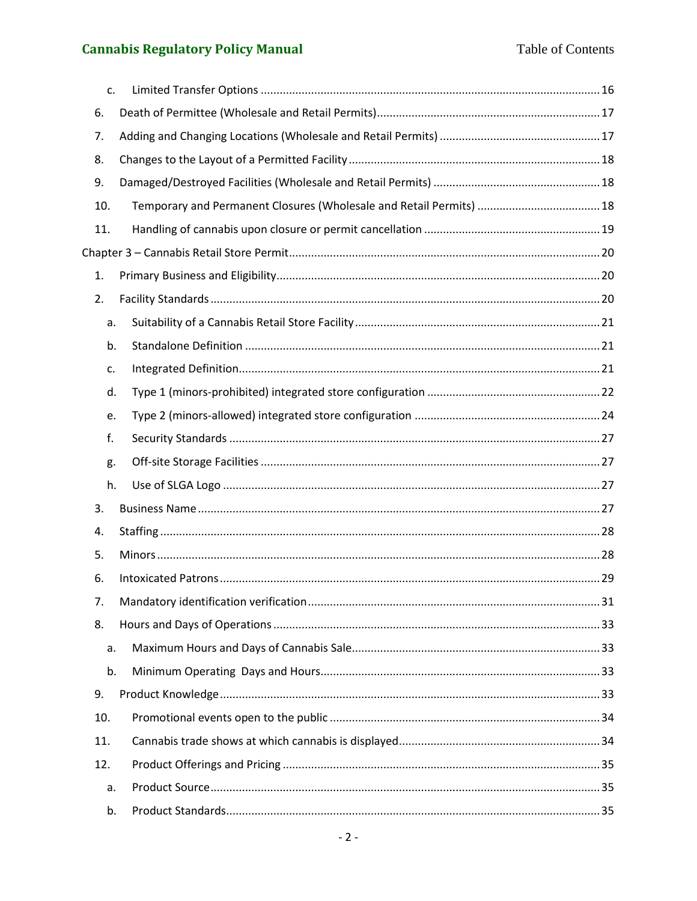c. Limited Transfer Options ........................................................................................................ 16

6. Death of Permittee (Wholesale and Retail Permits) ..................................................................... 17

7. Adding and Changing Locations (Wholesale and Retail Permits) .................................................. 17

8. Changes to the Layout of a Permitted Facility ............................................................................... 18

9. Damaged/Destroyed Facilities (Wholesale and Retail Permits) .................................................... 18

10. Temporary and Permanent Closures (Wholesale and Retail Permits) ....................................... 18

11. Handling of cannabis upon closure or permit cancellation ....................................................... 19

Chapter 3 – Cannabis Retail Store Permit ............................................................................................ 20

1. Primary Business and Eligibility ..................................................................................................... 20

2. Facility Standards ......................................................................................................................... 20

a. Suitability of a Cannabis Retail Store Facility ............................................................................ 21

b. Standalone Definition ............................................................................................................... 21

c. Integrated Definition ................................................................................................................. 21

d. Type 1 (minors-prohibited) integrated store configuration ....................................................... 22

e. Type 2 (minors-allowed) integrated store configuration ........................................................... 24

f. Security Standards ..................................................................................................................... 27

g. Off-site Storage Facilities ........................................................................................................... 27

h. Use of SLGA Logo ...................................................................................................................... 27

3. Business Name .............................................................................................................................. 27

4. Staffing .......................................................................................................................................... 28

5. Minors ........................................................................................................................................... 28

6. Intoxicated Patrons ........................................................................................................................ 29

7. Mandatory identification verification ........................................................................................... 31

8. Hours and Days of Operations ...................................................................................................... 33

a. Maximum Hours and Days of Cannabis Sale .............................................................................. 33

b. Minimum Operating Days and Hours ........................................................................................ 33

9. Product Knowledge ....................................................................................................................... 33

10. Promotional events open to the public ..................................................................................... 34

11. Cannabis trade shows at which cannabis is displayed ............................................................... 34

12. Product Offerings and Pricing .................................................................................................... 35

a. Product Source .......................................................................................................................... 35

b. Product Standards ..................................................................................................................... 35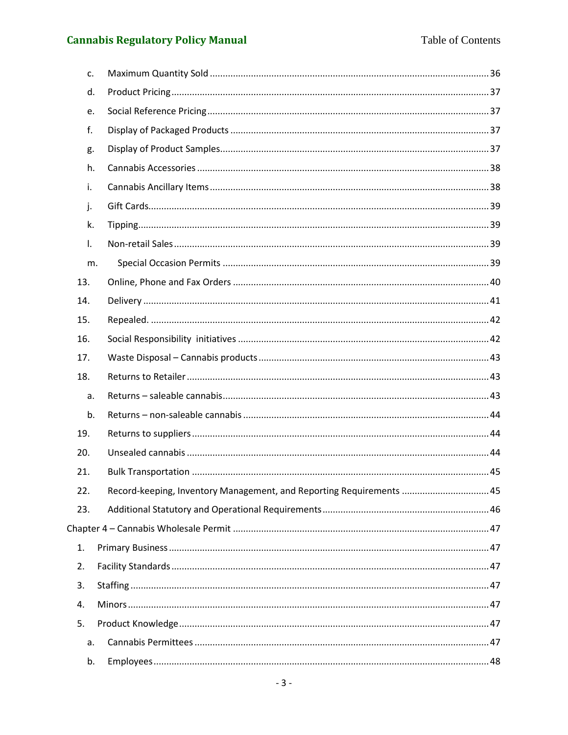c. Maximum Quantity Sold ........................................................................................................ 36

d. Product Pricing ...................................................................................................................... 37

e. Social Reference Pricing ....................................................................................................... 37

f. Display of Packaged Products ............................................................................................... 37

g. Display of Product Samples ................................................................................................... 37

h. Cannabis Accessories ............................................................................................................ 38

i. Cannabis Ancillary Items ....................................................................................................... 38

j. Gift Cards ............................................................................................................................... 39

k. Tipping ................................................................................................................................... 39

l. Non-retail Sales ..................................................................................................................... 39

m. Special Occasion Permits ................................................................................................... 39

13. Online, Phone and Fax Orders ................................................................................................ 40

14. Delivery ................................................................................................................................... 41

15. Repealed. ................................................................................................................................ 42

16. Social Responsibility initiatives ............................................................................................... 42

17. Waste Disposal – Cannabis products ..................................................................................... 43

18. Returns to Retailer .................................................................................................................. 43

a. Returns – saleable cannabis .................................................................................................. 43

b. Returns – non-saleable cannabis .......................................................................................... 44

19. Returns to suppliers ................................................................................................................ 44

20. Unsealed cannabis .................................................................................................................. 44

21. Bulk Transportation ................................................................................................................ 45

22. Record-keeping, Inventory Management, and Reporting Requirements ................................ 45

23. Additional Statutory and Operational Requirements .............................................................. 46

Chapter 4 – Cannabis Wholesale Permit ......................................................................................... 47

1. Primary Business ........................................................................................................................ 47

2. Facility Standards ....................................................................................................................... 47

3. Staffing ....................................................................................................................................... 47

4. Minors ........................................................................................................................................ 47

5. Product Knowledge .................................................................................................................... 47

a. Cannabis Permittees .............................................................................................................. 47

b. Employees ............................................................................................................................. 48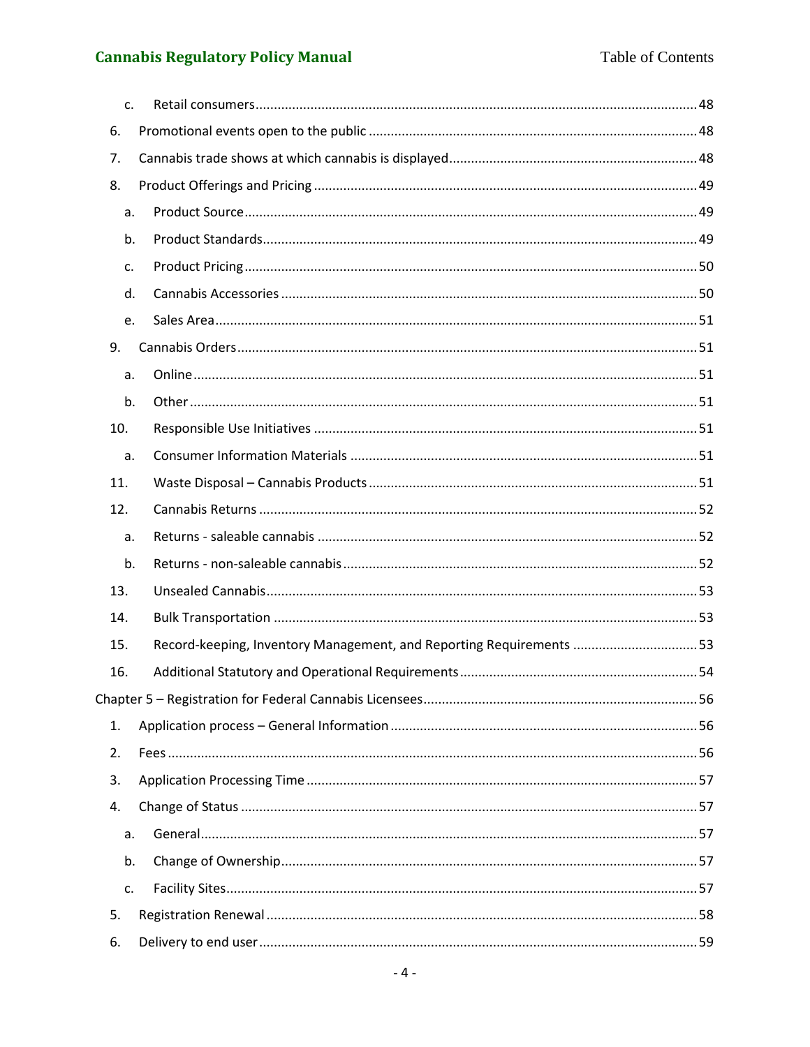c. Retail consumers ........ 48

6. Promotional events open to the public ........ 48

7. Cannabis trade shows at which cannabis is displayed ........ 48

8. Product Offerings and Pricing ........ 49

a. Product Source ........ 49

b. Product Standards ........ 49

c. Product Pricing ........ 50

d. Cannabis Accessories ........ 50

e. Sales Area ........ 51

9. Cannabis Orders ........ 51

a. Online ........ 51

b. Other ........ 51

10. Responsible Use Initiatives ........ 51

a. Consumer Information Materials ........ 51

11. Waste Disposal – Cannabis Products ........ 51

12. Cannabis Returns ........ 52

a. Returns - saleable cannabis ........ 52

b. Returns - non-saleable cannabis ........ 52

13. Unsealed Cannabis ........ 53

14. Bulk Transportation ........ 53

15. Record-keeping, Inventory Management, and Reporting Requirements ........ 53

16. Additional Statutory and Operational Requirements ........ 54

Chapter 5 – Registration for Federal Cannabis Licensees ........ 56

1. Application process – General Information ........ 56

2. Fees ........ 56

3. Application Processing Time ........ 57

4. Change of Status ........ 57

a. General ........ 57

b. Change of Ownership ........ 57

c. Facility Sites ........ 57

5. Registration Renewal ........ 58

6. Delivery to end user ........ 59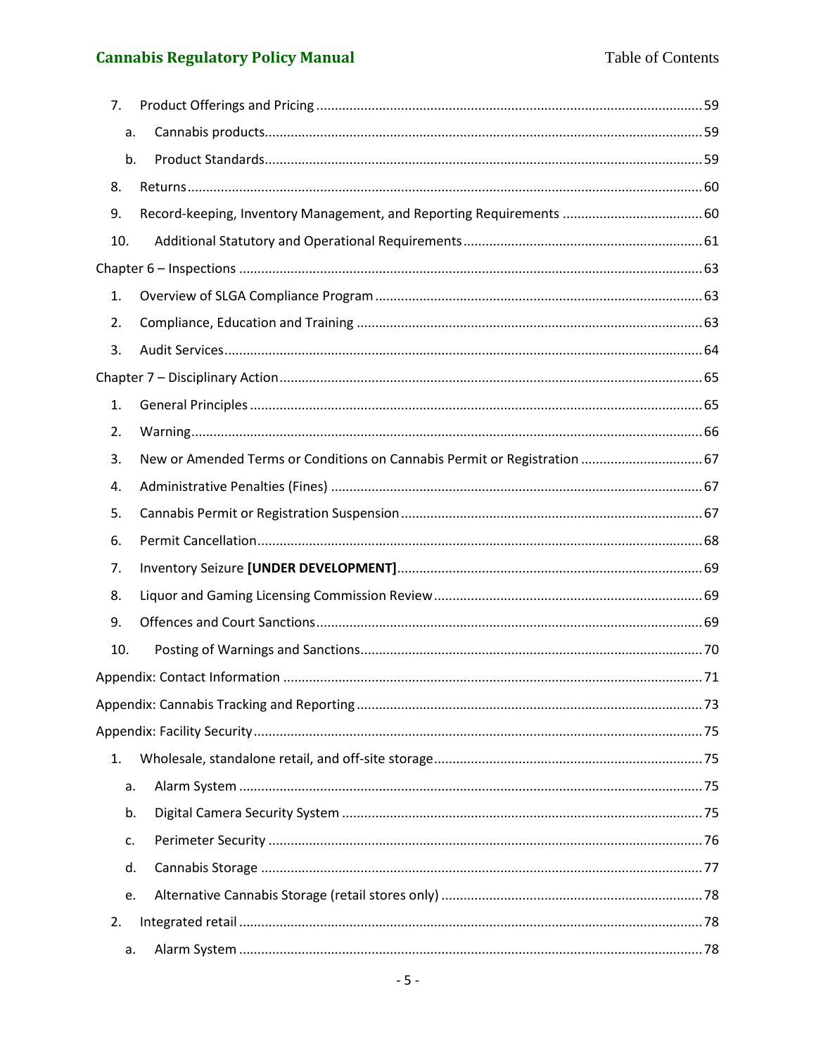7. Product Offerings and Pricing ........................................................................................................ 59
   a. Cannabis products ...................................................................................................................... 59
   b. Product Standards ...................................................................................................................... 59
8. Returns .......................................................................................................................................... 60
9. Record-keeping, Inventory Management, and Reporting Requirements ...................................... 60
10. Additional Statutory and Operational Requirements ................................................................. 61

Chapter 6 – Inspections ............................................................................................................................ 63
1. Overview of SLGA Compliance Program ....................................................................................... 63
2. Compliance, Education and Training ............................................................................................ 63
3. Audit Services ................................................................................................................................ 64

Chapter 7 – Disciplinary Action ................................................................................................................. 65
1. General Principles ......................................................................................................................... 65
2. Warning ......................................................................................................................................... 66
3. New or Amended Terms or Conditions on Cannabis Permit or Registration ................................ 67
4. Administrative Penalties (Fines) .................................................................................................... 67
5. Cannabis Permit or Registration Suspension ................................................................................ 67
6. Permit Cancellation ....................................................................................................................... 68
7. Inventory Seizure **[UNDER DEVELOPMENT]** .................................................................................. 69
8. Liquor and Gaming Licensing Commission Review ........................................................................ 69
9. Offences and Court Sanctions ........................................................................................................ 69
10. Posting of Warnings and Sanctions ............................................................................................ 70

Appendix: Contact Information ................................................................................................................ 71

Appendix: Cannabis Tracking and Reporting ............................................................................................ 73

Appendix: Facility Security ........................................................................................................................ 75
1. Wholesale, standalone retail, and off-site storage ........................................................................ 75
   a. Alarm System ............................................................................................................................ 75
   b. Digital Camera Security System ................................................................................................. 75
   c. Perimeter Security ..................................................................................................................... 76
   d. Cannabis Storage ...................................................................................................................... 77
   e. Alternative Cannabis Storage (retail stores only) ...................................................................... 78
2. Integrated retail ............................................................................................................................. 78
   a. Alarm System ............................................................................................................................ 78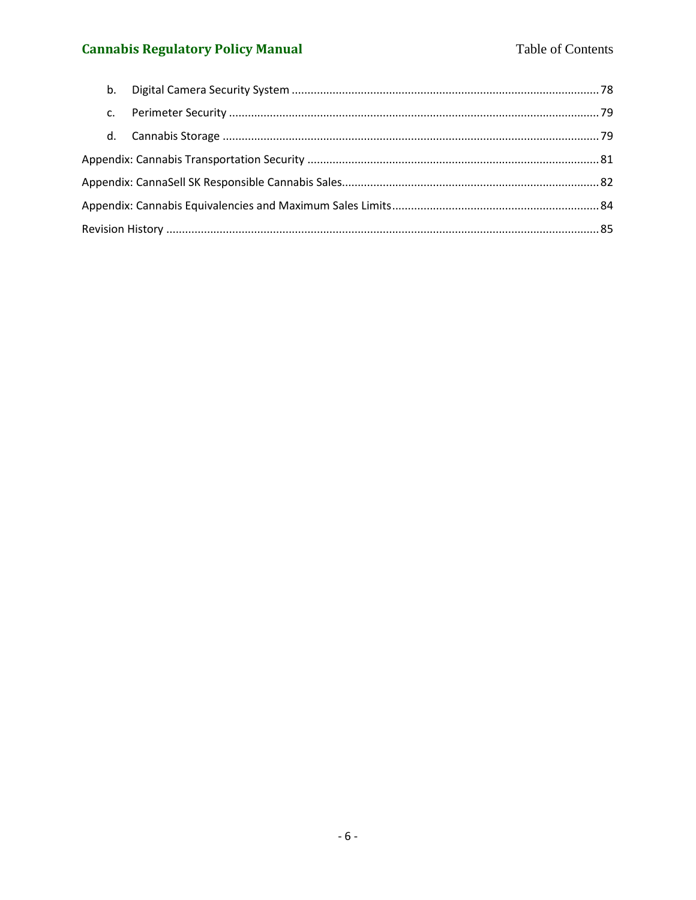b. Digital Camera Security System ........................................................................................ 78

c. Perimeter Security ............................................................................................................ 79

d. Cannabis Storage .............................................................................................................. 79

Appendix: Cannabis Transportation Security ............................................................................ 81

Appendix: CannaSell SK Responsible Cannabis Sales................................................................. 82

Appendix: Cannabis Equivalencies and Maximum Sales Limits.................................................. 84

Revision History .......................................................................................................................... 85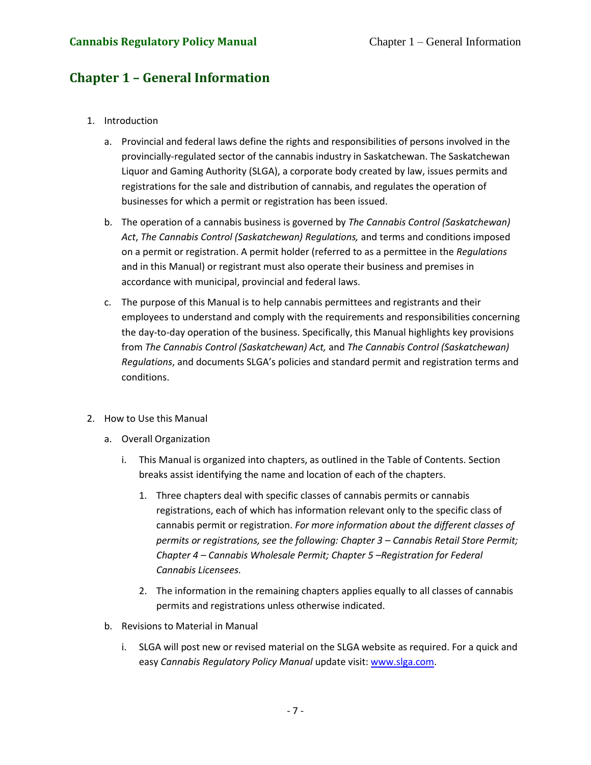# Chapter 1 – General Information

1. Introduction

   a. Provincial and federal laws define the rights and responsibilities of persons involved in the provincially-regulated sector of the cannabis industry in Saskatchewan. The Saskatchewan Liquor and Gaming Authority (SLGA), a corporate body created by law, issues permits and registrations for the sale and distribution of cannabis, and regulates the operation of businesses for which a permit or registration has been issued.

   b. The operation of a cannabis business is governed by *The Cannabis Control (Saskatchewan) Act*, *The Cannabis Control (Saskatchewan) Regulations,* and terms and conditions imposed on a permit or registration. A permit holder (referred to as a permittee in the *Regulations* and in this Manual) or registrant must also operate their business and premises in accordance with municipal, provincial and federal laws.

   c. The purpose of this Manual is to help cannabis permittees and registrants and their employees to understand and comply with the requirements and responsibilities concerning the day-to-day operation of the business. Specifically, this Manual highlights key provisions from *The Cannabis Control (Saskatchewan) Act,* and *The Cannabis Control (Saskatchewan) Regulations*, and documents SLGA's policies and standard permit and registration terms and conditions.

2. How to Use this Manual

   a. Overall Organization

      i. This Manual is organized into chapters, as outlined in the Table of Contents. Section breaks assist identifying the name and location of each of the chapters.

         1. Three chapters deal with specific classes of cannabis permits or cannabis registrations, each of which has information relevant only to the specific class of cannabis permit or registration. *For more information about the different classes of permits or registrations, see the following: Chapter 3 – Cannabis Retail Store Permit; Chapter 4 – Cannabis Wholesale Permit; Chapter 5 –Registration for Federal Cannabis Licensees.*

         2. The information in the remaining chapters applies equally to all classes of cannabis permits and registrations unless otherwise indicated.

   b. Revisions to Material in Manual

      i. SLGA will post new or revised material on the SLGA website as required. For a quick and easy *Cannabis Regulatory Policy Manual* update visit: [www.slga.com](http://www.slga.com).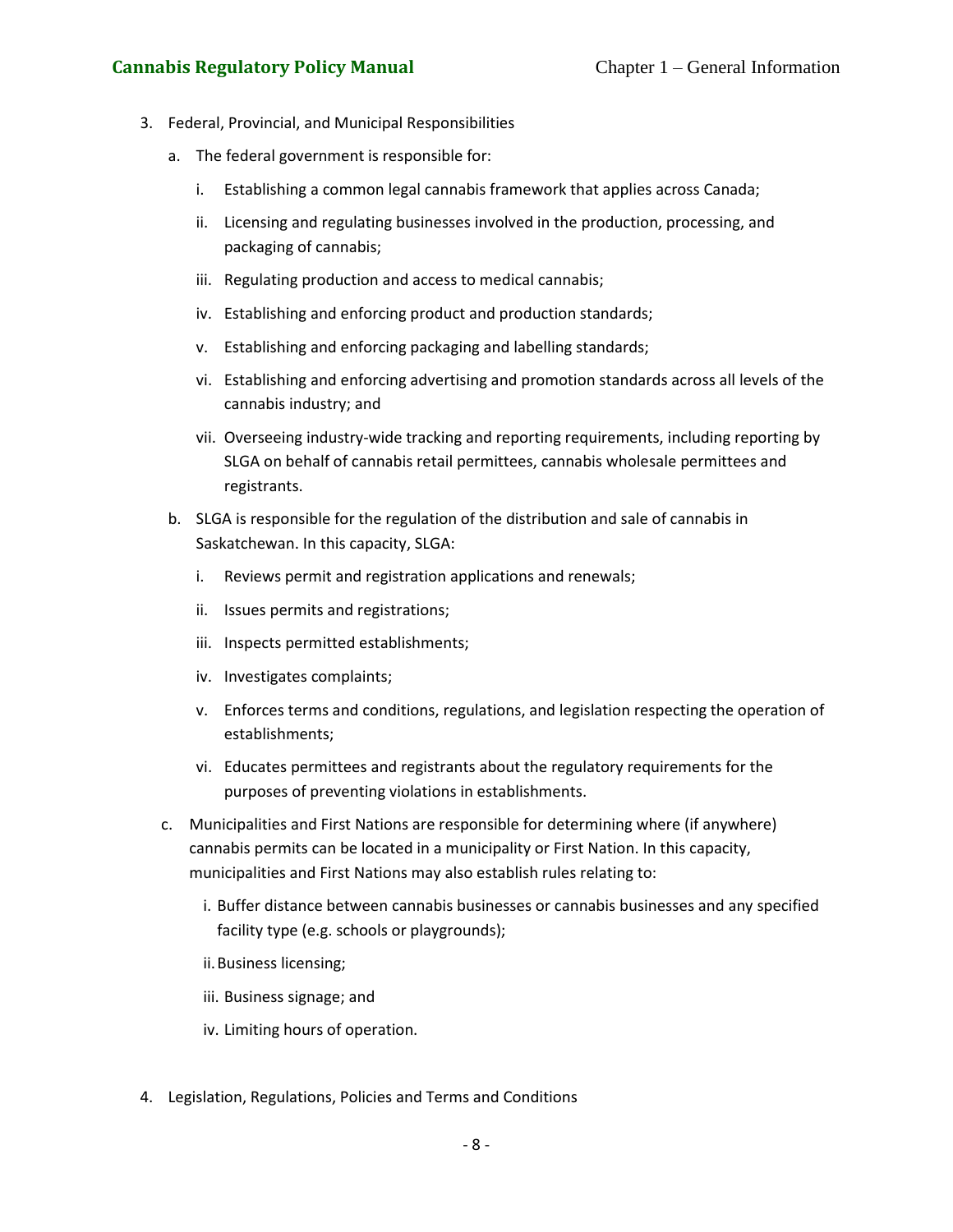3. Federal, Provincial, and Municipal Responsibilities

    a. The federal government is responsible for:

        i. Establishing a common legal cannabis framework that applies across Canada;

        ii. Licensing and regulating businesses involved in the production, processing, and packaging of cannabis;

        iii. Regulating production and access to medical cannabis;

        iv. Establishing and enforcing product and production standards;

        v. Establishing and enforcing packaging and labelling standards;

        vi. Establishing and enforcing advertising and promotion standards across all levels of the cannabis industry; and

        vii. Overseeing industry-wide tracking and reporting requirements, including reporting by SLGA on behalf of cannabis retail permittees, cannabis wholesale permittees and registrants.

    b. SLGA is responsible for the regulation of the distribution and sale of cannabis in Saskatchewan. In this capacity, SLGA:

        i. Reviews permit and registration applications and renewals;

        ii. Issues permits and registrations;

        iii. Inspects permitted establishments;

        iv. Investigates complaints;

        v. Enforces terms and conditions, regulations, and legislation respecting the operation of establishments;

        vi. Educates permittees and registrants about the regulatory requirements for the purposes of preventing violations in establishments.

    c. Municipalities and First Nations are responsible for determining where (if anywhere) cannabis permits can be located in a municipality or First Nation. In this capacity, municipalities and First Nations may also establish rules relating to:

        i. Buffer distance between cannabis businesses or cannabis businesses and any specified facility type (e.g. schools or playgrounds);

        ii. Business licensing;

        iii. Business signage; and

        iv. Limiting hours of operation.

4. Legislation, Regulations, Policies and Terms and Conditions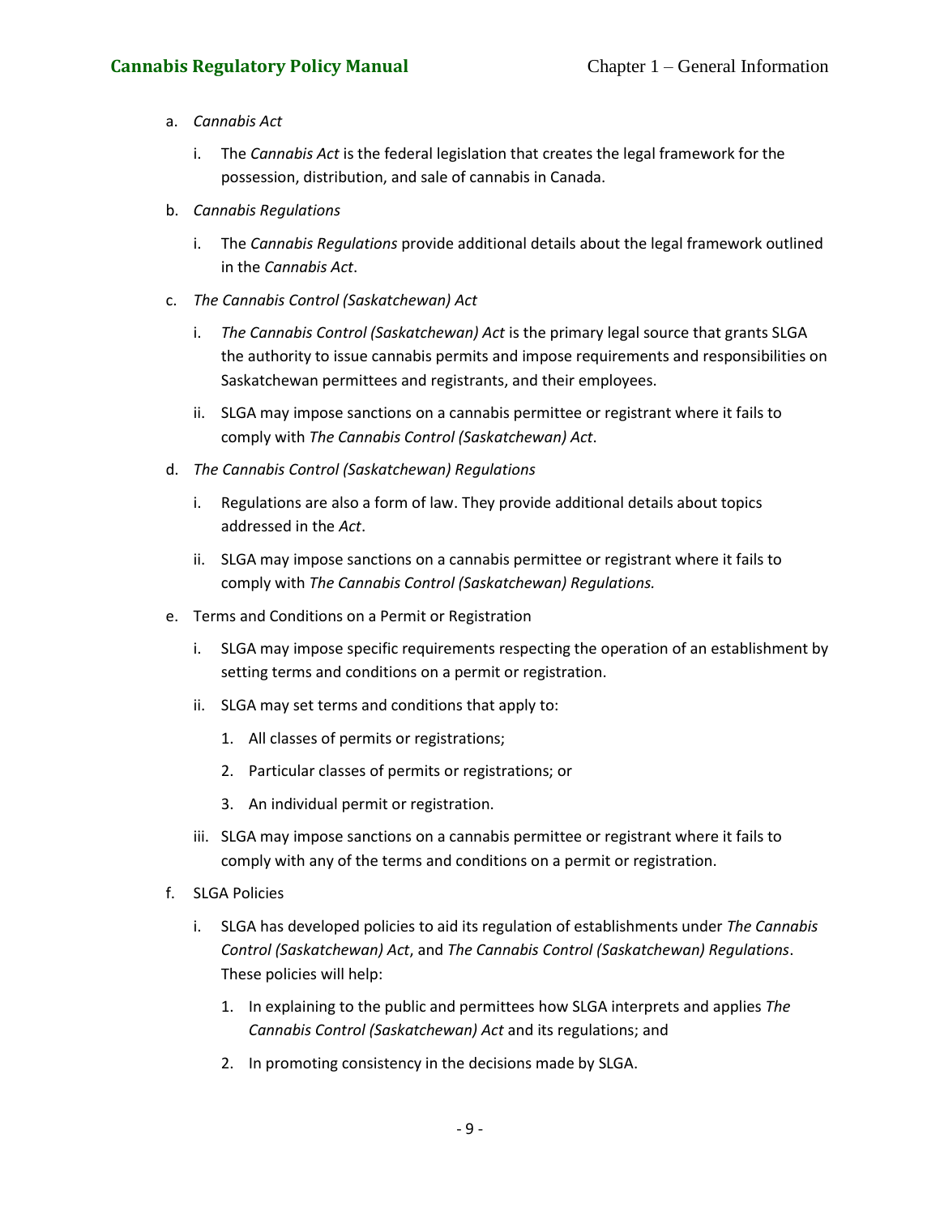a. *Cannabis Act*

   i. The *Cannabis Act* is the federal legislation that creates the legal framework for the possession, distribution, and sale of cannabis in Canada.

b. *Cannabis Regulations*

   i. The *Cannabis Regulations* provide additional details about the legal framework outlined in the *Cannabis Act*.

c. *The Cannabis Control (Saskatchewan) Act*

   i. *The Cannabis Control (Saskatchewan) Act* is the primary legal source that grants SLGA the authority to issue cannabis permits and impose requirements and responsibilities on Saskatchewan permittees and registrants, and their employees.

   ii. SLGA may impose sanctions on a cannabis permittee or registrant where it fails to comply with *The Cannabis Control (Saskatchewan) Act*.

d. *The Cannabis Control (Saskatchewan) Regulations*

   i. Regulations are also a form of law. They provide additional details about topics addressed in the *Act*.

   ii. SLGA may impose sanctions on a cannabis permittee or registrant where it fails to comply with *The Cannabis Control (Saskatchewan) Regulations.*

e. Terms and Conditions on a Permit or Registration

   i. SLGA may impose specific requirements respecting the operation of an establishment by setting terms and conditions on a permit or registration.

   ii. SLGA may set terms and conditions that apply to:

      1. All classes of permits or registrations;

      2. Particular classes of permits or registrations; or

      3. An individual permit or registration.

   iii. SLGA may impose sanctions on a cannabis permittee or registrant where it fails to comply with any of the terms and conditions on a permit or registration.

f. SLGA Policies

   i. SLGA has developed policies to aid its regulation of establishments under *The Cannabis Control (Saskatchewan) Act*, and *The Cannabis Control (Saskatchewan) Regulations*. These policies will help:

      1. In explaining to the public and permittees how SLGA interprets and applies *The Cannabis Control (Saskatchewan) Act* and its regulations; and

      2. In promoting consistency in the decisions made by SLGA.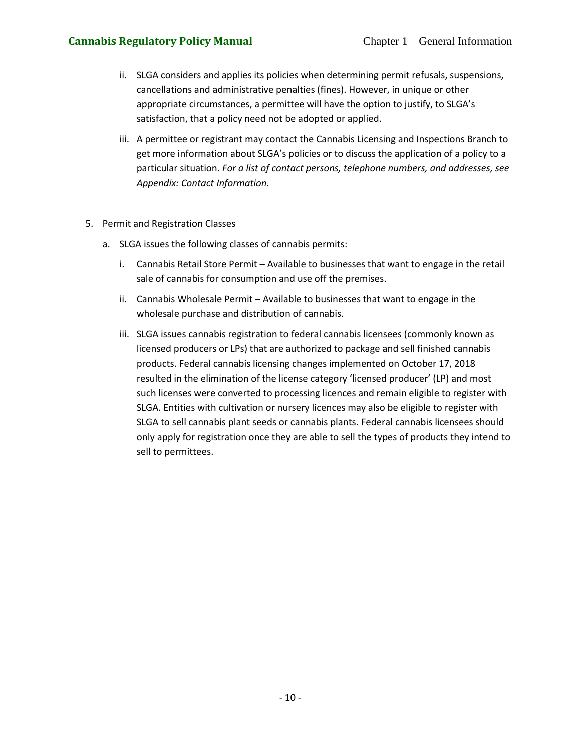ii. SLGA considers and applies its policies when determining permit refusals, suspensions, cancellations and administrative penalties (fines). However, in unique or other appropriate circumstances, a permittee will have the option to justify, to SLGA's satisfaction, that a policy need not be adopted or applied.

iii. A permittee or registrant may contact the Cannabis Licensing and Inspections Branch to get more information about SLGA's policies or to discuss the application of a policy to a particular situation. *For a list of contact persons, telephone numbers, and addresses, see Appendix: Contact Information.*

5. Permit and Registration Classes

   a. SLGA issues the following classes of cannabis permits:

      i. Cannabis Retail Store Permit – Available to businesses that want to engage in the retail sale of cannabis for consumption and use off the premises.

      ii. Cannabis Wholesale Permit – Available to businesses that want to engage in the wholesale purchase and distribution of cannabis.

      iii. SLGA issues cannabis registration to federal cannabis licensees (commonly known as licensed producers or LPs) that are authorized to package and sell finished cannabis products. Federal cannabis licensing changes implemented on October 17, 2018 resulted in the elimination of the license category 'licensed producer' (LP) and most such licenses were converted to processing licences and remain eligible to register with SLGA. Entities with cultivation or nursery licences may also be eligible to register with SLGA to sell cannabis plant seeds or cannabis plants. Federal cannabis licensees should only apply for registration once they are able to sell the types of products they intend to sell to permittees.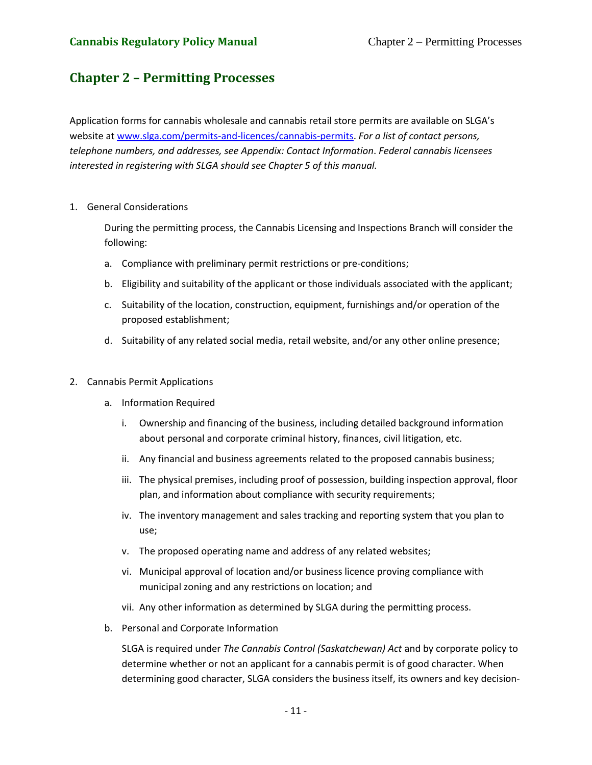# Chapter 2 – Permitting Processes

Application forms for cannabis wholesale and cannabis retail store permits are available on SLGA's website at [www.slga.com/permits-and-licences/cannabis-permits](http://www.slga.com/permits-and-licences/cannabis-permits). *For a list of contact persons, telephone numbers, and addresses, see Appendix: Contact Information*. *Federal cannabis licensees interested in registering with SLGA should see Chapter 5 of this manual.*

1. General Considerations

   During the permitting process, the Cannabis Licensing and Inspections Branch will consider the following:

   a. Compliance with preliminary permit restrictions or pre-conditions;

   b. Eligibility and suitability of the applicant or those individuals associated with the applicant;

   c. Suitability of the location, construction, equipment, furnishings and/or operation of the proposed establishment;

   d. Suitability of any related social media, retail website, and/or any other online presence;

2. Cannabis Permit Applications

   a. Information Required

      i. Ownership and financing of the business, including detailed background information about personal and corporate criminal history, finances, civil litigation, etc.

      ii. Any financial and business agreements related to the proposed cannabis business;

      iii. The physical premises, including proof of possession, building inspection approval, floor plan, and information about compliance with security requirements;

      iv. The inventory management and sales tracking and reporting system that you plan to use;

      v. The proposed operating name and address of any related websites;

      vi. Municipal approval of location and/or business licence proving compliance with municipal zoning and any restrictions on location; and

      vii. Any other information as determined by SLGA during the permitting process.

   b. Personal and Corporate Information

      SLGA is required under *The Cannabis Control (Saskatchewan) Act* and by corporate policy to determine whether or not an applicant for a cannabis permit is of good character. When determining good character, SLGA considers the business itself, its owners and key decision-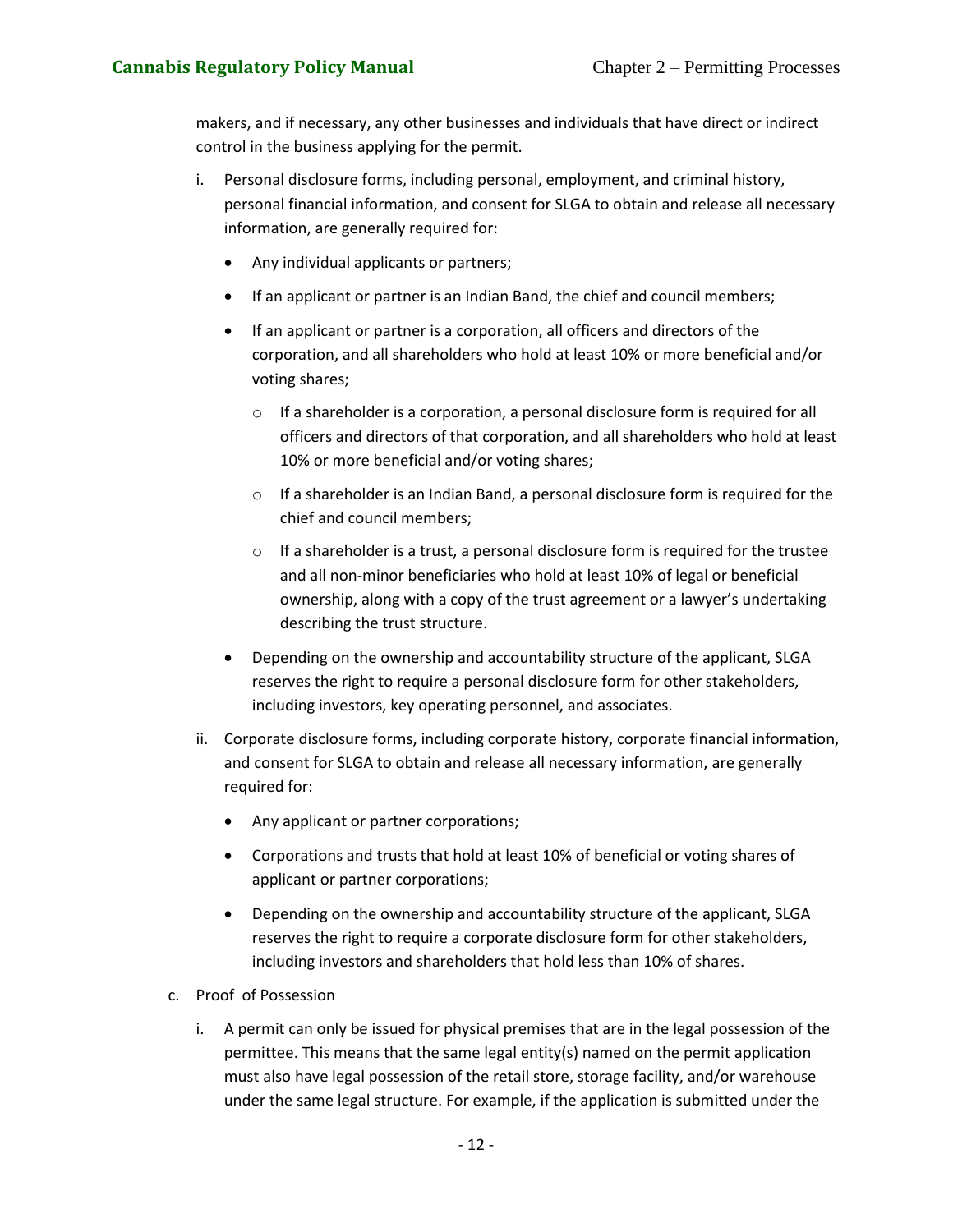makers, and if necessary, any other businesses and individuals that have direct or indirect control in the business applying for the permit.

i. Personal disclosure forms, including personal, employment, and criminal history, personal financial information, and consent for SLGA to obtain and release all necessary information, are generally required for:

   - Any individual applicants or partners;
   - If an applicant or partner is an Indian Band, the chief and council members;
   - If an applicant or partner is a corporation, all officers and directors of the corporation, and all shareholders who hold at least 10% or more beneficial and/or voting shares;
     - If a shareholder is a corporation, a personal disclosure form is required for all officers and directors of that corporation, and all shareholders who hold at least 10% or more beneficial and/or voting shares;
     - If a shareholder is an Indian Band, a personal disclosure form is required for the chief and council members;
     - If a shareholder is a trust, a personal disclosure form is required for the trustee and all non-minor beneficiaries who hold at least 10% of legal or beneficial ownership, along with a copy of the trust agreement or a lawyer's undertaking describing the trust structure.
   - Depending on the ownership and accountability structure of the applicant, SLGA reserves the right to require a personal disclosure form for other stakeholders, including investors, key operating personnel, and associates.

ii. Corporate disclosure forms, including corporate history, corporate financial information, and consent for SLGA to obtain and release all necessary information, are generally required for:

   - Any applicant or partner corporations;
   - Corporations and trusts that hold at least 10% of beneficial or voting shares of applicant or partner corporations;
   - Depending on the ownership and accountability structure of the applicant, SLGA reserves the right to require a corporate disclosure form for other stakeholders, including investors and shareholders that hold less than 10% of shares.

c. Proof of Possession

   i. A permit can only be issued for physical premises that are in the legal possession of the permittee. This means that the same legal entity(s) named on the permit application must also have legal possession of the retail store, storage facility, and/or warehouse under the same legal structure. For example, if the application is submitted under the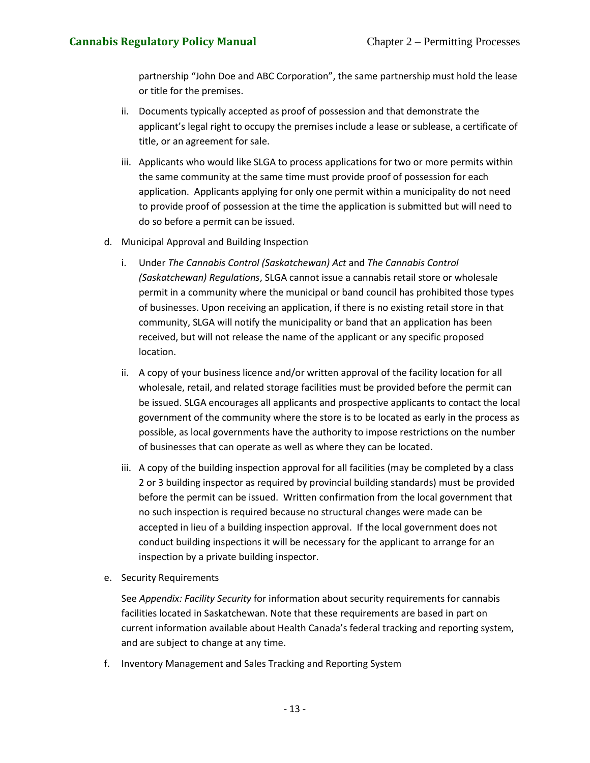partnership "John Doe and ABC Corporation", the same partnership must hold the lease or title for the premises.

ii. Documents typically accepted as proof of possession and that demonstrate the applicant's legal right to occupy the premises include a lease or sublease, a certificate of title, or an agreement for sale.

iii. Applicants who would like SLGA to process applications for two or more permits within the same community at the same time must provide proof of possession for each application. Applicants applying for only one permit within a municipality do not need to provide proof of possession at the time the application is submitted but will need to do so before a permit can be issued.

d. Municipal Approval and Building Inspection

i. Under *The Cannabis Control (Saskatchewan) Act* and *The Cannabis Control (Saskatchewan) Regulations*, SLGA cannot issue a cannabis retail store or wholesale permit in a community where the municipal or band council has prohibited those types of businesses. Upon receiving an application, if there is no existing retail store in that community, SLGA will notify the municipality or band that an application has been received, but will not release the name of the applicant or any specific proposed location.

ii. A copy of your business licence and/or written approval of the facility location for all wholesale, retail, and related storage facilities must be provided before the permit can be issued. SLGA encourages all applicants and prospective applicants to contact the local government of the community where the store is to be located as early in the process as possible, as local governments have the authority to impose restrictions on the number of businesses that can operate as well as where they can be located.

iii. A copy of the building inspection approval for all facilities (may be completed by a class 2 or 3 building inspector as required by provincial building standards) must be provided before the permit can be issued. Written confirmation from the local government that no such inspection is required because no structural changes were made can be accepted in lieu of a building inspection approval. If the local government does not conduct building inspections it will be necessary for the applicant to arrange for an inspection by a private building inspector.

e. Security Requirements

See *Appendix: Facility Security* for information about security requirements for cannabis facilities located in Saskatchewan. Note that these requirements are based in part on current information available about Health Canada's federal tracking and reporting system, and are subject to change at any time.

f. Inventory Management and Sales Tracking and Reporting System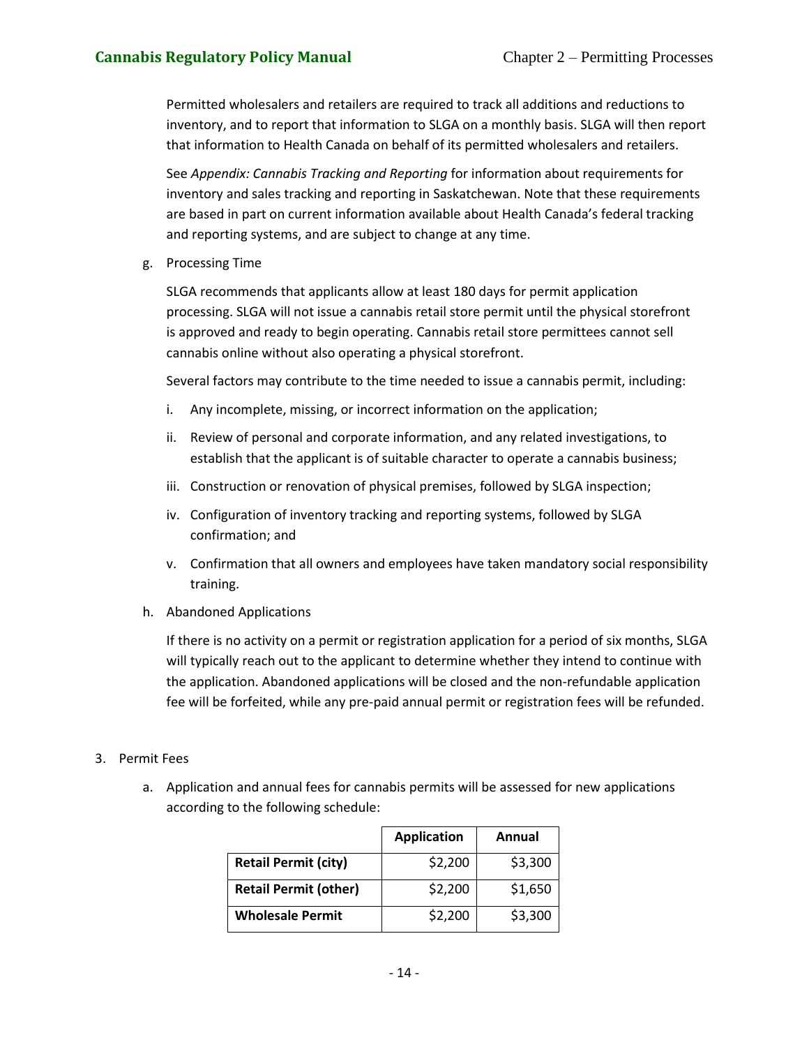Permitted wholesalers and retailers are required to track all additions and reductions to inventory, and to report that information to SLGA on a monthly basis. SLGA will then report that information to Health Canada on behalf of its permitted wholesalers and retailers.

See *Appendix: Cannabis Tracking and Reporting* for information about requirements for inventory and sales tracking and reporting in Saskatchewan. Note that these requirements are based in part on current information available about Health Canada's federal tracking and reporting systems, and are subject to change at any time.

g. Processing Time

SLGA recommends that applicants allow at least 180 days for permit application processing. SLGA will not issue a cannabis retail store permit until the physical storefront is approved and ready to begin operating. Cannabis retail store permittees cannot sell cannabis online without also operating a physical storefront.

Several factors may contribute to the time needed to issue a cannabis permit, including:

i. Any incomplete, missing, or incorrect information on the application;

ii. Review of personal and corporate information, and any related investigations, to establish that the applicant is of suitable character to operate a cannabis business;

iii. Construction or renovation of physical premises, followed by SLGA inspection;

iv. Configuration of inventory tracking and reporting systems, followed by SLGA confirmation; and

v. Confirmation that all owners and employees have taken mandatory social responsibility training.

h. Abandoned Applications

If there is no activity on a permit or registration application for a period of six months, SLGA will typically reach out to the applicant to determine whether they intend to continue with the application. Abandoned applications will be closed and the non-refundable application fee will be forfeited, while any pre-paid annual permit or registration fees will be refunded.

3. Permit Fees

a. Application and annual fees for cannabis permits will be assessed for new applications according to the following schedule:

| | Application | Annual |
|---|---|---|
| **Retail Permit (city)** | $2,200 | $3,300 |
| **Retail Permit (other)** | $2,200 | $1,650 |
| **Wholesale Permit** | $2,200 | $3,300 |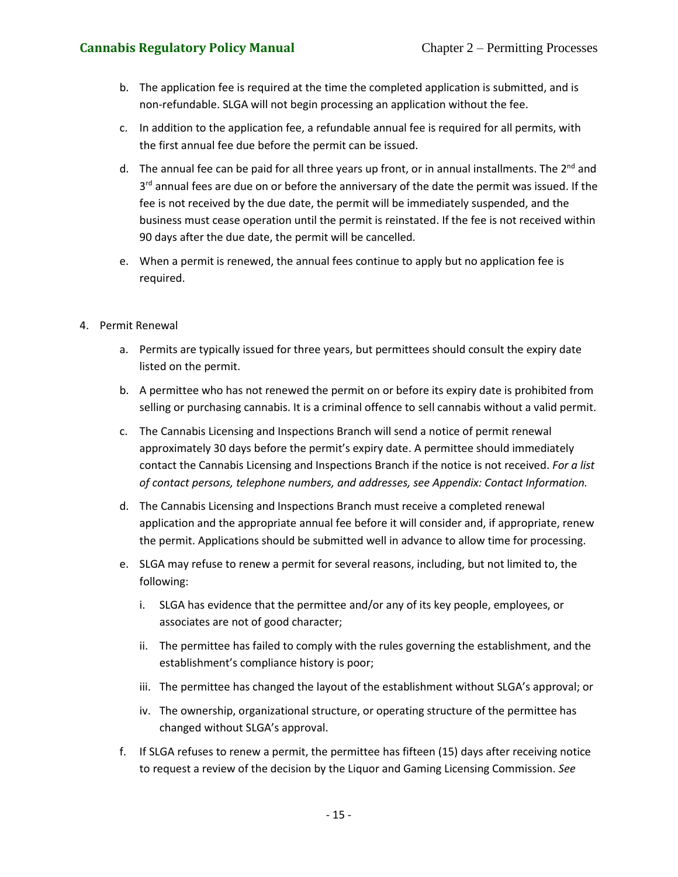b. The application fee is required at the time the completed application is submitted, and is non-refundable. SLGA will not begin processing an application without the fee.

c. In addition to the application fee, a refundable annual fee is required for all permits, with the first annual fee due before the permit can be issued.

d. The annual fee can be paid for all three years up front, or in annual installments. The 2nd and 3rd annual fees are due on or before the anniversary of the date the permit was issued. If the fee is not received by the due date, the permit will be immediately suspended, and the business must cease operation until the permit is reinstated. If the fee is not received within 90 days after the due date, the permit will be cancelled.

e. When a permit is renewed, the annual fees continue to apply but no application fee is required.

4. Permit Renewal

   a. Permits are typically issued for three years, but permittees should consult the expiry date listed on the permit.

   b. A permittee who has not renewed the permit on or before its expiry date is prohibited from selling or purchasing cannabis. It is a criminal offence to sell cannabis without a valid permit.

   c. The Cannabis Licensing and Inspections Branch will send a notice of permit renewal approximately 30 days before the permit's expiry date. A permittee should immediately contact the Cannabis Licensing and Inspections Branch if the notice is not received. *For a list of contact persons, telephone numbers, and addresses, see Appendix: Contact Information.*

   d. The Cannabis Licensing and Inspections Branch must receive a completed renewal application and the appropriate annual fee before it will consider and, if appropriate, renew the permit. Applications should be submitted well in advance to allow time for processing.

   e. SLGA may refuse to renew a permit for several reasons, including, but not limited to, the following:

      i. SLGA has evidence that the permittee and/or any of its key people, employees, or associates are not of good character;

      ii. The permittee has failed to comply with the rules governing the establishment, and the establishment's compliance history is poor;

      iii. The permittee has changed the layout of the establishment without SLGA's approval; or

      iv. The ownership, organizational structure, or operating structure of the permittee has changed without SLGA's approval.

   f. If SLGA refuses to renew a permit, the permittee has fifteen (15) days after receiving notice to request a review of the decision by the Liquor and Gaming Licensing Commission. *See*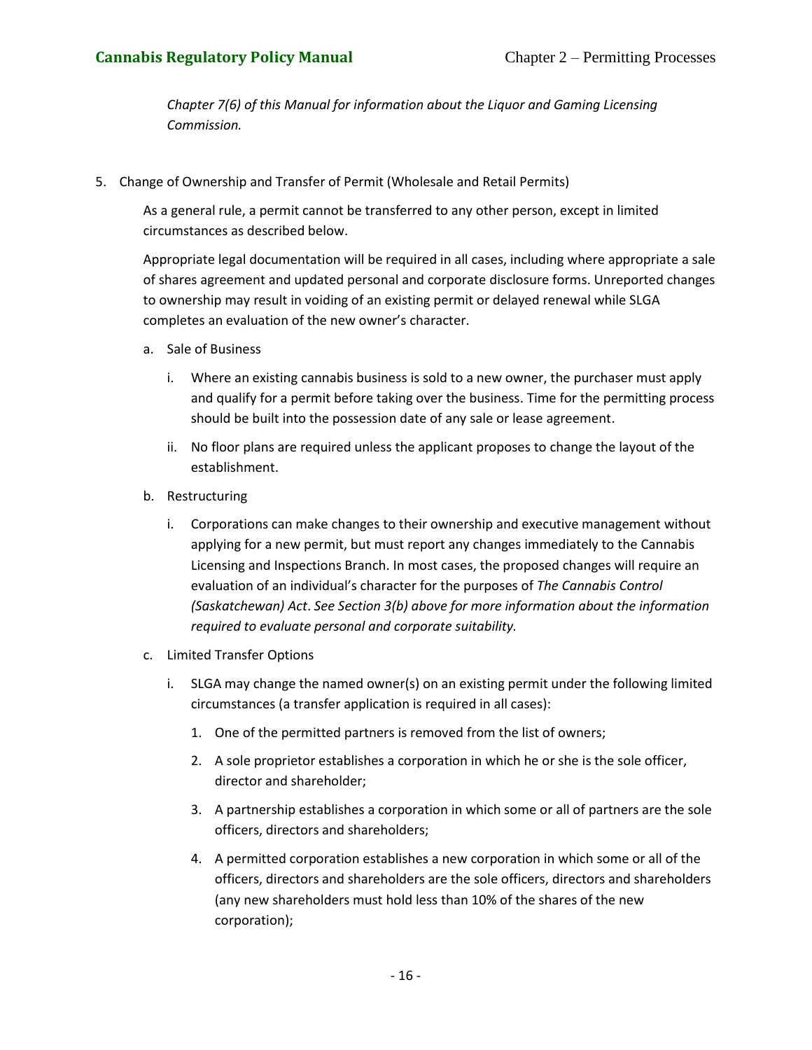*Chapter 7(6) of this Manual for information about the Liquor and Gaming Licensing Commission.*

5. Change of Ownership and Transfer of Permit (Wholesale and Retail Permits)

   As a general rule, a permit cannot be transferred to any other person, except in limited circumstances as described below.

   Appropriate legal documentation will be required in all cases, including where appropriate a sale of shares agreement and updated personal and corporate disclosure forms. Unreported changes to ownership may result in voiding of an existing permit or delayed renewal while SLGA completes an evaluation of the new owner's character.

   a. Sale of Business

      i. Where an existing cannabis business is sold to a new owner, the purchaser must apply and qualify for a permit before taking over the business. Time for the permitting process should be built into the possession date of any sale or lease agreement.

      ii. No floor plans are required unless the applicant proposes to change the layout of the establishment.

   b. Restructuring

      i. Corporations can make changes to their ownership and executive management without applying for a new permit, but must report any changes immediately to the Cannabis Licensing and Inspections Branch. In most cases, the proposed changes will require an evaluation of an individual's character for the purposes of *The Cannabis Control (Saskatchewan) Act*. *See Section 3(b) above for more information about the information required to evaluate personal and corporate suitability.*

   c. Limited Transfer Options

      i. SLGA may change the named owner(s) on an existing permit under the following limited circumstances (a transfer application is required in all cases):

         1. One of the permitted partners is removed from the list of owners;

         2. A sole proprietor establishes a corporation in which he or she is the sole officer, director and shareholder;

         3. A partnership establishes a corporation in which some or all of partners are the sole officers, directors and shareholders;

         4. A permitted corporation establishes a new corporation in which some or all of the officers, directors and shareholders are the sole officers, directors and shareholders (any new shareholders must hold less than 10% of the shares of the new corporation);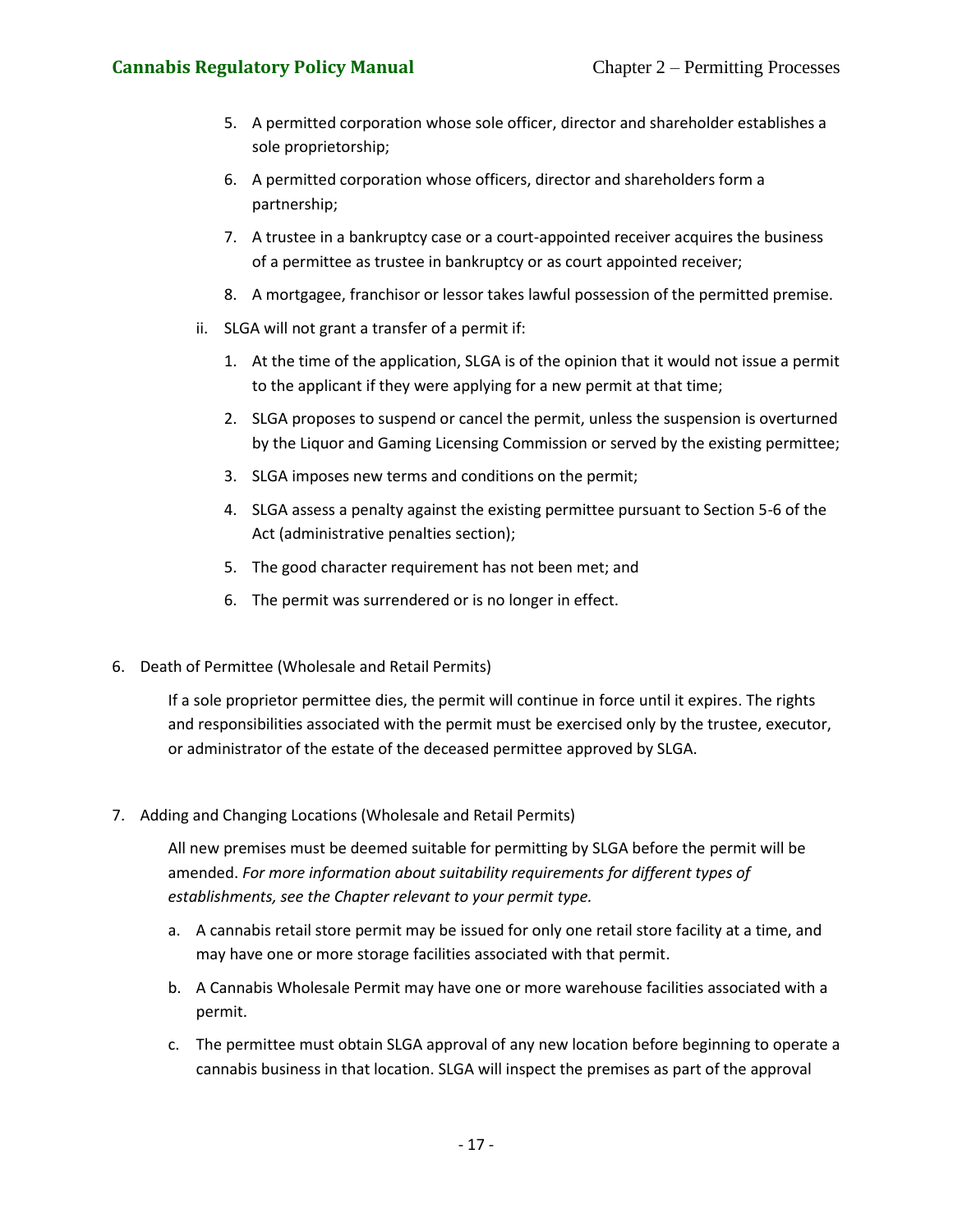5. A permitted corporation whose sole officer, director and shareholder establishes a sole proprietorship;
6. A permitted corporation whose officers, director and shareholders form a partnership;
7. A trustee in a bankruptcy case or a court-appointed receiver acquires the business of a permittee as trustee in bankruptcy or as court appointed receiver;
8. A mortgagee, franchisor or lessor takes lawful possession of the permitted premise.

ii. SLGA will not grant a transfer of a permit if:

1. At the time of the application, SLGA is of the opinion that it would not issue a permit to the applicant if they were applying for a new permit at that time;
2. SLGA proposes to suspend or cancel the permit, unless the suspension is overturned by the Liquor and Gaming Licensing Commission or served by the existing permittee;
3. SLGA imposes new terms and conditions on the permit;
4. SLGA assess a penalty against the existing permittee pursuant to Section 5-6 of the Act (administrative penalties section);
5. The good character requirement has not been met; and
6. The permit was surrendered or is no longer in effect.

6. Death of Permittee (Wholesale and Retail Permits)

If a sole proprietor permittee dies, the permit will continue in force until it expires. The rights and responsibilities associated with the permit must be exercised only by the trustee, executor, or administrator of the estate of the deceased permittee approved by SLGA.

7. Adding and Changing Locations (Wholesale and Retail Permits)

All new premises must be deemed suitable for permitting by SLGA before the permit will be amended. *For more information about suitability requirements for different types of establishments, see the Chapter relevant to your permit type.*

a. A cannabis retail store permit may be issued for only one retail store facility at a time, and may have one or more storage facilities associated with that permit.
b. A Cannabis Wholesale Permit may have one or more warehouse facilities associated with a permit.
c. The permittee must obtain SLGA approval of any new location before beginning to operate a cannabis business in that location. SLGA will inspect the premises as part of the approval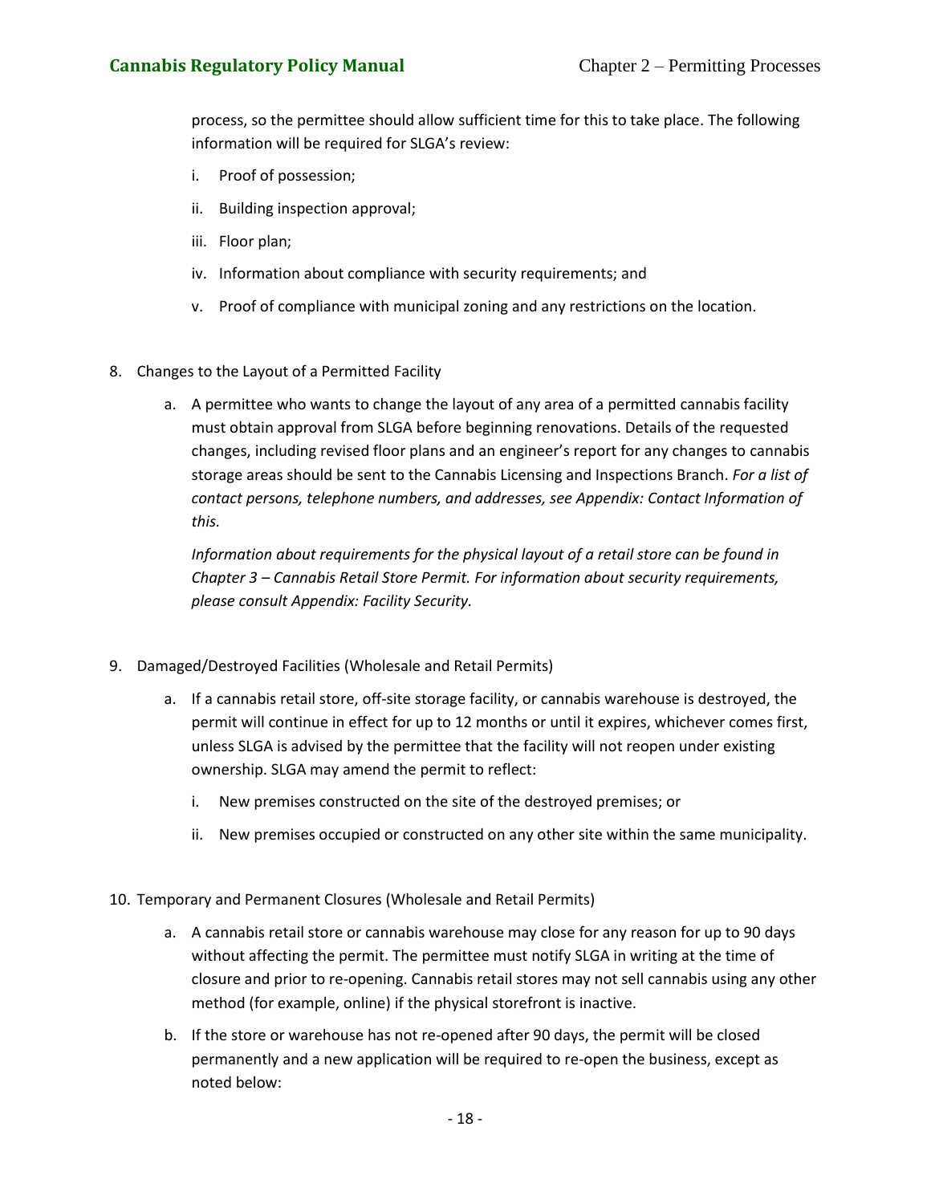process, so the permittee should allow sufficient time for this to take place. The following information will be required for SLGA's review:

i. Proof of possession;

ii. Building inspection approval;

iii. Floor plan;

iv. Information about compliance with security requirements; and

v. Proof of compliance with municipal zoning and any restrictions on the location.

8. Changes to the Layout of a Permitted Facility

   a. A permittee who wants to change the layout of any area of a permitted cannabis facility must obtain approval from SLGA before beginning renovations. Details of the requested changes, including revised floor plans and an engineer's report for any changes to cannabis storage areas should be sent to the Cannabis Licensing and Inspections Branch. *For a list of contact persons, telephone numbers, and addresses, see Appendix: Contact Information of this.*

      *Information about requirements for the physical layout of a retail store can be found in Chapter 3 – Cannabis Retail Store Permit. For information about security requirements, please consult Appendix: Facility Security.*

9. Damaged/Destroyed Facilities (Wholesale and Retail Permits)

   a. If a cannabis retail store, off-site storage facility, or cannabis warehouse is destroyed, the permit will continue in effect for up to 12 months or until it expires, whichever comes first, unless SLGA is advised by the permittee that the facility will not reopen under existing ownership. SLGA may amend the permit to reflect:

      i. New premises constructed on the site of the destroyed premises; or

      ii. New premises occupied or constructed on any other site within the same municipality.

10. Temporary and Permanent Closures (Wholesale and Retail Permits)

   a. A cannabis retail store or cannabis warehouse may close for any reason for up to 90 days without affecting the permit. The permittee must notify SLGA in writing at the time of closure and prior to re-opening. Cannabis retail stores may not sell cannabis using any other method (for example, online) if the physical storefront is inactive.

   b. If the store or warehouse has not re-opened after 90 days, the permit will be closed permanently and a new application will be required to re-open the business, except as noted below: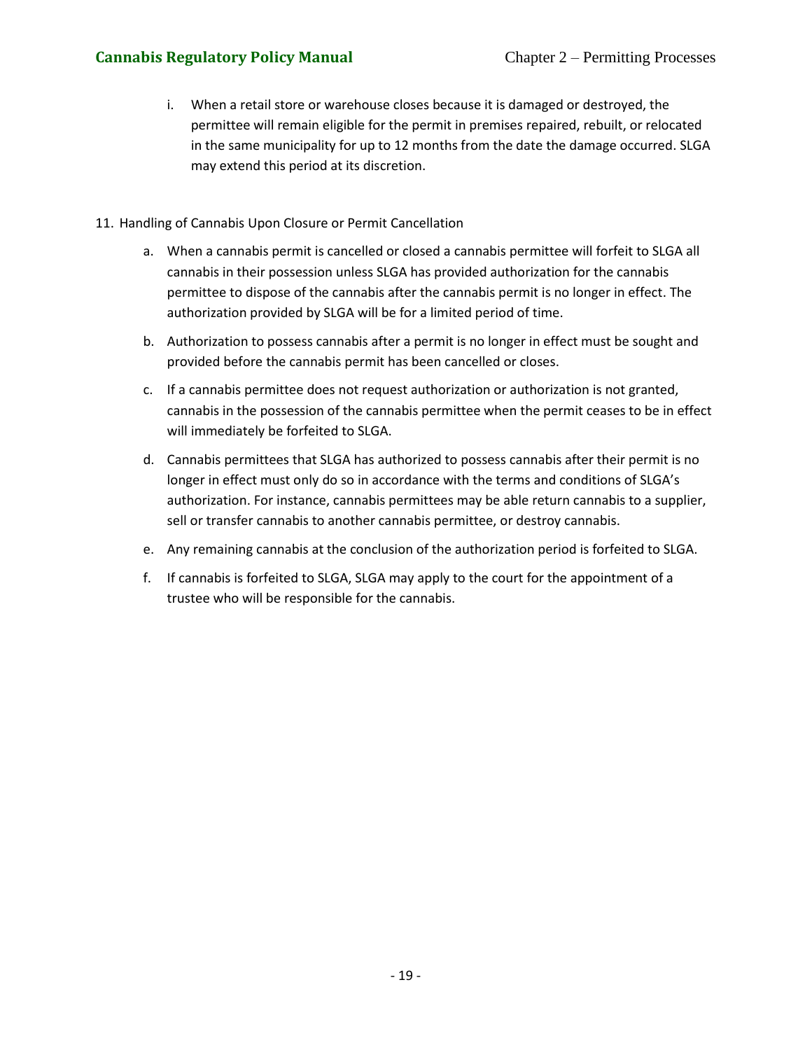i. When a retail store or warehouse closes because it is damaged or destroyed, the permittee will remain eligible for the permit in premises repaired, rebuilt, or relocated in the same municipality for up to 12 months from the date the damage occurred. SLGA may extend this period at its discretion.

11. Handling of Cannabis Upon Closure or Permit Cancellation

    a. When a cannabis permit is cancelled or closed a cannabis permittee will forfeit to SLGA all cannabis in their possession unless SLGA has provided authorization for the cannabis permittee to dispose of the cannabis after the cannabis permit is no longer in effect. The authorization provided by SLGA will be for a limited period of time.

    b. Authorization to possess cannabis after a permit is no longer in effect must be sought and provided before the cannabis permit has been cancelled or closes.

    c. If a cannabis permittee does not request authorization or authorization is not granted, cannabis in the possession of the cannabis permittee when the permit ceases to be in effect will immediately be forfeited to SLGA.

    d. Cannabis permittees that SLGA has authorized to possess cannabis after their permit is no longer in effect must only do so in accordance with the terms and conditions of SLGA's authorization. For instance, cannabis permittees may be able return cannabis to a supplier, sell or transfer cannabis to another cannabis permittee, or destroy cannabis.

    e. Any remaining cannabis at the conclusion of the authorization period is forfeited to SLGA.

    f. If cannabis is forfeited to SLGA, SLGA may apply to the court for the appointment of a trustee who will be responsible for the cannabis.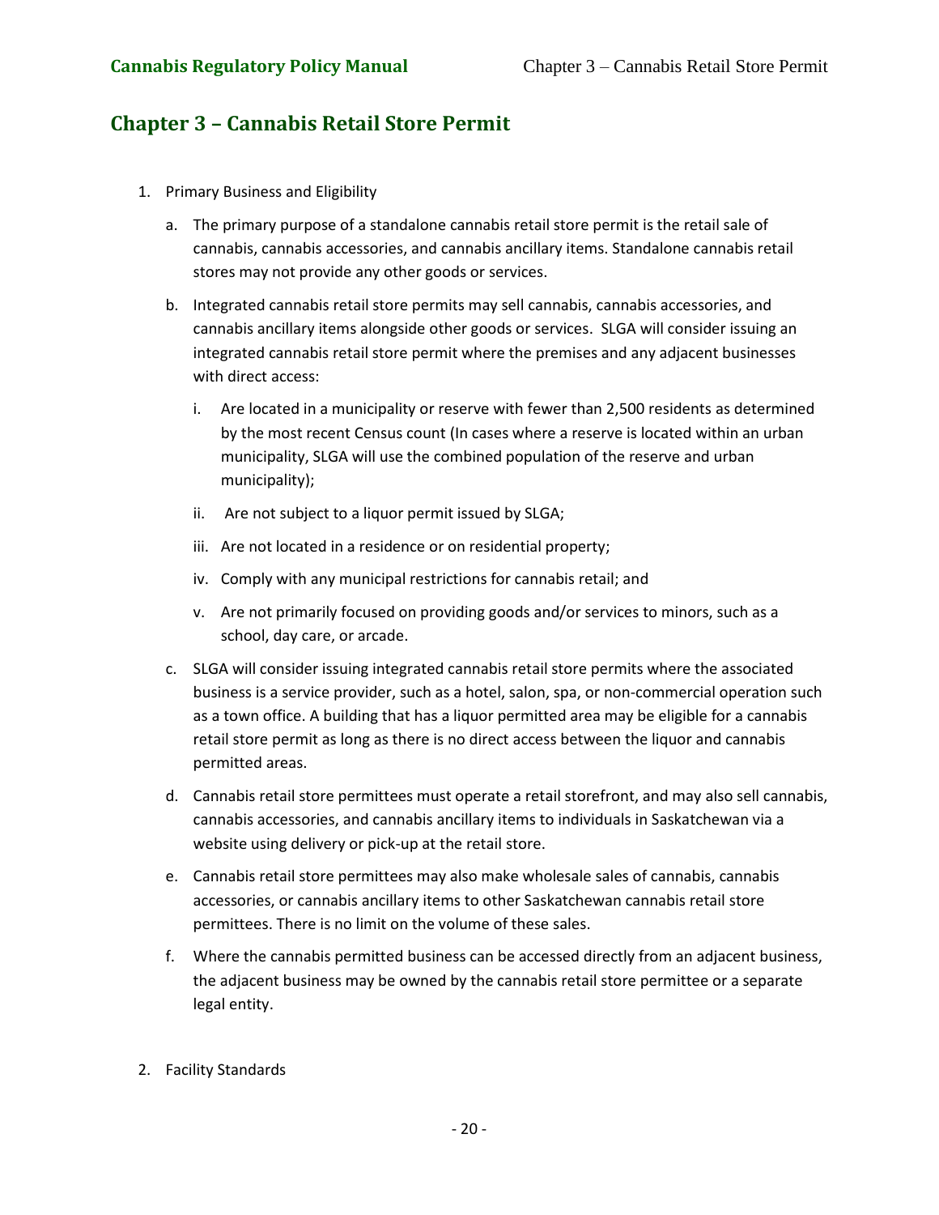# Chapter 3 – Cannabis Retail Store Permit

1. Primary Business and Eligibility

   a. The primary purpose of a standalone cannabis retail store permit is the retail sale of cannabis, cannabis accessories, and cannabis ancillary items. Standalone cannabis retail stores may not provide any other goods or services.

   b. Integrated cannabis retail store permits may sell cannabis, cannabis accessories, and cannabis ancillary items alongside other goods or services. SLGA will consider issuing an integrated cannabis retail store permit where the premises and any adjacent businesses with direct access:

      i. Are located in a municipality or reserve with fewer than 2,500 residents as determined by the most recent Census count (In cases where a reserve is located within an urban municipality, SLGA will use the combined population of the reserve and urban municipality);

      ii. Are not subject to a liquor permit issued by SLGA;

      iii. Are not located in a residence or on residential property;

      iv. Comply with any municipal restrictions for cannabis retail; and

      v. Are not primarily focused on providing goods and/or services to minors, such as a school, day care, or arcade.

   c. SLGA will consider issuing integrated cannabis retail store permits where the associated business is a service provider, such as a hotel, salon, spa, or non-commercial operation such as a town office. A building that has a liquor permitted area may be eligible for a cannabis retail store permit as long as there is no direct access between the liquor and cannabis permitted areas.

   d. Cannabis retail store permittees must operate a retail storefront, and may also sell cannabis, cannabis accessories, and cannabis ancillary items to individuals in Saskatchewan via a website using delivery or pick-up at the retail store.

   e. Cannabis retail store permittees may also make wholesale sales of cannabis, cannabis accessories, or cannabis ancillary items to other Saskatchewan cannabis retail store permittees. There is no limit on the volume of these sales.

   f. Where the cannabis permitted business can be accessed directly from an adjacent business, the adjacent business may be owned by the cannabis retail store permittee or a separate legal entity.

2. Facility Standards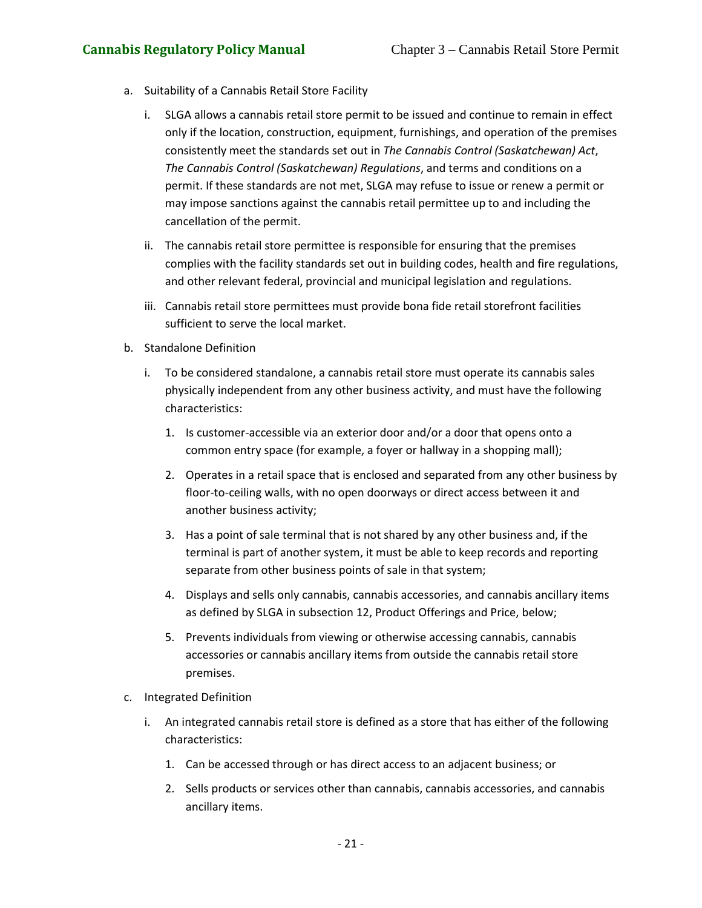a. Suitability of a Cannabis Retail Store Facility

   i. SLGA allows a cannabis retail store permit to be issued and continue to remain in effect only if the location, construction, equipment, furnishings, and operation of the premises consistently meet the standards set out in *The Cannabis Control (Saskatchewan) Act*, *The Cannabis Control (Saskatchewan) Regulations*, and terms and conditions on a permit. If these standards are not met, SLGA may refuse to issue or renew a permit or may impose sanctions against the cannabis retail permittee up to and including the cancellation of the permit.

   ii. The cannabis retail store permittee is responsible for ensuring that the premises complies with the facility standards set out in building codes, health and fire regulations, and other relevant federal, provincial and municipal legislation and regulations.

   iii. Cannabis retail store permittees must provide bona fide retail storefront facilities sufficient to serve the local market.

b. Standalone Definition

   i. To be considered standalone, a cannabis retail store must operate its cannabis sales physically independent from any other business activity, and must have the following characteristics:

      1. Is customer-accessible via an exterior door and/or a door that opens onto a common entry space (for example, a foyer or hallway in a shopping mall);

      2. Operates in a retail space that is enclosed and separated from any other business by floor-to-ceiling walls, with no open doorways or direct access between it and another business activity;

      3. Has a point of sale terminal that is not shared by any other business and, if the terminal is part of another system, it must be able to keep records and reporting separate from other business points of sale in that system;

      4. Displays and sells only cannabis, cannabis accessories, and cannabis ancillary items as defined by SLGA in subsection 12, Product Offerings and Price, below;

      5. Prevents individuals from viewing or otherwise accessing cannabis, cannabis accessories or cannabis ancillary items from outside the cannabis retail store premises.

c. Integrated Definition

   i. An integrated cannabis retail store is defined as a store that has either of the following characteristics:

      1. Can be accessed through or has direct access to an adjacent business; or

      2. Sells products or services other than cannabis, cannabis accessories, and cannabis ancillary items.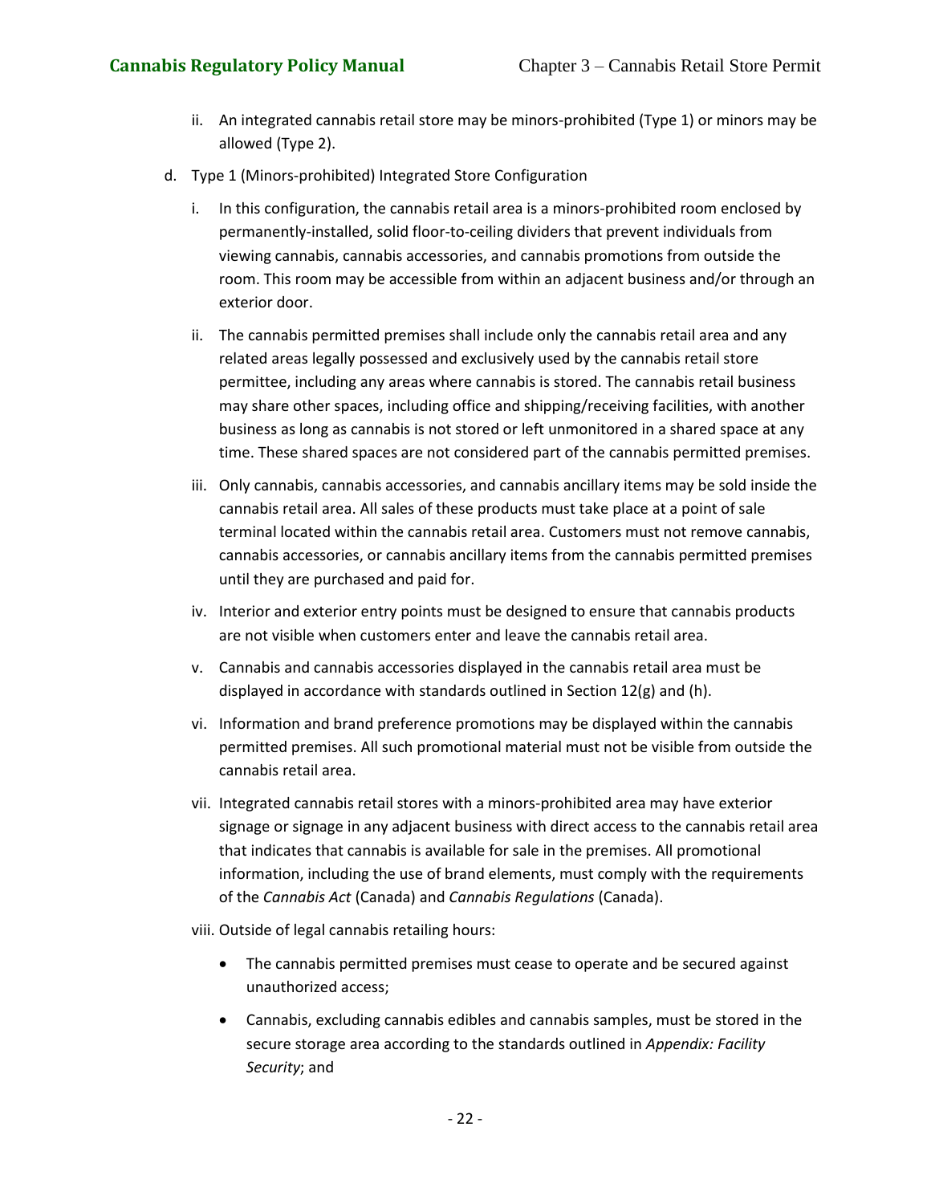ii. An integrated cannabis retail store may be minors-prohibited (Type 1) or minors may be allowed (Type 2).

d. Type 1 (Minors-prohibited) Integrated Store Configuration

   i. In this configuration, the cannabis retail area is a minors-prohibited room enclosed by permanently-installed, solid floor-to-ceiling dividers that prevent individuals from viewing cannabis, cannabis accessories, and cannabis promotions from outside the room. This room may be accessible from within an adjacent business and/or through an exterior door.

   ii. The cannabis permitted premises shall include only the cannabis retail area and any related areas legally possessed and exclusively used by the cannabis retail store permittee, including any areas where cannabis is stored. The cannabis retail business may share other spaces, including office and shipping/receiving facilities, with another business as long as cannabis is not stored or left unmonitored in a shared space at any time. These shared spaces are not considered part of the cannabis permitted premises.

   iii. Only cannabis, cannabis accessories, and cannabis ancillary items may be sold inside the cannabis retail area. All sales of these products must take place at a point of sale terminal located within the cannabis retail area. Customers must not remove cannabis, cannabis accessories, or cannabis ancillary items from the cannabis permitted premises until they are purchased and paid for.

   iv. Interior and exterior entry points must be designed to ensure that cannabis products are not visible when customers enter and leave the cannabis retail area.

   v. Cannabis and cannabis accessories displayed in the cannabis retail area must be displayed in accordance with standards outlined in Section 12(g) and (h).

   vi. Information and brand preference promotions may be displayed within the cannabis permitted premises. All such promotional material must not be visible from outside the cannabis retail area.

   vii. Integrated cannabis retail stores with a minors-prohibited area may have exterior signage or signage in any adjacent business with direct access to the cannabis retail area that indicates that cannabis is available for sale in the premises. All promotional information, including the use of brand elements, must comply with the requirements of the *Cannabis Act* (Canada) and *Cannabis Regulations* (Canada).

   viii. Outside of legal cannabis retailing hours:

   - The cannabis permitted premises must cease to operate and be secured against unauthorized access;
   - Cannabis, excluding cannabis edibles and cannabis samples, must be stored in the secure storage area according to the standards outlined in *Appendix: Facility Security*; and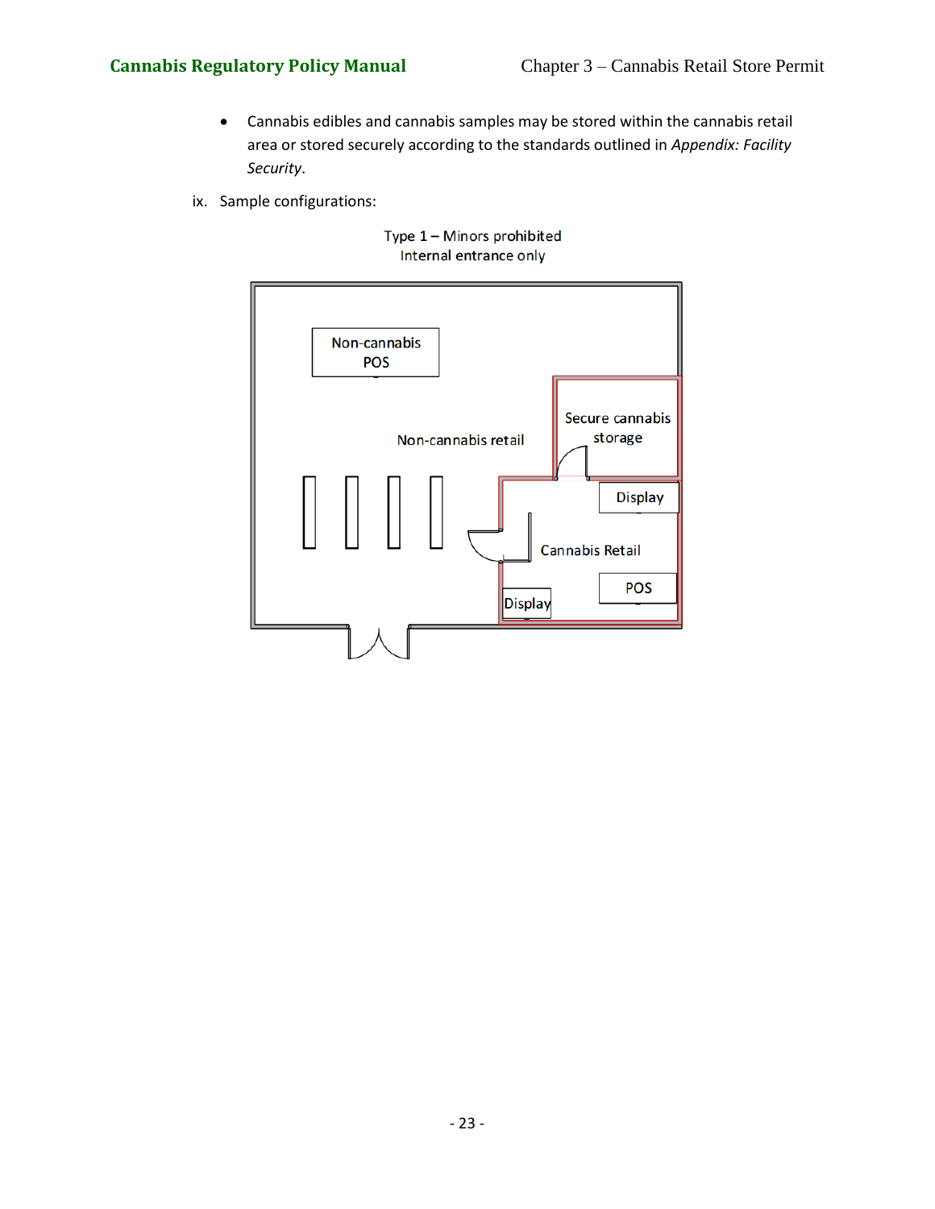- Cannabis edibles and cannabis samples may be stored within the cannabis retail area or stored securely according to the standards outlined in *Appendix: Facility Security*.

ix. Sample configurations:

Type 1 – Minors prohibited
Internal entrance only

Non-cannabis POS

Non-cannabis retail

Secure cannabis storage

Display

Cannabis Retail

POS

Display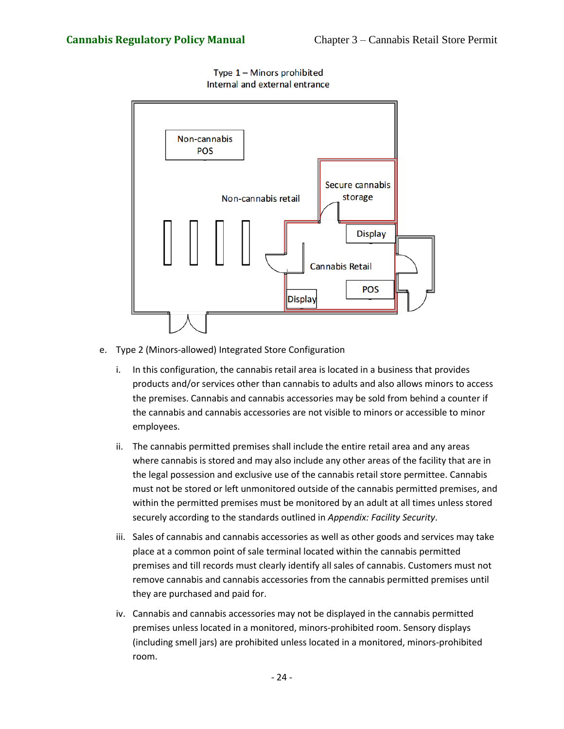Type 1 – Minors prohibited
Internal and external entrance

Non-cannabis POS

Non-cannabis retail

Secure cannabis storage

Display

Cannabis Retail

POS

Display

e. Type 2 (Minors-allowed) Integrated Store Configuration

   i. In this configuration, the cannabis retail area is located in a business that provides products and/or services other than cannabis to adults and also allows minors to access the premises. Cannabis and cannabis accessories may be sold from behind a counter if the cannabis and cannabis accessories are not visible to minors or accessible to minor employees.

   ii. The cannabis permitted premises shall include the entire retail area and any areas where cannabis is stored and may also include any other areas of the facility that are in the legal possession and exclusive use of the cannabis retail store permittee. Cannabis must not be stored or left unmonitored outside of the cannabis permitted premises, and within the permitted premises must be monitored by an adult at all times unless stored securely according to the standards outlined in *Appendix: Facility Security*.

   iii. Sales of cannabis and cannabis accessories as well as other goods and services may take place at a common point of sale terminal located within the cannabis permitted premises and till records must clearly identify all sales of cannabis. Customers must not remove cannabis and cannabis accessories from the cannabis permitted premises until they are purchased and paid for.

   iv. Cannabis and cannabis accessories may not be displayed in the cannabis permitted premises unless located in a monitored, minors-prohibited room. Sensory displays (including smell jars) are prohibited unless located in a monitored, minors-prohibited room.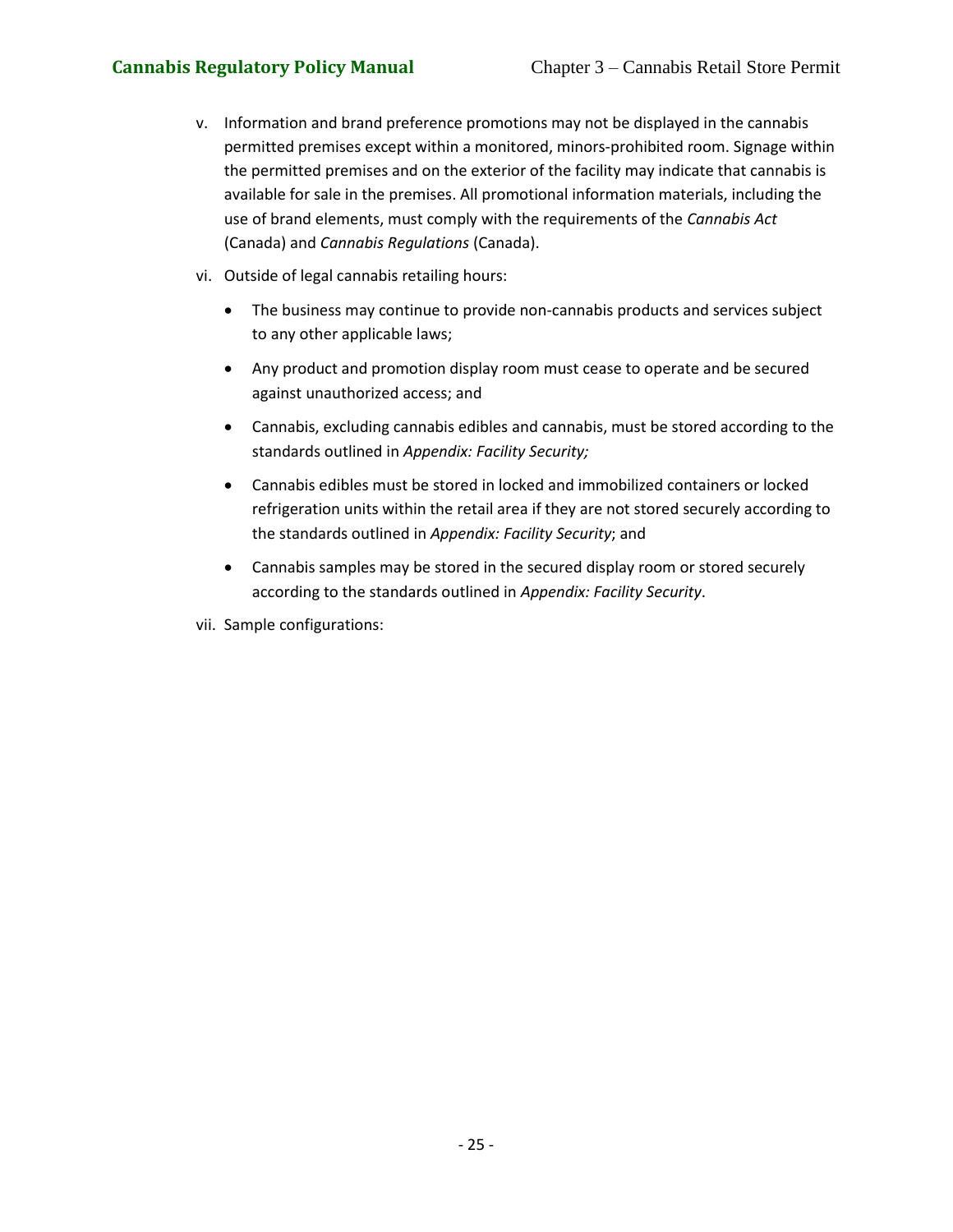v. Information and brand preference promotions may not be displayed in the cannabis permitted premises except within a monitored, minors-prohibited room. Signage within the permitted premises and on the exterior of the facility may indicate that cannabis is available for sale in the premises. All promotional information materials, including the use of brand elements, must comply with the requirements of the *Cannabis Act* (Canada) and *Cannabis Regulations* (Canada).

vi. Outside of legal cannabis retailing hours:

- The business may continue to provide non-cannabis products and services subject to any other applicable laws;
- Any product and promotion display room must cease to operate and be secured against unauthorized access; and
- Cannabis, excluding cannabis edibles and cannabis, must be stored according to the standards outlined in *Appendix: Facility Security;*
- Cannabis edibles must be stored in locked and immobilized containers or locked refrigeration units within the retail area if they are not stored securely according to the standards outlined in *Appendix: Facility Security*; and
- Cannabis samples may be stored in the secured display room or stored securely according to the standards outlined in *Appendix: Facility Security*.

vii. Sample configurations: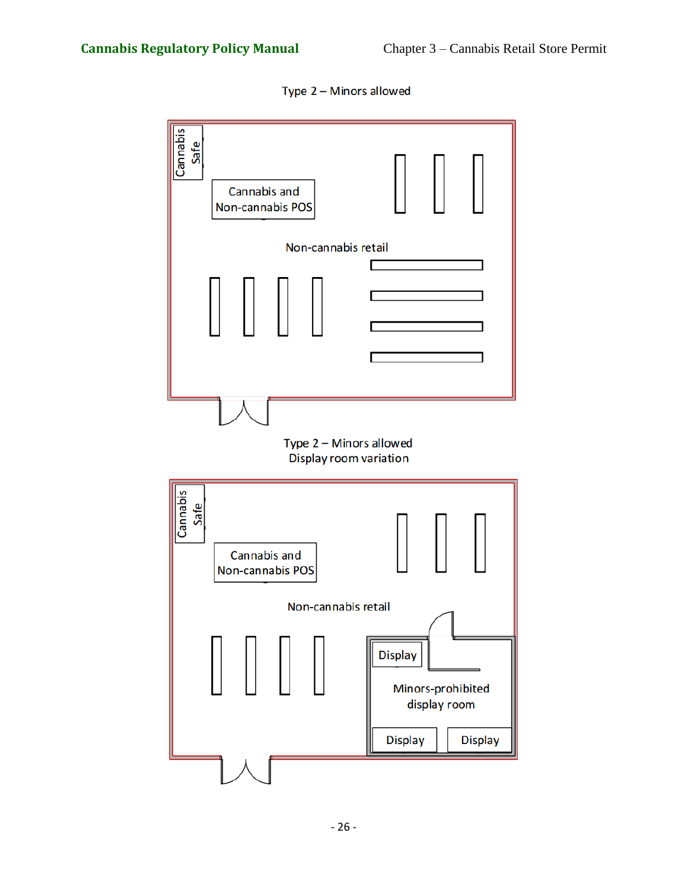Type 2 – Minors allowed

Cannabis Safe

Cannabis and Non-cannabis POS

Non-cannabis retail

Type 2 – Minors allowed
Display room variation

Cannabis Safe

Cannabis and Non-cannabis POS

Non-cannabis retail

Display

Minors-prohibited display room

Display

Display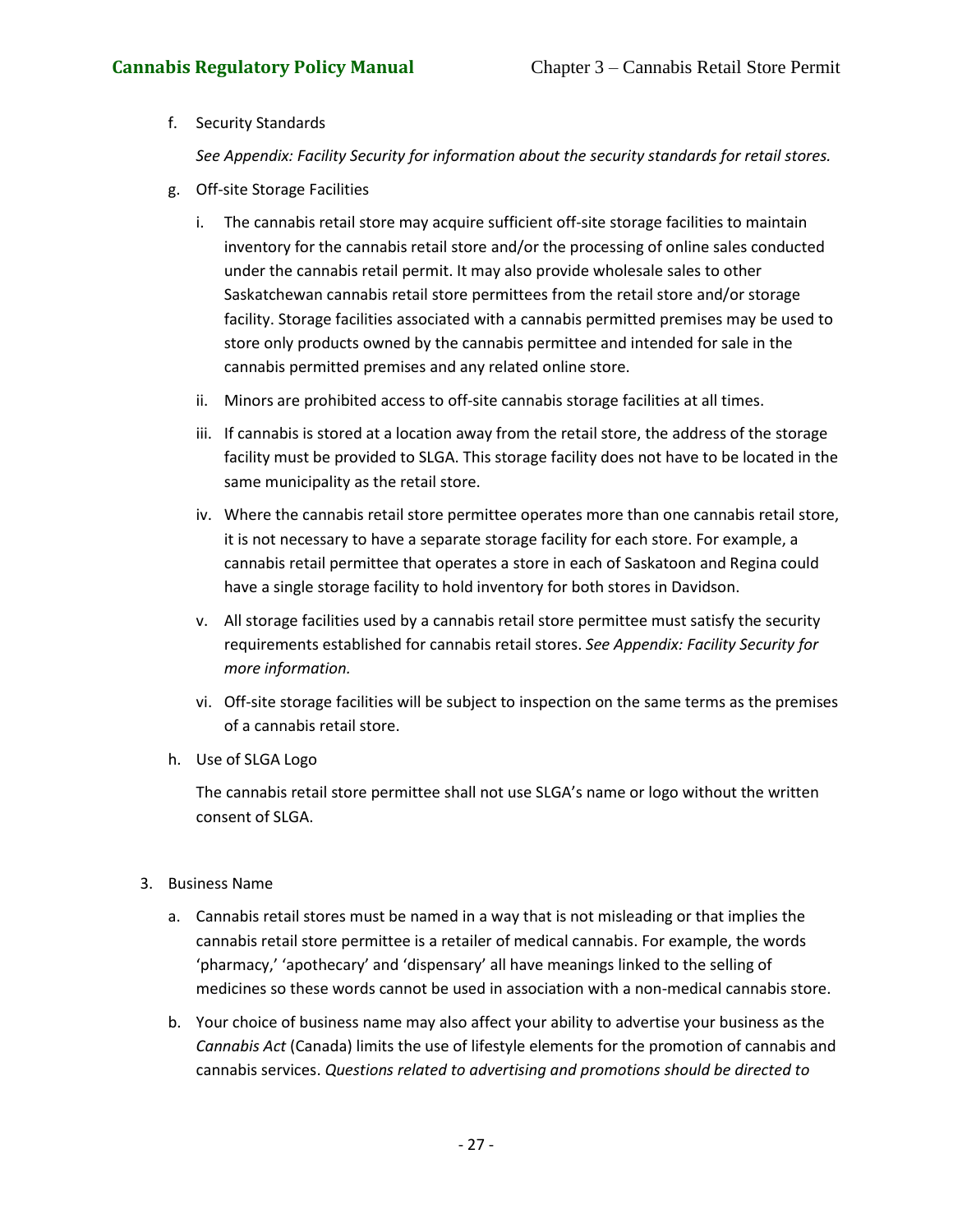f. Security Standards

   *See Appendix: Facility Security for information about the security standards for retail stores.*

g. Off-site Storage Facilities

   i. The cannabis retail store may acquire sufficient off-site storage facilities to maintain inventory for the cannabis retail store and/or the processing of online sales conducted under the cannabis retail permit. It may also provide wholesale sales to other Saskatchewan cannabis retail store permittees from the retail store and/or storage facility. Storage facilities associated with a cannabis permitted premises may be used to store only products owned by the cannabis permittee and intended for sale in the cannabis permitted premises and any related online store.

   ii. Minors are prohibited access to off-site cannabis storage facilities at all times.

   iii. If cannabis is stored at a location away from the retail store, the address of the storage facility must be provided to SLGA. This storage facility does not have to be located in the same municipality as the retail store.

   iv. Where the cannabis retail store permittee operates more than one cannabis retail store, it is not necessary to have a separate storage facility for each store. For example, a cannabis retail permittee that operates a store in each of Saskatoon and Regina could have a single storage facility to hold inventory for both stores in Davidson.

   v. All storage facilities used by a cannabis retail store permittee must satisfy the security requirements established for cannabis retail stores. *See Appendix: Facility Security for more information.*

   vi. Off-site storage facilities will be subject to inspection on the same terms as the premises of a cannabis retail store.

h. Use of SLGA Logo

   The cannabis retail store permittee shall not use SLGA's name or logo without the written consent of SLGA.

3. Business Name

   a. Cannabis retail stores must be named in a way that is not misleading or that implies the cannabis retail store permittee is a retailer of medical cannabis. For example, the words 'pharmacy,' 'apothecary' and 'dispensary' all have meanings linked to the selling of medicines so these words cannot be used in association with a non-medical cannabis store.

   b. Your choice of business name may also affect your ability to advertise your business as the *Cannabis Act* (Canada) limits the use of lifestyle elements for the promotion of cannabis and cannabis services. *Questions related to advertising and promotions should be directed to*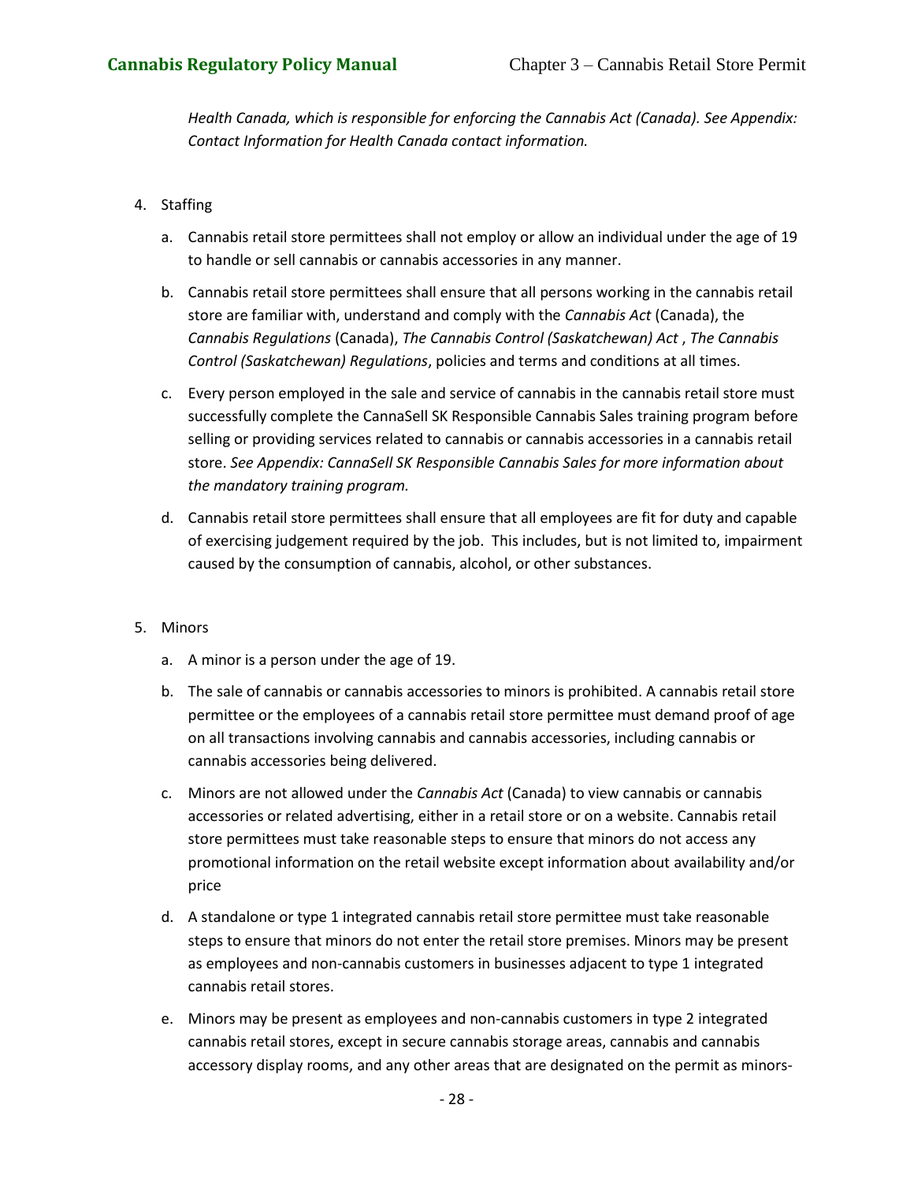*Health Canada, which is responsible for enforcing the Cannabis Act (Canada). See Appendix: Contact Information for Health Canada contact information.*

4. Staffing

   a. Cannabis retail store permittees shall not employ or allow an individual under the age of 19 to handle or sell cannabis or cannabis accessories in any manner.

   b. Cannabis retail store permittees shall ensure that all persons working in the cannabis retail store are familiar with, understand and comply with the *Cannabis Act* (Canada), the *Cannabis Regulations* (Canada), *The Cannabis Control (Saskatchewan) Act* , *The Cannabis Control (Saskatchewan) Regulations*, policies and terms and conditions at all times.

   c. Every person employed in the sale and service of cannabis in the cannabis retail store must successfully complete the CannaSell SK Responsible Cannabis Sales training program before selling or providing services related to cannabis or cannabis accessories in a cannabis retail store. *See Appendix: CannaSell SK Responsible Cannabis Sales for more information about the mandatory training program.*

   d. Cannabis retail store permittees shall ensure that all employees are fit for duty and capable of exercising judgement required by the job. This includes, but is not limited to, impairment caused by the consumption of cannabis, alcohol, or other substances.

5. Minors

   a. A minor is a person under the age of 19.

   b. The sale of cannabis or cannabis accessories to minors is prohibited. A cannabis retail store permittee or the employees of a cannabis retail store permittee must demand proof of age on all transactions involving cannabis and cannabis accessories, including cannabis or cannabis accessories being delivered.

   c. Minors are not allowed under the *Cannabis Act* (Canada) to view cannabis or cannabis accessories or related advertising, either in a retail store or on a website. Cannabis retail store permittees must take reasonable steps to ensure that minors do not access any promotional information on the retail website except information about availability and/or price

   d. A standalone or type 1 integrated cannabis retail store permittee must take reasonable steps to ensure that minors do not enter the retail store premises. Minors may be present as employees and non-cannabis customers in businesses adjacent to type 1 integrated cannabis retail stores.

   e. Minors may be present as employees and non-cannabis customers in type 2 integrated cannabis retail stores, except in secure cannabis storage areas, cannabis and cannabis accessory display rooms, and any other areas that are designated on the permit as minors-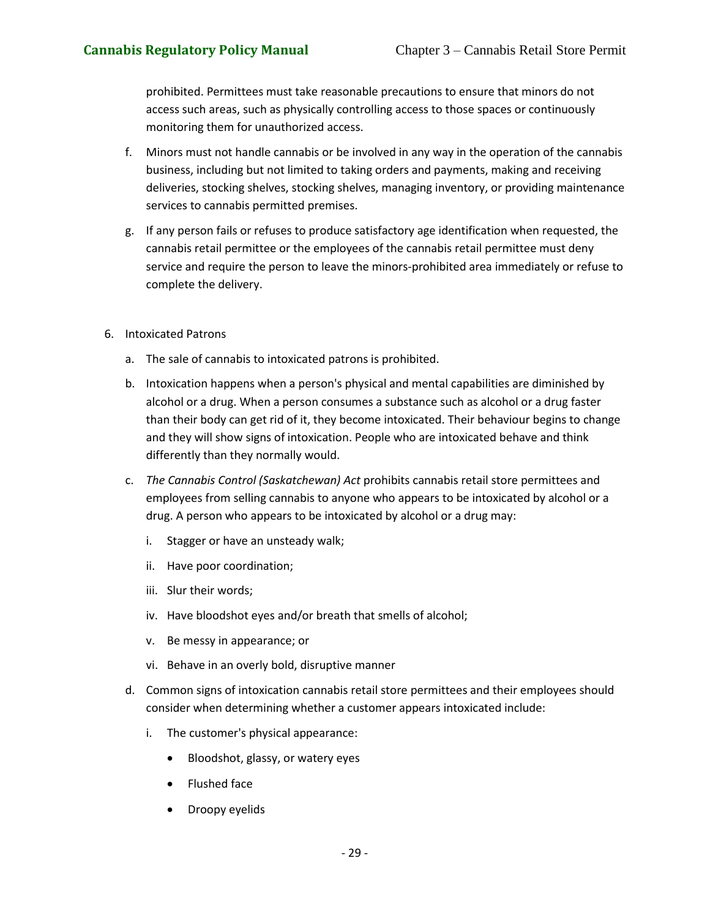prohibited. Permittees must take reasonable precautions to ensure that minors do not access such areas, such as physically controlling access to those spaces or continuously monitoring them for unauthorized access.

f. Minors must not handle cannabis or be involved in any way in the operation of the cannabis business, including but not limited to taking orders and payments, making and receiving deliveries, stocking shelves, stocking shelves, managing inventory, or providing maintenance services to cannabis permitted premises.

g. If any person fails or refuses to produce satisfactory age identification when requested, the cannabis retail permittee or the employees of the cannabis retail permittee must deny service and require the person to leave the minors-prohibited area immediately or refuse to complete the delivery.

6. Intoxicated Patrons

a. The sale of cannabis to intoxicated patrons is prohibited.

b. Intoxication happens when a person's physical and mental capabilities are diminished by alcohol or a drug. When a person consumes a substance such as alcohol or a drug faster than their body can get rid of it, they become intoxicated. Their behaviour begins to change and they will show signs of intoxication. People who are intoxicated behave and think differently than they normally would.

c. *The Cannabis Control (Saskatchewan) Act* prohibits cannabis retail store permittees and employees from selling cannabis to anyone who appears to be intoxicated by alcohol or a drug. A person who appears to be intoxicated by alcohol or a drug may:

   i. Stagger or have an unsteady walk;

   ii. Have poor coordination;

   iii. Slur their words;

   iv. Have bloodshot eyes and/or breath that smells of alcohol;

   v. Be messy in appearance; or

   vi. Behave in an overly bold, disruptive manner

d. Common signs of intoxication cannabis retail store permittees and their employees should consider when determining whether a customer appears intoxicated include:

   i. The customer's physical appearance:

      - Bloodshot, glassy, or watery eyes
      - Flushed face
      - Droopy eyelids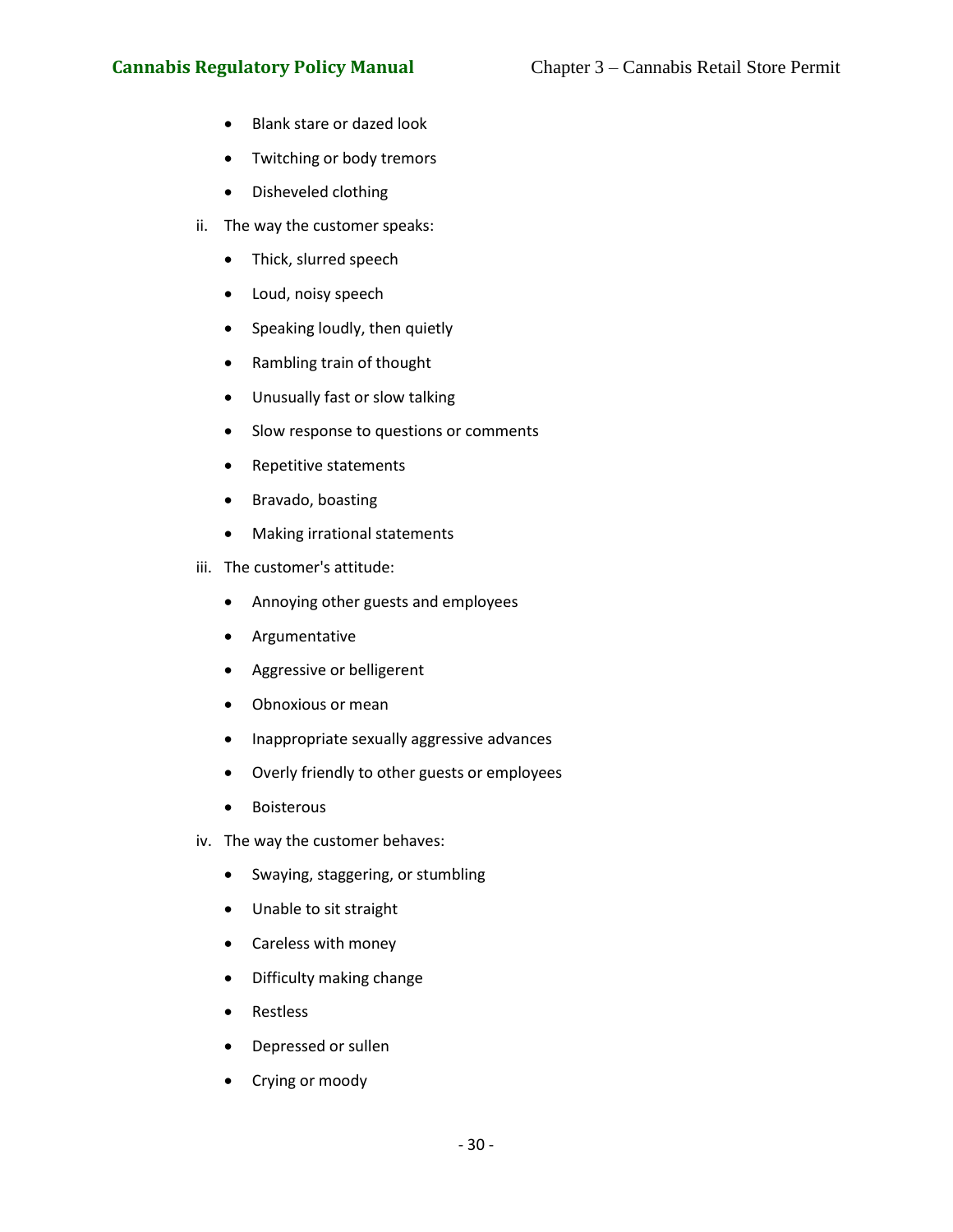- Blank stare or dazed look
- Twitching or body tremors
- Disheveled clothing

ii. The way the customer speaks:

- Thick, slurred speech
- Loud, noisy speech
- Speaking loudly, then quietly
- Rambling train of thought
- Unusually fast or slow talking
- Slow response to questions or comments
- Repetitive statements
- Bravado, boasting
- Making irrational statements

iii. The customer's attitude:

- Annoying other guests and employees
- Argumentative
- Aggressive or belligerent
- Obnoxious or mean
- Inappropriate sexually aggressive advances
- Overly friendly to other guests or employees
- Boisterous

iv. The way the customer behaves:

- Swaying, staggering, or stumbling
- Unable to sit straight
- Careless with money
- Difficulty making change
- Restless
- Depressed or sullen
- Crying or moody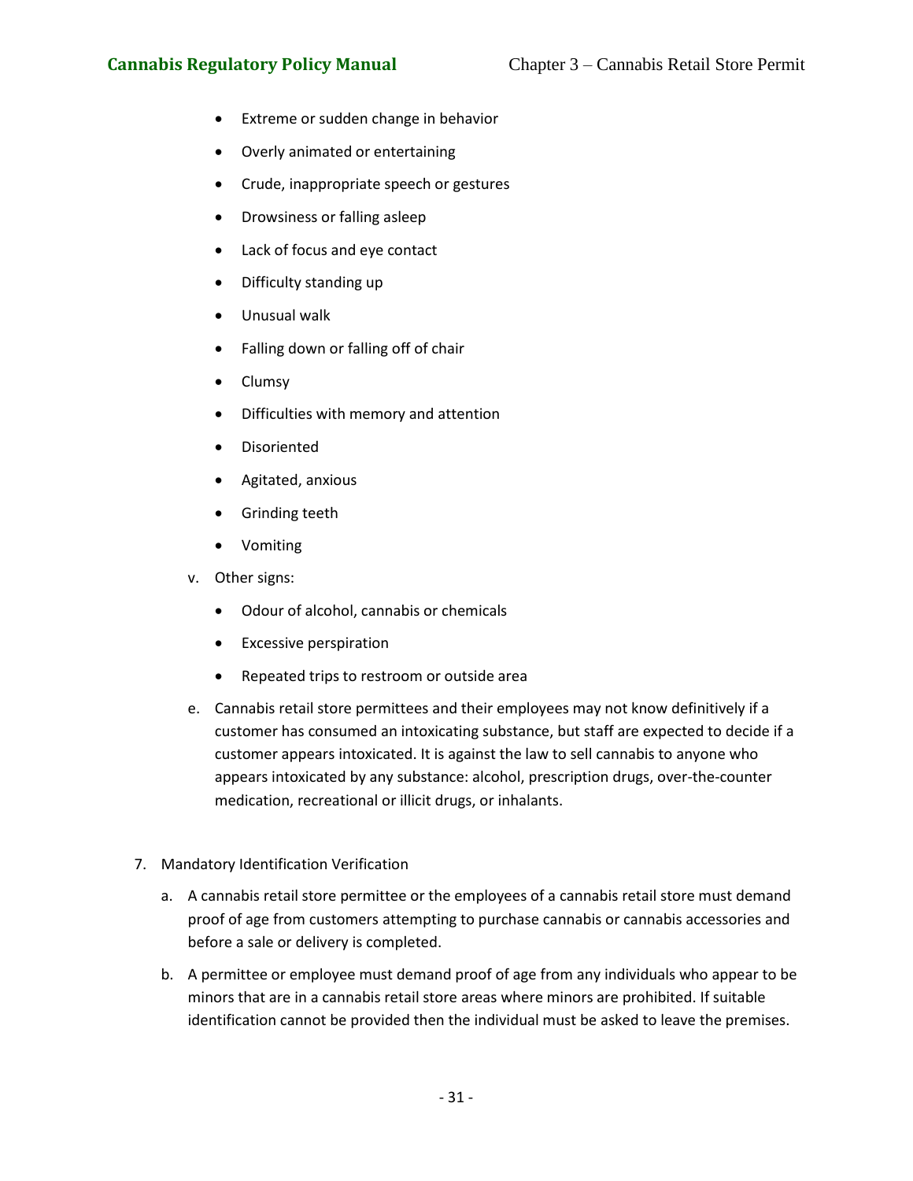- Extreme or sudden change in behavior
- Overly animated or entertaining
- Crude, inappropriate speech or gestures
- Drowsiness or falling asleep
- Lack of focus and eye contact
- Difficulty standing up
- Unusual walk
- Falling down or falling off of chair
- Clumsy
- Difficulties with memory and attention
- Disoriented
- Agitated, anxious
- Grinding teeth
- Vomiting

v. Other signs:

- Odour of alcohol, cannabis or chemicals
- Excessive perspiration
- Repeated trips to restroom or outside area

e. Cannabis retail store permittees and their employees may not know definitively if a customer has consumed an intoxicating substance, but staff are expected to decide if a customer appears intoxicated. It is against the law to sell cannabis to anyone who appears intoxicated by any substance: alcohol, prescription drugs, over-the-counter medication, recreational or illicit drugs, or inhalants.

7. Mandatory Identification Verification

   a. A cannabis retail store permittee or the employees of a cannabis retail store must demand proof of age from customers attempting to purchase cannabis or cannabis accessories and before a sale or delivery is completed.

   b. A permittee or employee must demand proof of age from any individuals who appear to be minors that are in a cannabis retail store areas where minors are prohibited. If suitable identification cannot be provided then the individual must be asked to leave the premises.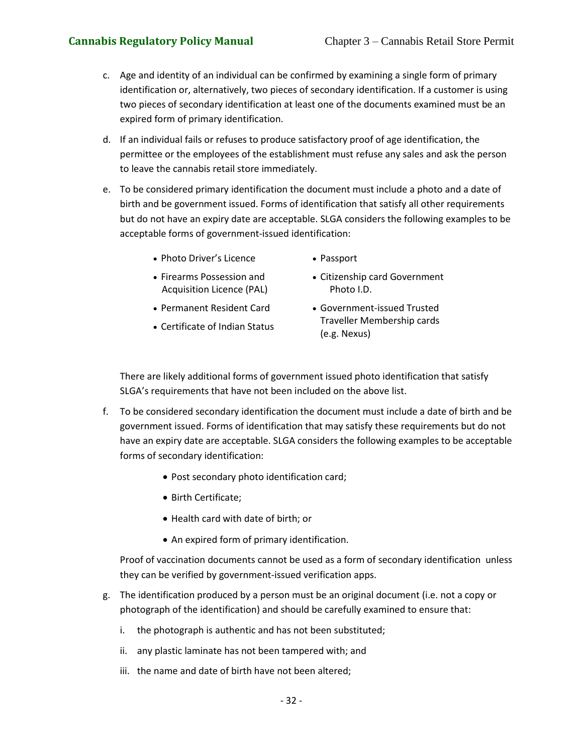c. Age and identity of an individual can be confirmed by examining a single form of primary identification or, alternatively, two pieces of secondary identification. If a customer is using two pieces of secondary identification at least one of the documents examined must be an expired form of primary identification.

d. If an individual fails or refuses to produce satisfactory proof of age identification, the permittee or the employees of the establishment must refuse any sales and ask the person to leave the cannabis retail store immediately.

e. To be considered primary identification the document must include a photo and a date of birth and be government issued. Forms of identification that satisfy all other requirements but do not have an expiry date are acceptable. SLGA considers the following examples to be acceptable forms of government-issued identification:

   - Photo Driver's Licence
   - Firearms Possession and Acquisition Licence (PAL)
   - Permanent Resident Card
   - Certificate of Indian Status
   - Passport
   - Citizenship card Government Photo I.D.
   - Government-issued Trusted Traveller Membership cards (e.g. Nexus)

   There are likely additional forms of government issued photo identification that satisfy SLGA's requirements that have not been included on the above list.

f. To be considered secondary identification the document must include a date of birth and be government issued. Forms of identification that may satisfy these requirements but do not have an expiry date are acceptable. SLGA considers the following examples to be acceptable forms of secondary identification:

   - Post secondary photo identification card;
   - Birth Certificate;
   - Health card with date of birth; or
   - An expired form of primary identification.

   Proof of vaccination documents cannot be used as a form of secondary identification unless they can be verified by government-issued verification apps.

g. The identification produced by a person must be an original document (i.e. not a copy or photograph of the identification) and should be carefully examined to ensure that:

   i. the photograph is authentic and has not been substituted;

   ii. any plastic laminate has not been tampered with; and

   iii. the name and date of birth have not been altered;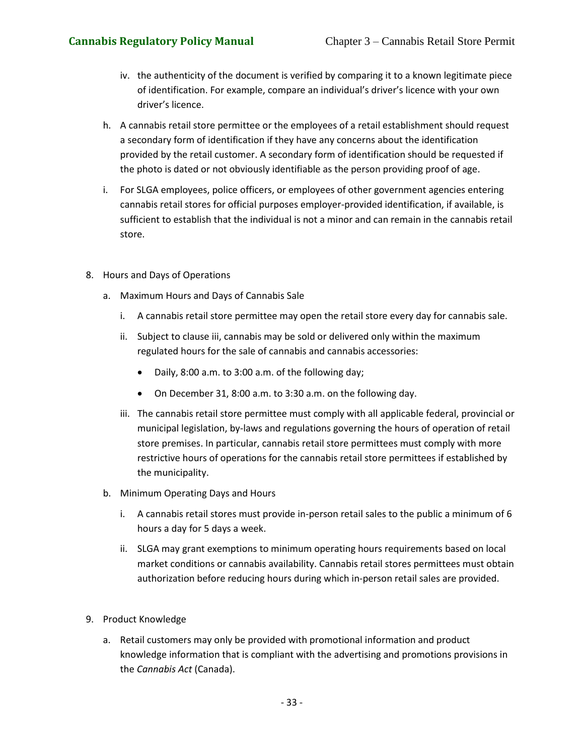iv. the authenticity of the document is verified by comparing it to a known legitimate piece of identification. For example, compare an individual's driver's licence with your own driver's licence.

h. A cannabis retail store permittee or the employees of a retail establishment should request a secondary form of identification if they have any concerns about the identification provided by the retail customer. A secondary form of identification should be requested if the photo is dated or not obviously identifiable as the person providing proof of age.

i. For SLGA employees, police officers, or employees of other government agencies entering cannabis retail stores for official purposes employer-provided identification, if available, is sufficient to establish that the individual is not a minor and can remain in the cannabis retail store.

8. Hours and Days of Operations

   a. Maximum Hours and Days of Cannabis Sale

      i. A cannabis retail store permittee may open the retail store every day for cannabis sale.

      ii. Subject to clause iii, cannabis may be sold or delivered only within the maximum regulated hours for the sale of cannabis and cannabis accessories:

         - Daily, 8:00 a.m. to 3:00 a.m. of the following day;
         - On December 31, 8:00 a.m. to 3:30 a.m. on the following day.

      iii. The cannabis retail store permittee must comply with all applicable federal, provincial or municipal legislation, by-laws and regulations governing the hours of operation of retail store premises. In particular, cannabis retail store permittees must comply with more restrictive hours of operations for the cannabis retail store permittees if established by the municipality.

   b. Minimum Operating Days and Hours

      i. A cannabis retail stores must provide in-person retail sales to the public a minimum of 6 hours a day for 5 days a week.

      ii. SLGA may grant exemptions to minimum operating hours requirements based on local market conditions or cannabis availability. Cannabis retail stores permittees must obtain authorization before reducing hours during which in-person retail sales are provided.

9. Product Knowledge

   a. Retail customers may only be provided with promotional information and product knowledge information that is compliant with the advertising and promotions provisions in the *Cannabis Act* (Canada).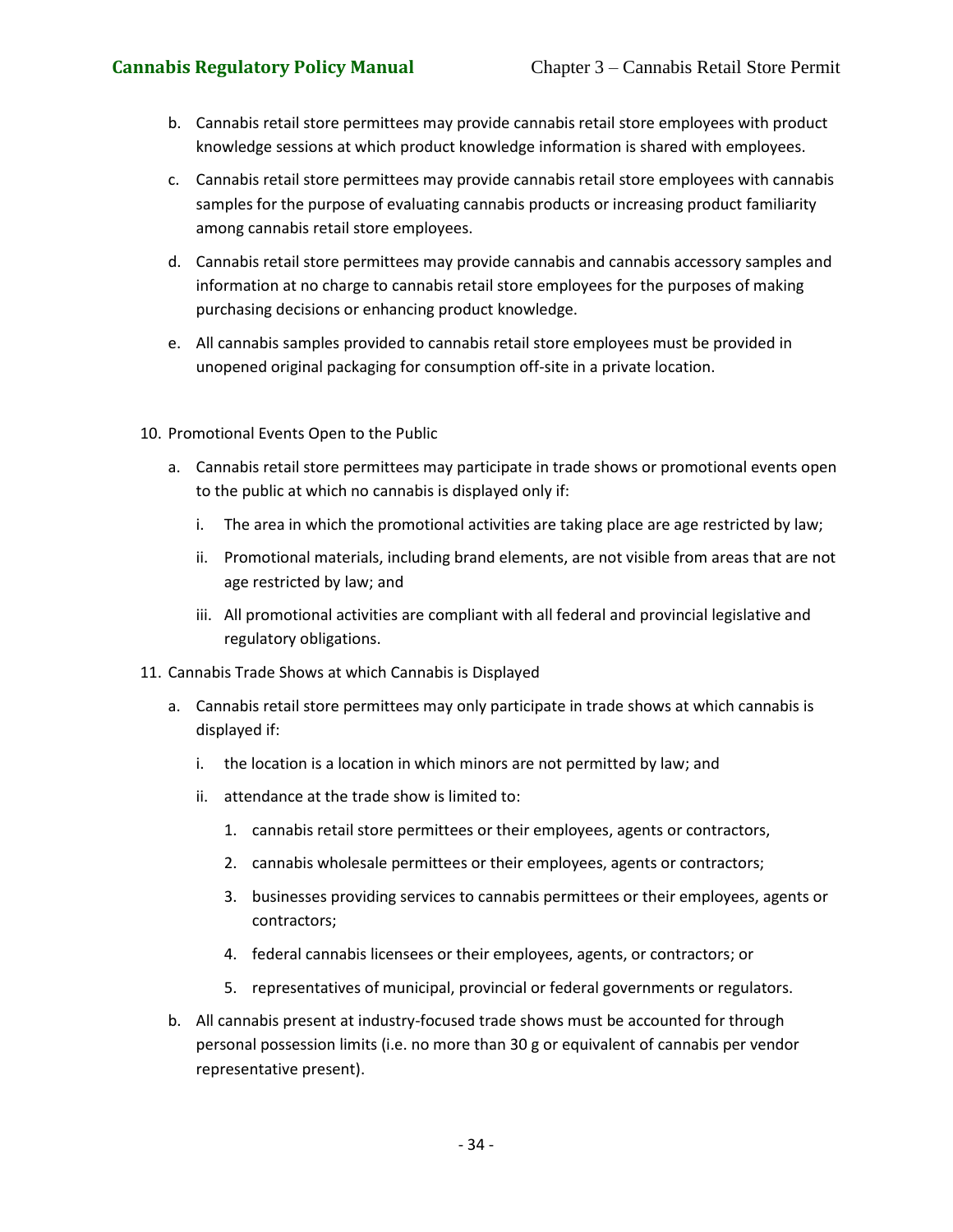b. Cannabis retail store permittees may provide cannabis retail store employees with product knowledge sessions at which product knowledge information is shared with employees.

c. Cannabis retail store permittees may provide cannabis retail store employees with cannabis samples for the purpose of evaluating cannabis products or increasing product familiarity among cannabis retail store employees.

d. Cannabis retail store permittees may provide cannabis and cannabis accessory samples and information at no charge to cannabis retail store employees for the purposes of making purchasing decisions or enhancing product knowledge.

e. All cannabis samples provided to cannabis retail store employees must be provided in unopened original packaging for consumption off-site in a private location.

10. Promotional Events Open to the Public

    a. Cannabis retail store permittees may participate in trade shows or promotional events open to the public at which no cannabis is displayed only if:

        i. The area in which the promotional activities are taking place are age restricted by law;

        ii. Promotional materials, including brand elements, are not visible from areas that are not age restricted by law; and

        iii. All promotional activities are compliant with all federal and provincial legislative and regulatory obligations.

11. Cannabis Trade Shows at which Cannabis is Displayed

    a. Cannabis retail store permittees may only participate in trade shows at which cannabis is displayed if:

        i. the location is a location in which minors are not permitted by law; and

        ii. attendance at the trade show is limited to:

            1. cannabis retail store permittees or their employees, agents or contractors,

            2. cannabis wholesale permittees or their employees, agents or contractors;

            3. businesses providing services to cannabis permittees or their employees, agents or contractors;

            4. federal cannabis licensees or their employees, agents, or contractors; or

            5. representatives of municipal, provincial or federal governments or regulators.

    b. All cannabis present at industry-focused trade shows must be accounted for through personal possession limits (i.e. no more than 30 g or equivalent of cannabis per vendor representative present).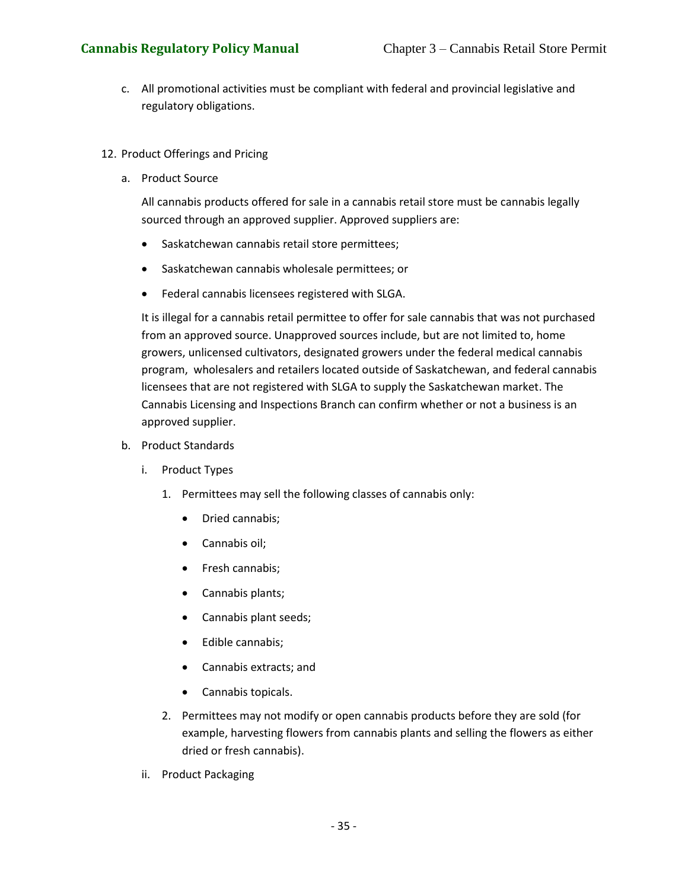c. All promotional activities must be compliant with federal and provincial legislative and regulatory obligations.

12. Product Offerings and Pricing

    a. Product Source

       All cannabis products offered for sale in a cannabis retail store must be cannabis legally sourced through an approved supplier. Approved suppliers are:

       - Saskatchewan cannabis retail store permittees;
       - Saskatchewan cannabis wholesale permittees; or
       - Federal cannabis licensees registered with SLGA.

       It is illegal for a cannabis retail permittee to offer for sale cannabis that was not purchased from an approved source. Unapproved sources include, but are not limited to, home growers, unlicensed cultivators, designated growers under the federal medical cannabis program, wholesalers and retailers located outside of Saskatchewan, and federal cannabis licensees that are not registered with SLGA to supply the Saskatchewan market. The Cannabis Licensing and Inspections Branch can confirm whether or not a business is an approved supplier.

    b. Product Standards

       i. Product Types

          1. Permittees may sell the following classes of cannabis only:

             - Dried cannabis;
             - Cannabis oil;
             - Fresh cannabis;
             - Cannabis plants;
             - Cannabis plant seeds;
             - Edible cannabis;
             - Cannabis extracts; and
             - Cannabis topicals.

          2. Permittees may not modify or open cannabis products before they are sold (for example, harvesting flowers from cannabis plants and selling the flowers as either dried or fresh cannabis).

       ii. Product Packaging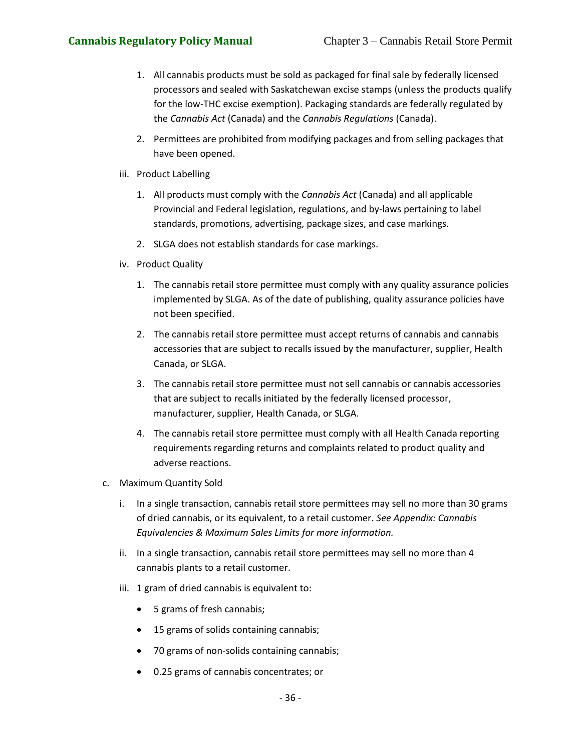1. All cannabis products must be sold as packaged for final sale by federally licensed processors and sealed with Saskatchewan excise stamps (unless the products qualify for the low-THC excise exemption). Packaging standards are federally regulated by the *Cannabis Act* (Canada) and the *Cannabis Regulations* (Canada).

2. Permittees are prohibited from modifying packages and from selling packages that have been opened.

iii. Product Labelling

1. All products must comply with the *Cannabis Act* (Canada) and all applicable Provincial and Federal legislation, regulations, and by-laws pertaining to label standards, promotions, advertising, package sizes, and case markings.

2. SLGA does not establish standards for case markings.

iv. Product Quality

1. The cannabis retail store permittee must comply with any quality assurance policies implemented by SLGA. As of the date of publishing, quality assurance policies have not been specified.

2. The cannabis retail store permittee must accept returns of cannabis and cannabis accessories that are subject to recalls issued by the manufacturer, supplier, Health Canada, or SLGA.

3. The cannabis retail store permittee must not sell cannabis or cannabis accessories that are subject to recalls initiated by the federally licensed processor, manufacturer, supplier, Health Canada, or SLGA.

4. The cannabis retail store permittee must comply with all Health Canada reporting requirements regarding returns and complaints related to product quality and adverse reactions.

c. Maximum Quantity Sold

i. In a single transaction, cannabis retail store permittees may sell no more than 30 grams of dried cannabis, or its equivalent, to a retail customer. *See Appendix: Cannabis Equivalencies & Maximum Sales Limits for more information.*

ii. In a single transaction, cannabis retail store permittees may sell no more than 4 cannabis plants to a retail customer.

iii. 1 gram of dried cannabis is equivalent to:

- 5 grams of fresh cannabis;
- 15 grams of solids containing cannabis;
- 70 grams of non-solids containing cannabis;
- 0.25 grams of cannabis concentrates; or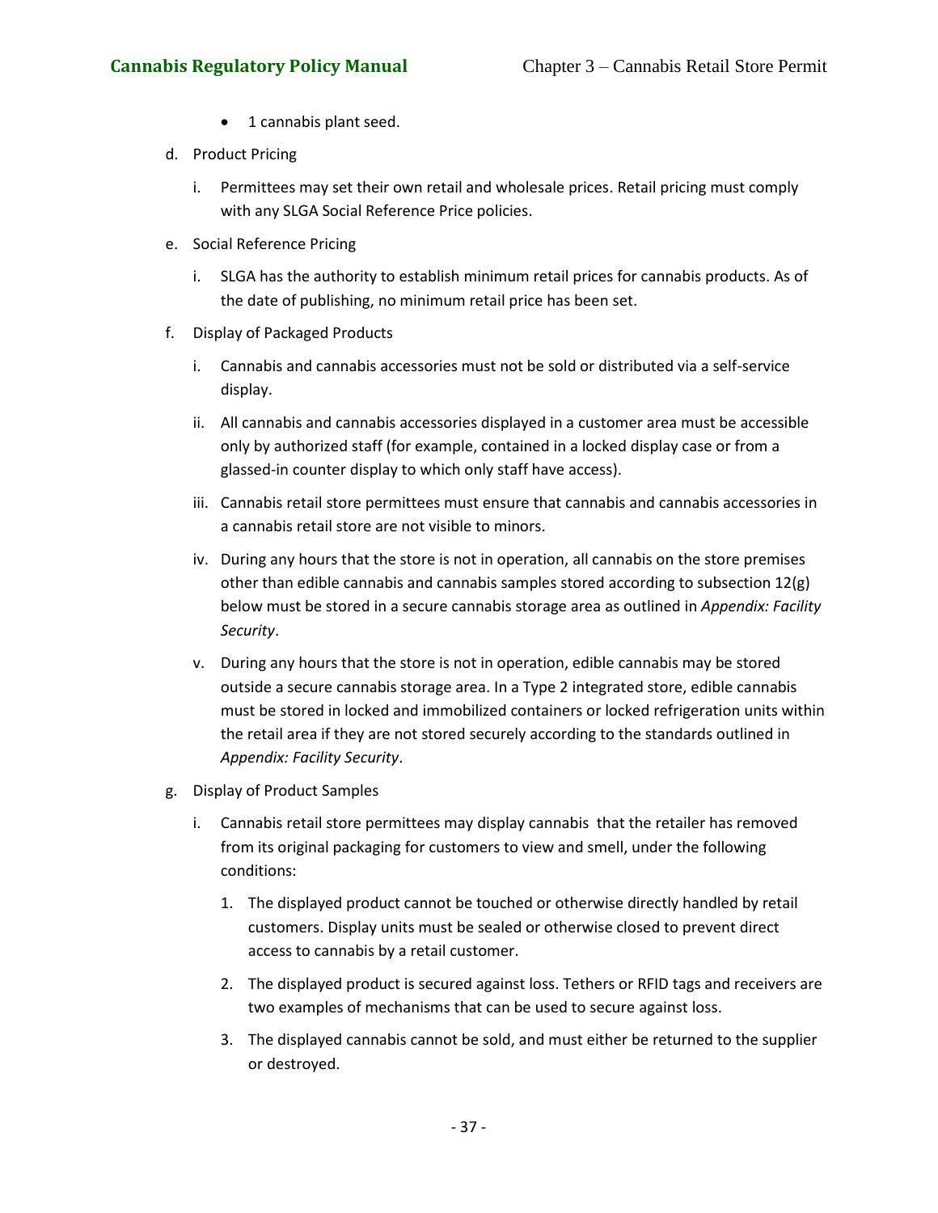- 1 cannabis plant seed.

d. Product Pricing

   i. Permittees may set their own retail and wholesale prices. Retail pricing must comply with any SLGA Social Reference Price policies.

e. Social Reference Pricing

   i. SLGA has the authority to establish minimum retail prices for cannabis products. As of the date of publishing, no minimum retail price has been set.

f. Display of Packaged Products

   i. Cannabis and cannabis accessories must not be sold or distributed via a self-service display.

   ii. All cannabis and cannabis accessories displayed in a customer area must be accessible only by authorized staff (for example, contained in a locked display case or from a glassed-in counter display to which only staff have access).

   iii. Cannabis retail store permittees must ensure that cannabis and cannabis accessories in a cannabis retail store are not visible to minors.

   iv. During any hours that the store is not in operation, all cannabis on the store premises other than edible cannabis and cannabis samples stored according to subsection 12(g) below must be stored in a secure cannabis storage area as outlined in *Appendix: Facility Security*.

   v. During any hours that the store is not in operation, edible cannabis may be stored outside a secure cannabis storage area. In a Type 2 integrated store, edible cannabis must be stored in locked and immobilized containers or locked refrigeration units within the retail area if they are not stored securely according to the standards outlined in *Appendix: Facility Security*.

g. Display of Product Samples

   i. Cannabis retail store permittees may display cannabis that the retailer has removed from its original packaging for customers to view and smell, under the following conditions:

      1. The displayed product cannot be touched or otherwise directly handled by retail customers. Display units must be sealed or otherwise closed to prevent direct access to cannabis by a retail customer.

      2. The displayed product is secured against loss. Tethers or RFID tags and receivers are two examples of mechanisms that can be used to secure against loss.

      3. The displayed cannabis cannot be sold, and must either be returned to the supplier or destroyed.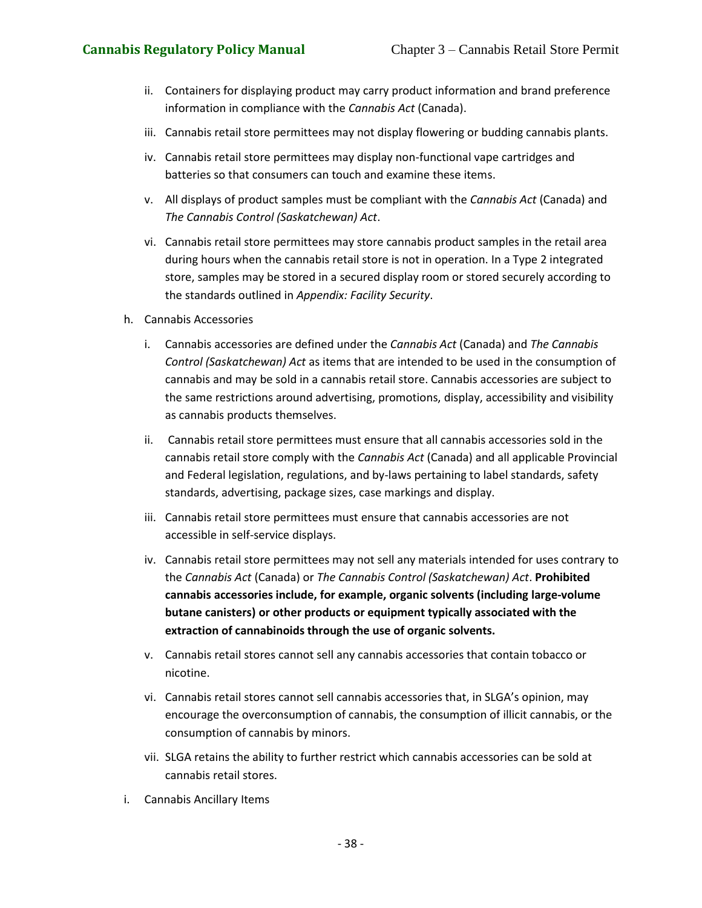ii. Containers for displaying product may carry product information and brand preference information in compliance with the *Cannabis Act* (Canada).

iii. Cannabis retail store permittees may not display flowering or budding cannabis plants.

iv. Cannabis retail store permittees may display non-functional vape cartridges and batteries so that consumers can touch and examine these items.

v. All displays of product samples must be compliant with the *Cannabis Act* (Canada) and *The Cannabis Control (Saskatchewan) Act*.

vi. Cannabis retail store permittees may store cannabis product samples in the retail area during hours when the cannabis retail store is not in operation. In a Type 2 integrated store, samples may be stored in a secured display room or stored securely according to the standards outlined in *Appendix: Facility Security*.

h. Cannabis Accessories

i. Cannabis accessories are defined under the *Cannabis Act* (Canada) and *The Cannabis Control (Saskatchewan) Act* as items that are intended to be used in the consumption of cannabis and may be sold in a cannabis retail store. Cannabis accessories are subject to the same restrictions around advertising, promotions, display, accessibility and visibility as cannabis products themselves.

ii. Cannabis retail store permittees must ensure that all cannabis accessories sold in the cannabis retail store comply with the *Cannabis Act* (Canada) and all applicable Provincial and Federal legislation, regulations, and by-laws pertaining to label standards, safety standards, advertising, package sizes, case markings and display.

iii. Cannabis retail store permittees must ensure that cannabis accessories are not accessible in self-service displays.

iv. Cannabis retail store permittees may not sell any materials intended for uses contrary to the *Cannabis Act* (Canada) or *The Cannabis Control (Saskatchewan) Act*. **Prohibited cannabis accessories include, for example, organic solvents (including large-volume butane canisters) or other products or equipment typically associated with the extraction of cannabinoids through the use of organic solvents.**

v. Cannabis retail stores cannot sell any cannabis accessories that contain tobacco or nicotine.

vi. Cannabis retail stores cannot sell cannabis accessories that, in SLGA's opinion, may encourage the overconsumption of cannabis, the consumption of illicit cannabis, or the consumption of cannabis by minors.

vii. SLGA retains the ability to further restrict which cannabis accessories can be sold at cannabis retail stores.

i. Cannabis Ancillary Items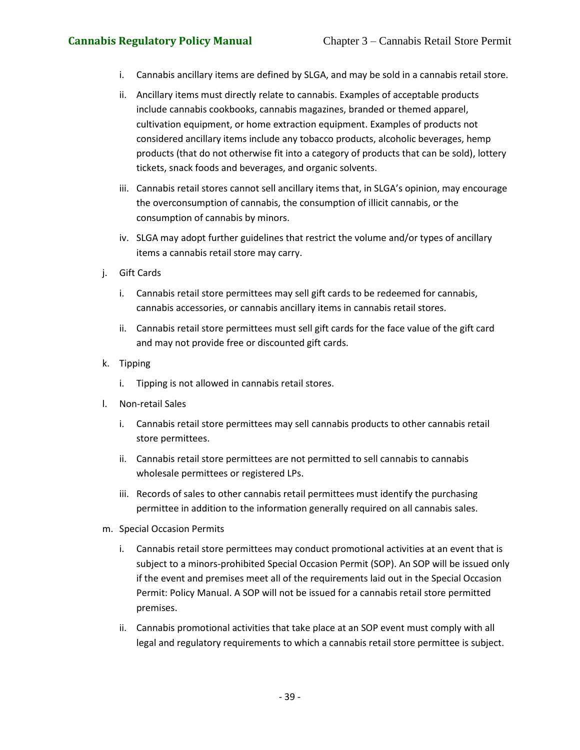i. Cannabis ancillary items are defined by SLGA, and may be sold in a cannabis retail store.

ii. Ancillary items must directly relate to cannabis. Examples of acceptable products include cannabis cookbooks, cannabis magazines, branded or themed apparel, cultivation equipment, or home extraction equipment. Examples of products not considered ancillary items include any tobacco products, alcoholic beverages, hemp products (that do not otherwise fit into a category of products that can be sold), lottery tickets, snack foods and beverages, and organic solvents.

iii. Cannabis retail stores cannot sell ancillary items that, in SLGA's opinion, may encourage the overconsumption of cannabis, the consumption of illicit cannabis, or the consumption of cannabis by minors.

iv. SLGA may adopt further guidelines that restrict the volume and/or types of ancillary items a cannabis retail store may carry.

j. Gift Cards

i. Cannabis retail store permittees may sell gift cards to be redeemed for cannabis, cannabis accessories, or cannabis ancillary items in cannabis retail stores.

ii. Cannabis retail store permittees must sell gift cards for the face value of the gift card and may not provide free or discounted gift cards.

k. Tipping

i. Tipping is not allowed in cannabis retail stores.

l. Non-retail Sales

i. Cannabis retail store permittees may sell cannabis products to other cannabis retail store permittees.

ii. Cannabis retail store permittees are not permitted to sell cannabis to cannabis wholesale permittees or registered LPs.

iii. Records of sales to other cannabis retail permittees must identify the purchasing permittee in addition to the information generally required on all cannabis sales.

m. Special Occasion Permits

i. Cannabis retail store permittees may conduct promotional activities at an event that is subject to a minors-prohibited Special Occasion Permit (SOP). An SOP will be issued only if the event and premises meet all of the requirements laid out in the Special Occasion Permit: Policy Manual. A SOP will not be issued for a cannabis retail store permitted premises.

ii. Cannabis promotional activities that take place at an SOP event must comply with all legal and regulatory requirements to which a cannabis retail store permittee is subject.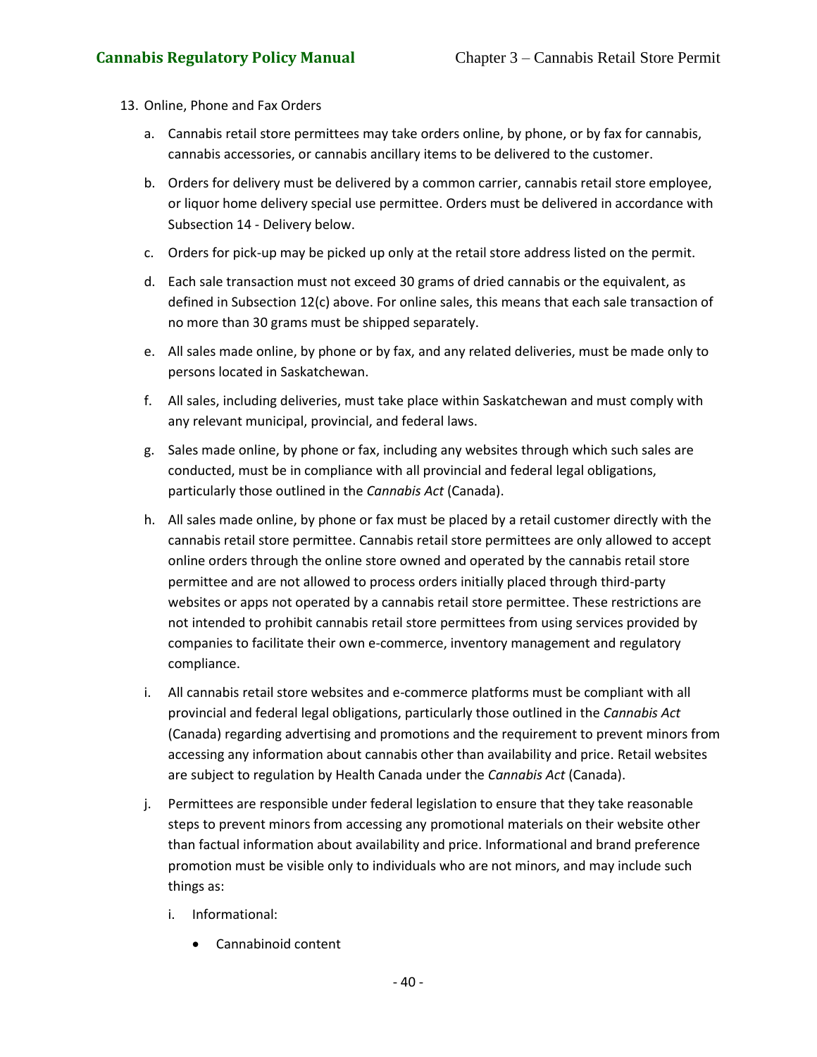13. Online, Phone and Fax Orders

    a. Cannabis retail store permittees may take orders online, by phone, or by fax for cannabis, cannabis accessories, or cannabis ancillary items to be delivered to the customer.

    b. Orders for delivery must be delivered by a common carrier, cannabis retail store employee, or liquor home delivery special use permittee. Orders must be delivered in accordance with Subsection 14 - Delivery below.

    c. Orders for pick-up may be picked up only at the retail store address listed on the permit.

    d. Each sale transaction must not exceed 30 grams of dried cannabis or the equivalent, as defined in Subsection 12(c) above. For online sales, this means that each sale transaction of no more than 30 grams must be shipped separately.

    e. All sales made online, by phone or by fax, and any related deliveries, must be made only to persons located in Saskatchewan.

    f. All sales, including deliveries, must take place within Saskatchewan and must comply with any relevant municipal, provincial, and federal laws.

    g. Sales made online, by phone or fax, including any websites through which such sales are conducted, must be in compliance with all provincial and federal legal obligations, particularly those outlined in the *Cannabis Act* (Canada).

    h. All sales made online, by phone or fax must be placed by a retail customer directly with the cannabis retail store permittee. Cannabis retail store permittees are only allowed to accept online orders through the online store owned and operated by the cannabis retail store permittee and are not allowed to process orders initially placed through third-party websites or apps not operated by a cannabis retail store permittee. These restrictions are not intended to prohibit cannabis retail store permittees from using services provided by companies to facilitate their own e-commerce, inventory management and regulatory compliance.

    i. All cannabis retail store websites and e-commerce platforms must be compliant with all provincial and federal legal obligations, particularly those outlined in the *Cannabis Act* (Canada) regarding advertising and promotions and the requirement to prevent minors from accessing any information about cannabis other than availability and price. Retail websites are subject to regulation by Health Canada under the *Cannabis Act* (Canada).

    j. Permittees are responsible under federal legislation to ensure that they take reasonable steps to prevent minors from accessing any promotional materials on their website other than factual information about availability and price. Informational and brand preference promotion must be visible only to individuals who are not minors, and may include such things as:

        i. Informational:

            - Cannabinoid content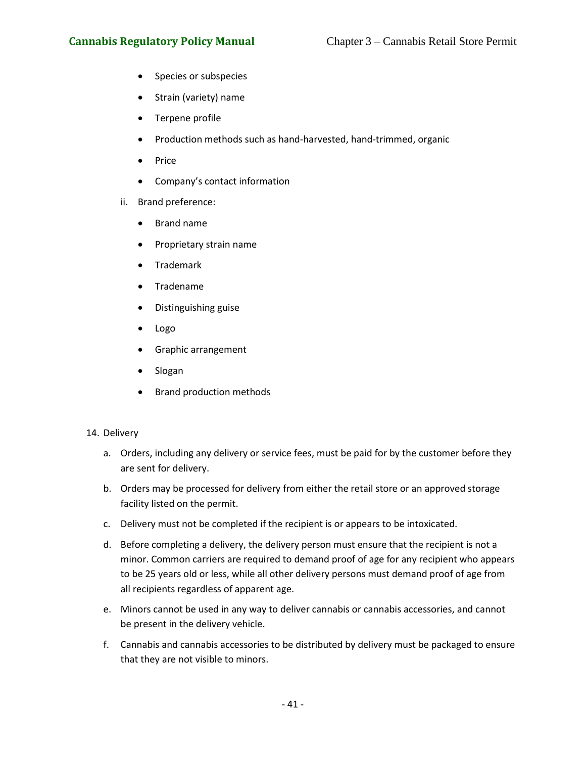- Species or subspecies
- Strain (variety) name
- Terpene profile
- Production methods such as hand-harvested, hand-trimmed, organic
- Price
- Company's contact information

ii. Brand preference:

- Brand name
- Proprietary strain name
- Trademark
- Tradename
- Distinguishing guise
- Logo
- Graphic arrangement
- Slogan
- Brand production methods

14. Delivery

a. Orders, including any delivery or service fees, must be paid for by the customer before they are sent for delivery.

b. Orders may be processed for delivery from either the retail store or an approved storage facility listed on the permit.

c. Delivery must not be completed if the recipient is or appears to be intoxicated.

d. Before completing a delivery, the delivery person must ensure that the recipient is not a minor. Common carriers are required to demand proof of age for any recipient who appears to be 25 years old or less, while all other delivery persons must demand proof of age from all recipients regardless of apparent age.

e. Minors cannot be used in any way to deliver cannabis or cannabis accessories, and cannot be present in the delivery vehicle.

f. Cannabis and cannabis accessories to be distributed by delivery must be packaged to ensure that they are not visible to minors.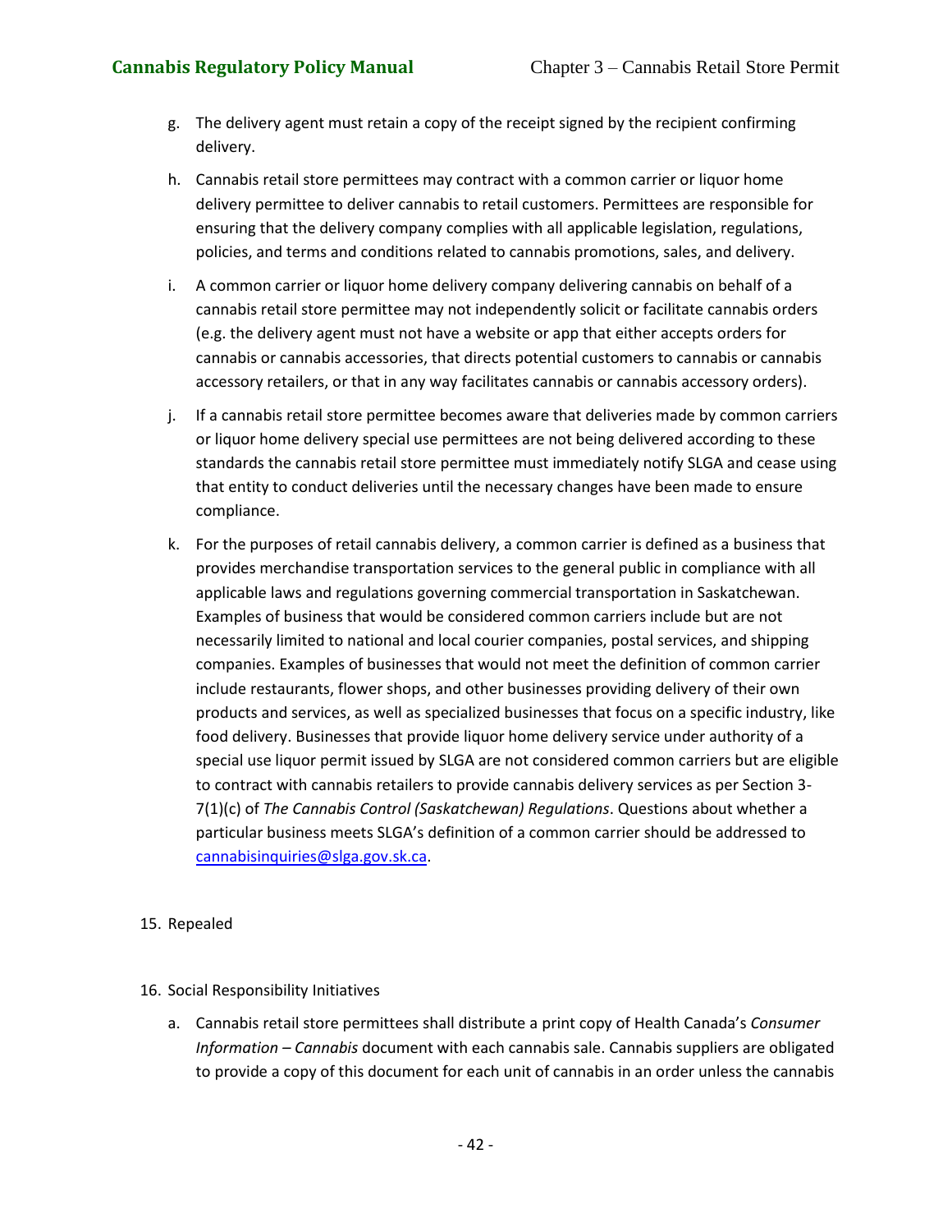g. The delivery agent must retain a copy of the receipt signed by the recipient confirming delivery.

h. Cannabis retail store permittees may contract with a common carrier or liquor home delivery permittee to deliver cannabis to retail customers. Permittees are responsible for ensuring that the delivery company complies with all applicable legislation, regulations, policies, and terms and conditions related to cannabis promotions, sales, and delivery.

i. A common carrier or liquor home delivery company delivering cannabis on behalf of a cannabis retail store permittee may not independently solicit or facilitate cannabis orders (e.g. the delivery agent must not have a website or app that either accepts orders for cannabis or cannabis accessories, that directs potential customers to cannabis or cannabis accessory retailers, or that in any way facilitates cannabis or cannabis accessory orders).

j. If a cannabis retail store permittee becomes aware that deliveries made by common carriers or liquor home delivery special use permittees are not being delivered according to these standards the cannabis retail store permittee must immediately notify SLGA and cease using that entity to conduct deliveries until the necessary changes have been made to ensure compliance.

k. For the purposes of retail cannabis delivery, a common carrier is defined as a business that provides merchandise transportation services to the general public in compliance with all applicable laws and regulations governing commercial transportation in Saskatchewan. Examples of business that would be considered common carriers include but are not necessarily limited to national and local courier companies, postal services, and shipping companies. Examples of businesses that would not meet the definition of common carrier include restaurants, flower shops, and other businesses providing delivery of their own products and services, as well as specialized businesses that focus on a specific industry, like food delivery. Businesses that provide liquor home delivery service under authority of a special use liquor permit issued by SLGA are not considered common carriers but are eligible to contract with cannabis retailers to provide cannabis delivery services as per Section 3-7(1)(c) of *The Cannabis Control (Saskatchewan) Regulations*. Questions about whether a particular business meets SLGA's definition of a common carrier should be addressed to cannabisinquiries@slga.gov.sk.ca.

15. Repealed

16. Social Responsibility Initiatives

a. Cannabis retail store permittees shall distribute a print copy of Health Canada's *Consumer Information – Cannabis* document with each cannabis sale. Cannabis suppliers are obligated to provide a copy of this document for each unit of cannabis in an order unless the cannabis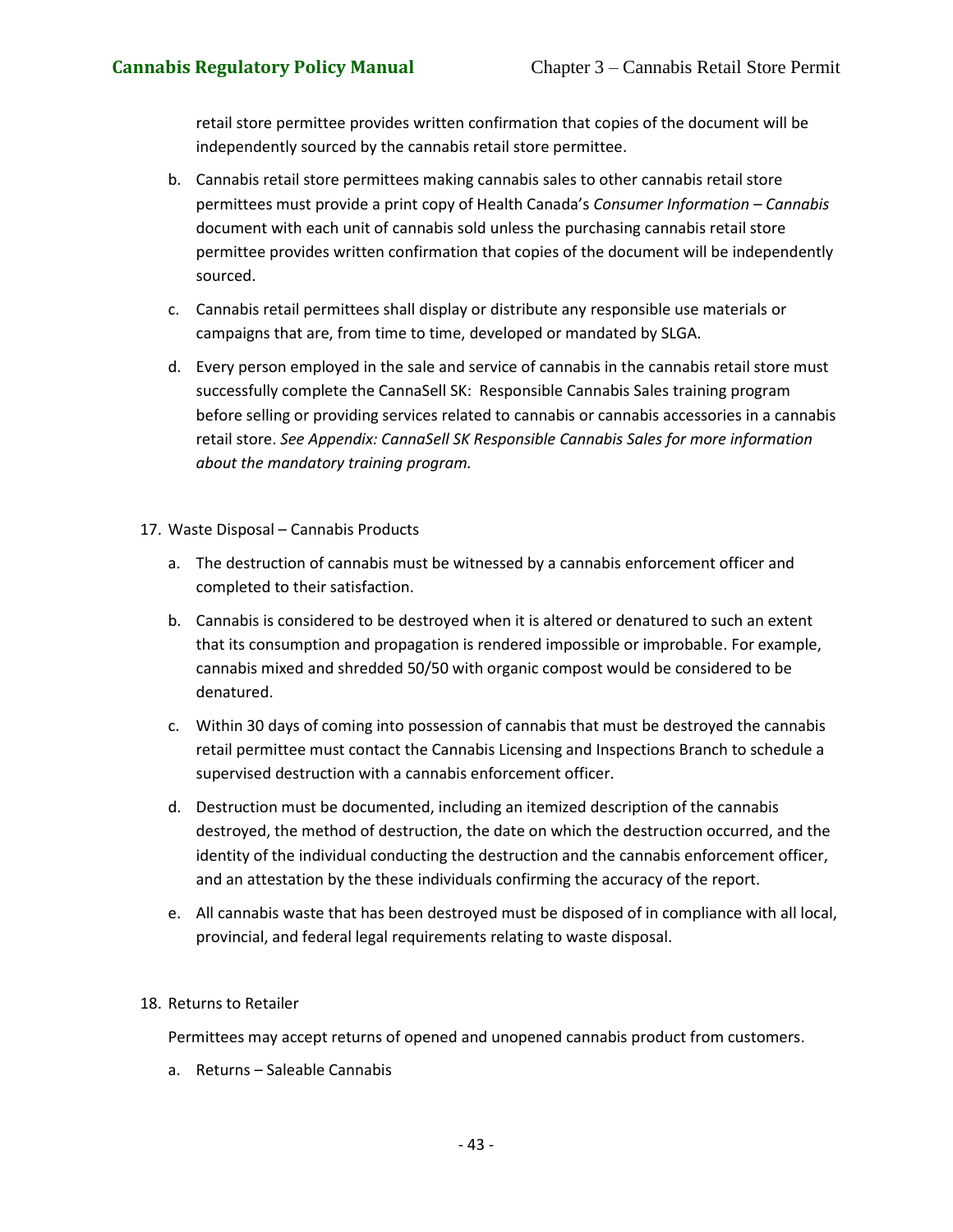retail store permittee provides written confirmation that copies of the document will be independently sourced by the cannabis retail store permittee.

b. Cannabis retail store permittees making cannabis sales to other cannabis retail store permittees must provide a print copy of Health Canada's *Consumer Information – Cannabis* document with each unit of cannabis sold unless the purchasing cannabis retail store permittee provides written confirmation that copies of the document will be independently sourced.

c. Cannabis retail permittees shall display or distribute any responsible use materials or campaigns that are, from time to time, developed or mandated by SLGA.

d. Every person employed in the sale and service of cannabis in the cannabis retail store must successfully complete the CannaSell SK: Responsible Cannabis Sales training program before selling or providing services related to cannabis or cannabis accessories in a cannabis retail store. *See Appendix: CannaSell SK Responsible Cannabis Sales for more information about the mandatory training program.*

17. Waste Disposal – Cannabis Products

a. The destruction of cannabis must be witnessed by a cannabis enforcement officer and completed to their satisfaction.

b. Cannabis is considered to be destroyed when it is altered or denatured to such an extent that its consumption and propagation is rendered impossible or improbable. For example, cannabis mixed and shredded 50/50 with organic compost would be considered to be denatured.

c. Within 30 days of coming into possession of cannabis that must be destroyed the cannabis retail permittee must contact the Cannabis Licensing and Inspections Branch to schedule a supervised destruction with a cannabis enforcement officer.

d. Destruction must be documented, including an itemized description of the cannabis destroyed, the method of destruction, the date on which the destruction occurred, and the identity of the individual conducting the destruction and the cannabis enforcement officer, and an attestation by the these individuals confirming the accuracy of the report.

e. All cannabis waste that has been destroyed must be disposed of in compliance with all local, provincial, and federal legal requirements relating to waste disposal.

18. Returns to Retailer

Permittees may accept returns of opened and unopened cannabis product from customers.

a. Returns – Saleable Cannabis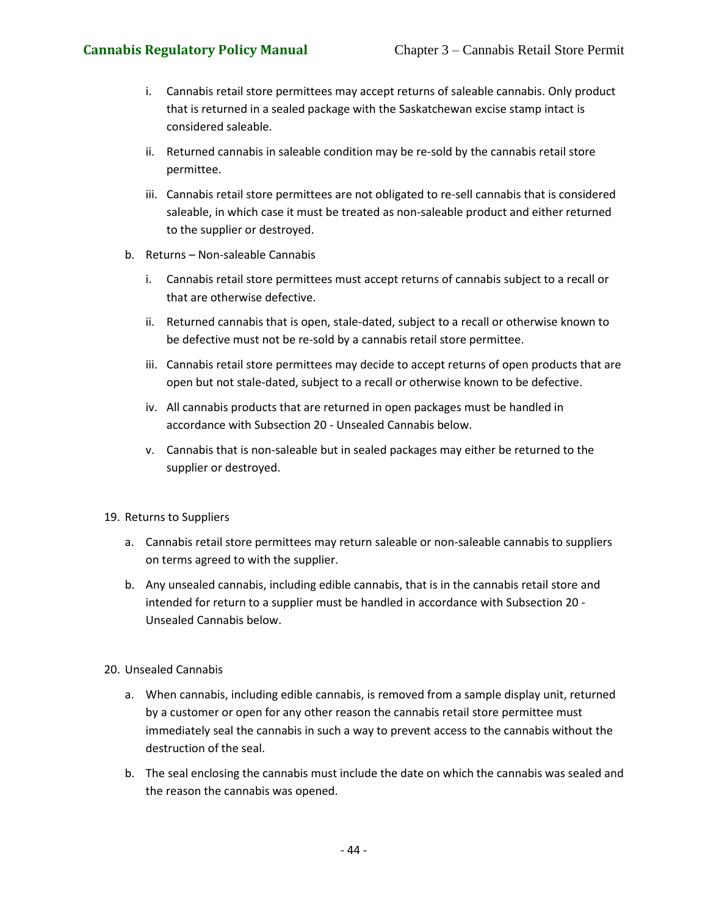i. Cannabis retail store permittees may accept returns of saleable cannabis. Only product that is returned in a sealed package with the Saskatchewan excise stamp intact is considered saleable.

ii. Returned cannabis in saleable condition may be re-sold by the cannabis retail store permittee.

iii. Cannabis retail store permittees are not obligated to re-sell cannabis that is considered saleable, in which case it must be treated as non-saleable product and either returned to the supplier or destroyed.

b. Returns – Non-saleable Cannabis

i. Cannabis retail store permittees must accept returns of cannabis subject to a recall or that are otherwise defective.

ii. Returned cannabis that is open, stale-dated, subject to a recall or otherwise known to be defective must not be re-sold by a cannabis retail store permittee.

iii. Cannabis retail store permittees may decide to accept returns of open products that are open but not stale-dated, subject to a recall or otherwise known to be defective.

iv. All cannabis products that are returned in open packages must be handled in accordance with Subsection 20 - Unsealed Cannabis below.

v. Cannabis that is non-saleable but in sealed packages may either be returned to the supplier or destroyed.

19. Returns to Suppliers

a. Cannabis retail store permittees may return saleable or non-saleable cannabis to suppliers on terms agreed to with the supplier.

b. Any unsealed cannabis, including edible cannabis, that is in the cannabis retail store and intended for return to a supplier must be handled in accordance with Subsection 20 - Unsealed Cannabis below.

20. Unsealed Cannabis

a. When cannabis, including edible cannabis, is removed from a sample display unit, returned by a customer or open for any other reason the cannabis retail store permittee must immediately seal the cannabis in such a way to prevent access to the cannabis without the destruction of the seal.

b. The seal enclosing the cannabis must include the date on which the cannabis was sealed and the reason the cannabis was opened.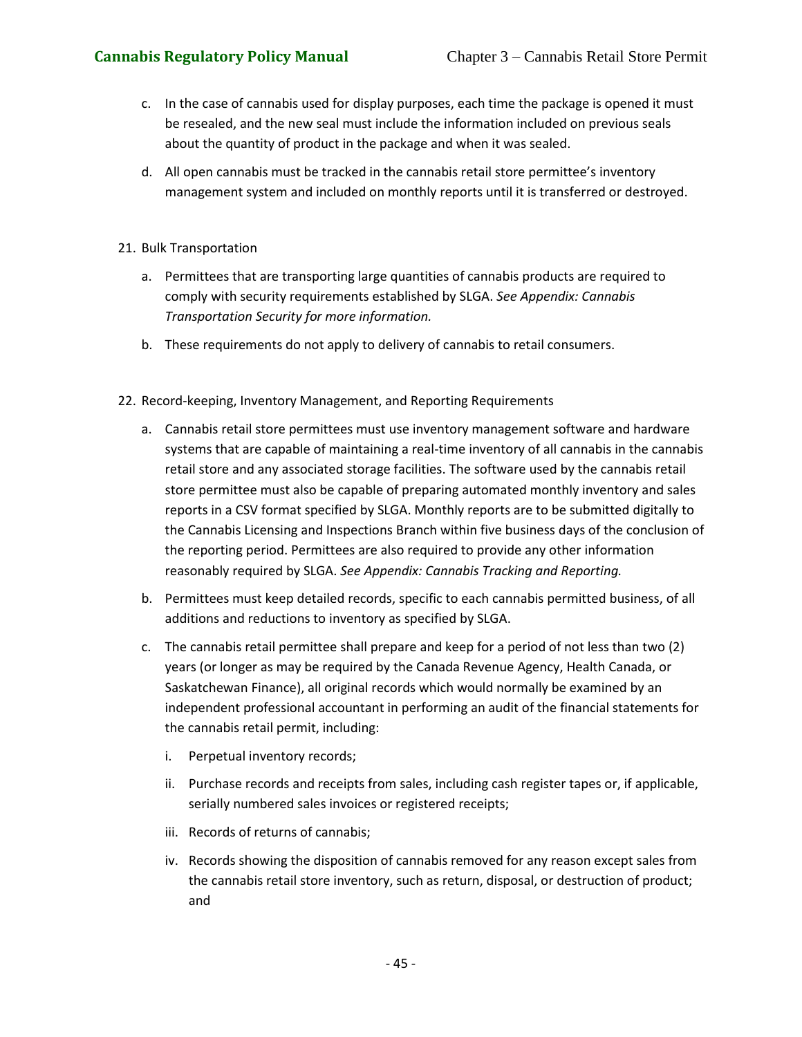c. In the case of cannabis used for display purposes, each time the package is opened it must be resealed, and the new seal must include the information included on previous seals about the quantity of product in the package and when it was sealed.

d. All open cannabis must be tracked in the cannabis retail store permittee's inventory management system and included on monthly reports until it is transferred or destroyed.

21. Bulk Transportation

    a. Permittees that are transporting large quantities of cannabis products are required to comply with security requirements established by SLGA. *See Appendix: Cannabis Transportation Security for more information.*

    b. These requirements do not apply to delivery of cannabis to retail consumers.

22. Record-keeping, Inventory Management, and Reporting Requirements

    a. Cannabis retail store permittees must use inventory management software and hardware systems that are capable of maintaining a real-time inventory of all cannabis in the cannabis retail store and any associated storage facilities. The software used by the cannabis retail store permittee must also be capable of preparing automated monthly inventory and sales reports in a CSV format specified by SLGA. Monthly reports are to be submitted digitally to the Cannabis Licensing and Inspections Branch within five business days of the conclusion of the reporting period. Permittees are also required to provide any other information reasonably required by SLGA. *See Appendix: Cannabis Tracking and Reporting.*

    b. Permittees must keep detailed records, specific to each cannabis permitted business, of all additions and reductions to inventory as specified by SLGA.

    c. The cannabis retail permittee shall prepare and keep for a period of not less than two (2) years (or longer as may be required by the Canada Revenue Agency, Health Canada, or Saskatchewan Finance), all original records which would normally be examined by an independent professional accountant in performing an audit of the financial statements for the cannabis retail permit, including:

        i. Perpetual inventory records;

        ii. Purchase records and receipts from sales, including cash register tapes or, if applicable, serially numbered sales invoices or registered receipts;

        iii. Records of returns of cannabis;

        iv. Records showing the disposition of cannabis removed for any reason except sales from the cannabis retail store inventory, such as return, disposal, or destruction of product; and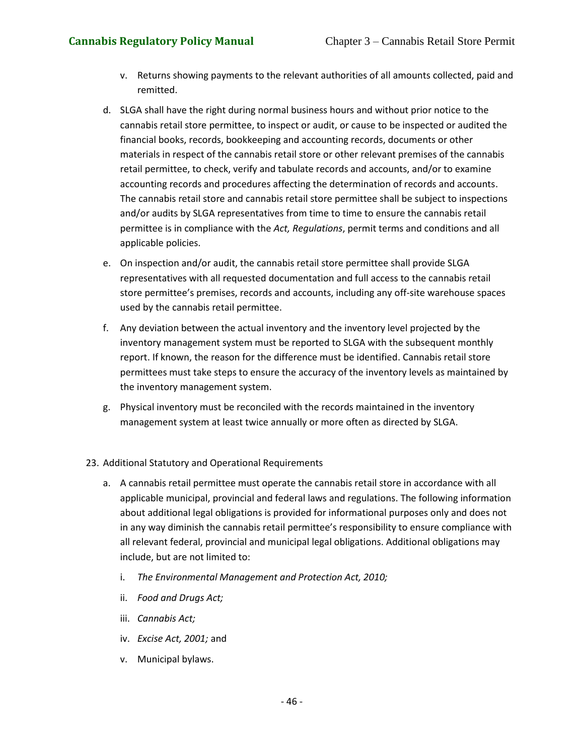v. Returns showing payments to the relevant authorities of all amounts collected, paid and remitted.

d. SLGA shall have the right during normal business hours and without prior notice to the cannabis retail store permittee, to inspect or audit, or cause to be inspected or audited the financial books, records, bookkeeping and accounting records, documents or other materials in respect of the cannabis retail store or other relevant premises of the cannabis retail permittee, to check, verify and tabulate records and accounts, and/or to examine accounting records and procedures affecting the determination of records and accounts. The cannabis retail store and cannabis retail store permittee shall be subject to inspections and/or audits by SLGA representatives from time to time to ensure the cannabis retail permittee is in compliance with the *Act, Regulations*, permit terms and conditions and all applicable policies.

e. On inspection and/or audit, the cannabis retail store permittee shall provide SLGA representatives with all requested documentation and full access to the cannabis retail store permittee's premises, records and accounts, including any off-site warehouse spaces used by the cannabis retail permittee.

f. Any deviation between the actual inventory and the inventory level projected by the inventory management system must be reported to SLGA with the subsequent monthly report. If known, the reason for the difference must be identified. Cannabis retail store permittees must take steps to ensure the accuracy of the inventory levels as maintained by the inventory management system.

g. Physical inventory must be reconciled with the records maintained in the inventory management system at least twice annually or more often as directed by SLGA.

23. Additional Statutory and Operational Requirements

a. A cannabis retail permittee must operate the cannabis retail store in accordance with all applicable municipal, provincial and federal laws and regulations. The following information about additional legal obligations is provided for informational purposes only and does not in any way diminish the cannabis retail permittee's responsibility to ensure compliance with all relevant federal, provincial and municipal legal obligations. Additional obligations may include, but are not limited to:

i. *The Environmental Management and Protection Act, 2010;*

ii. *Food and Drugs Act;*

iii. *Cannabis Act;*

iv. *Excise Act, 2001;* and

v. Municipal bylaws.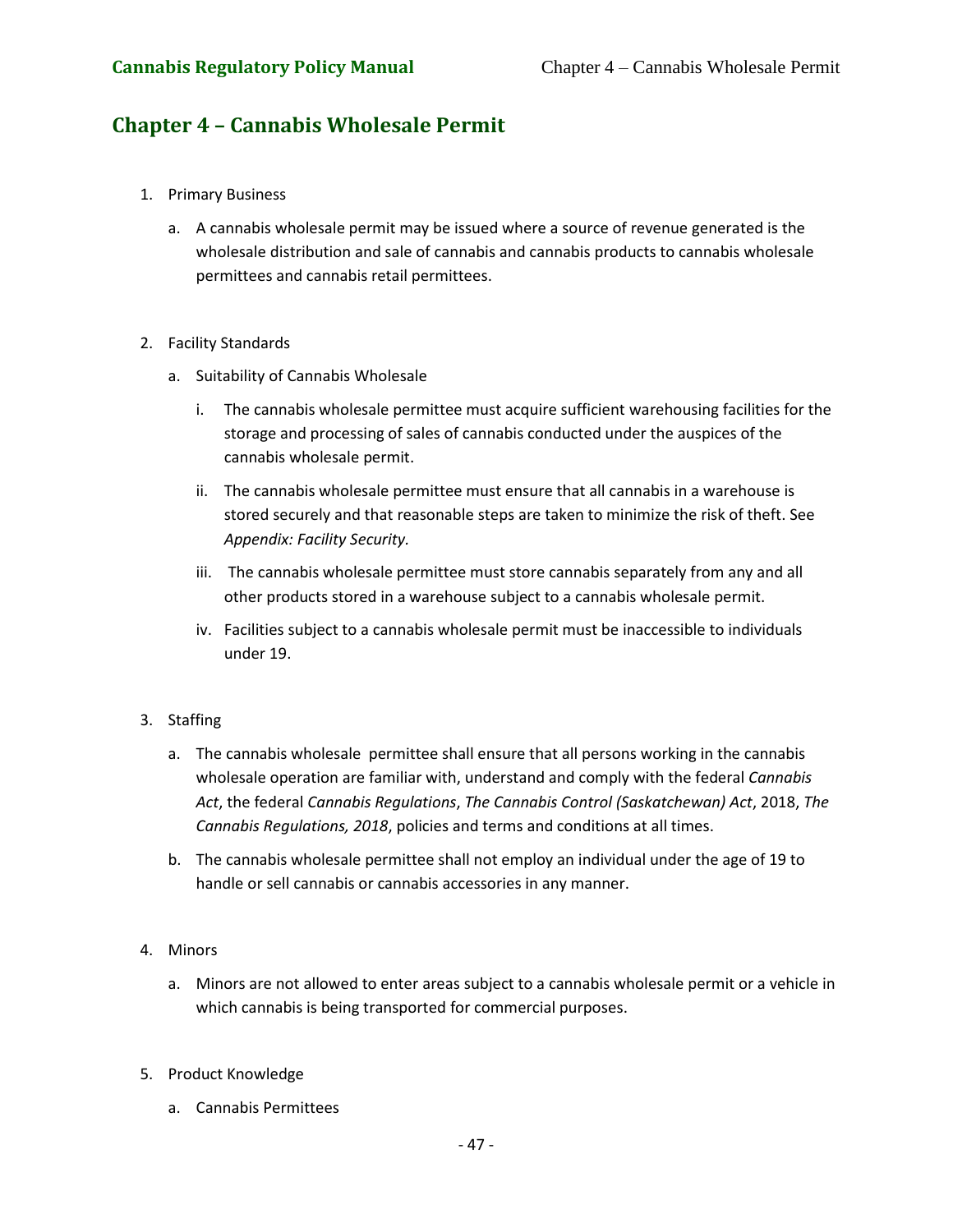# Chapter 4 – Cannabis Wholesale Permit

1. Primary Business

   a. A cannabis wholesale permit may be issued where a source of revenue generated is the wholesale distribution and sale of cannabis and cannabis products to cannabis wholesale permittees and cannabis retail permittees.

2. Facility Standards

   a. Suitability of Cannabis Wholesale

      i. The cannabis wholesale permittee must acquire sufficient warehousing facilities for the storage and processing of sales of cannabis conducted under the auspices of the cannabis wholesale permit.

      ii. The cannabis wholesale permittee must ensure that all cannabis in a warehouse is stored securely and that reasonable steps are taken to minimize the risk of theft. See *Appendix: Facility Security.*

      iii. The cannabis wholesale permittee must store cannabis separately from any and all other products stored in a warehouse subject to a cannabis wholesale permit.

      iv. Facilities subject to a cannabis wholesale permit must be inaccessible to individuals under 19.

3. Staffing

   a. The cannabis wholesale permittee shall ensure that all persons working in the cannabis wholesale operation are familiar with, understand and comply with the federal *Cannabis Act*, the federal *Cannabis Regulations*, *The Cannabis Control (Saskatchewan) Act*, 2018, *The Cannabis Regulations, 2018*, policies and terms and conditions at all times.

   b. The cannabis wholesale permittee shall not employ an individual under the age of 19 to handle or sell cannabis or cannabis accessories in any manner.

4. Minors

   a. Minors are not allowed to enter areas subject to a cannabis wholesale permit or a vehicle in which cannabis is being transported for commercial purposes.

5. Product Knowledge

   a. Cannabis Permittees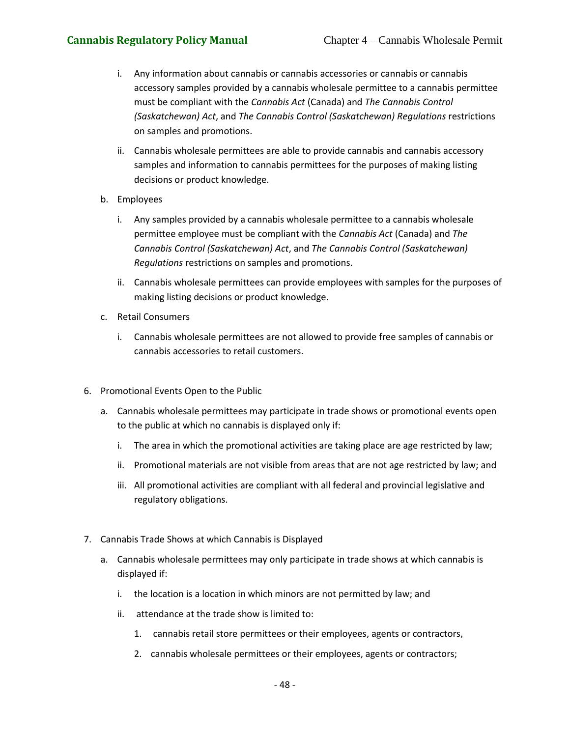i. Any information about cannabis or cannabis accessories or cannabis or cannabis accessory samples provided by a cannabis wholesale permittee to a cannabis permittee must be compliant with the *Cannabis Act* (Canada) and *The Cannabis Control (Saskatchewan) Act*, and *The Cannabis Control (Saskatchewan) Regulations* restrictions on samples and promotions.

   ii. Cannabis wholesale permittees are able to provide cannabis and cannabis accessory samples and information to cannabis permittees for the purposes of making listing decisions or product knowledge.

b. Employees

   i. Any samples provided by a cannabis wholesale permittee to a cannabis wholesale permittee employee must be compliant with the *Cannabis Act* (Canada) and *The Cannabis Control (Saskatchewan) Act*, and *The Cannabis Control (Saskatchewan) Regulations* restrictions on samples and promotions.

   ii. Cannabis wholesale permittees can provide employees with samples for the purposes of making listing decisions or product knowledge.

c. Retail Consumers

   i. Cannabis wholesale permittees are not allowed to provide free samples of cannabis or cannabis accessories to retail customers.

6. Promotional Events Open to the Public

   a. Cannabis wholesale permittees may participate in trade shows or promotional events open to the public at which no cannabis is displayed only if:

      i. The area in which the promotional activities are taking place are age restricted by law;

      ii. Promotional materials are not visible from areas that are not age restricted by law; and

      iii. All promotional activities are compliant with all federal and provincial legislative and regulatory obligations.

7. Cannabis Trade Shows at which Cannabis is Displayed

   a. Cannabis wholesale permittees may only participate in trade shows at which cannabis is displayed if:

      i. the location is a location in which minors are not permitted by law; and

      ii. attendance at the trade show is limited to:

         1. cannabis retail store permittees or their employees, agents or contractors,

         2. cannabis wholesale permittees or their employees, agents or contractors;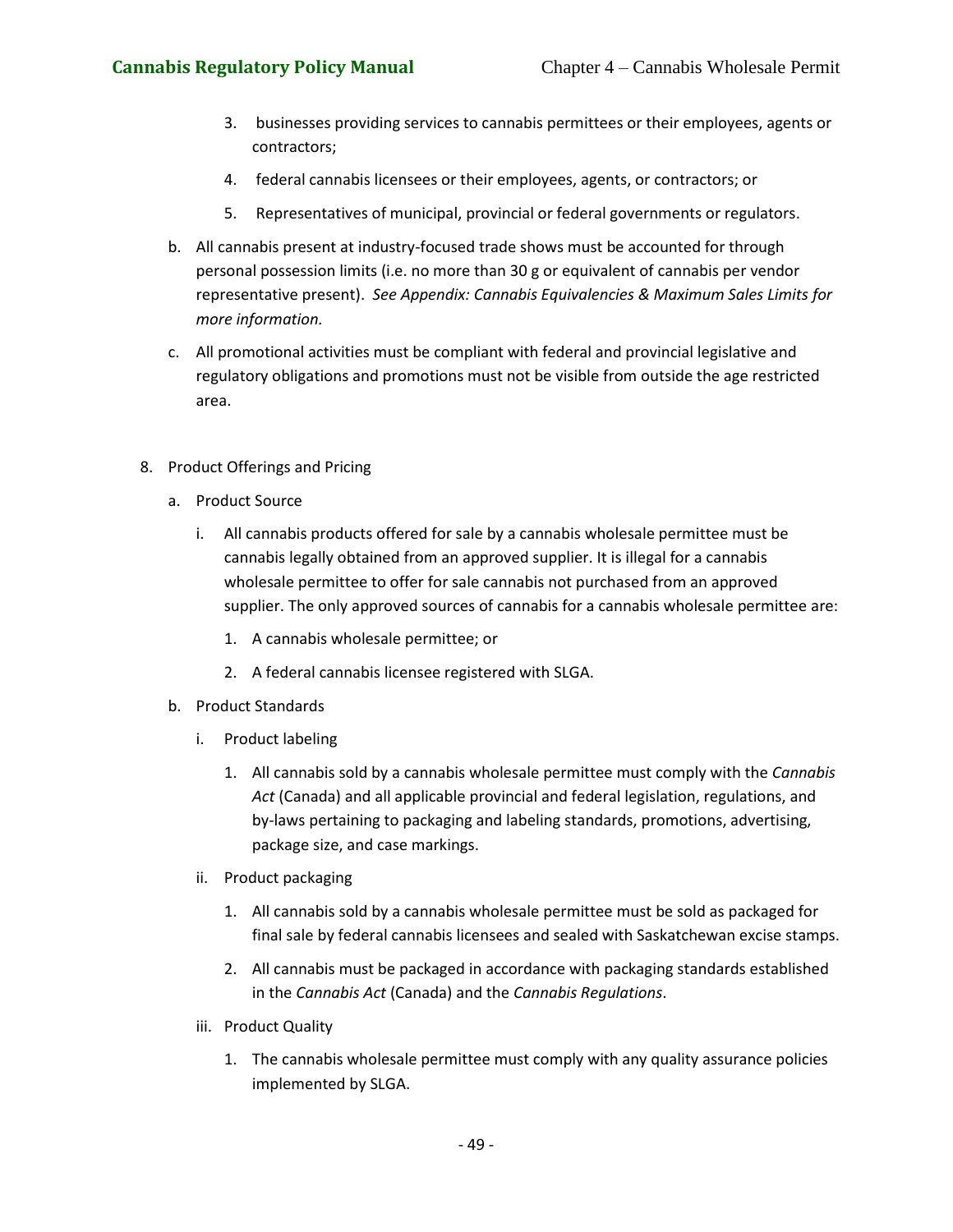3. businesses providing services to cannabis permittees or their employees, agents or contractors;
4. federal cannabis licensees or their employees, agents, or contractors; or
5. Representatives of municipal, provincial or federal governments or regulators.

b. All cannabis present at industry-focused trade shows must be accounted for through personal possession limits (i.e. no more than 30 g or equivalent of cannabis per vendor representative present). *See Appendix: Cannabis Equivalencies & Maximum Sales Limits for more information.*

c. All promotional activities must be compliant with federal and provincial legislative and regulatory obligations and promotions must not be visible from outside the age restricted area.

8. Product Offerings and Pricing

   a. Product Source

      i. All cannabis products offered for sale by a cannabis wholesale permittee must be cannabis legally obtained from an approved supplier. It is illegal for a cannabis wholesale permittee to offer for sale cannabis not purchased from an approved supplier. The only approved sources of cannabis for a cannabis wholesale permittee are:

         1. A cannabis wholesale permittee; or
         2. A federal cannabis licensee registered with SLGA.

   b. Product Standards

      i. Product labeling

         1. All cannabis sold by a cannabis wholesale permittee must comply with the *Cannabis Act* (Canada) and all applicable provincial and federal legislation, regulations, and by-laws pertaining to packaging and labeling standards, promotions, advertising, package size, and case markings.

      ii. Product packaging

         1. All cannabis sold by a cannabis wholesale permittee must be sold as packaged for final sale by federal cannabis licensees and sealed with Saskatchewan excise stamps.
         2. All cannabis must be packaged in accordance with packaging standards established in the *Cannabis Act* (Canada) and the *Cannabis Regulations*.

      iii. Product Quality

         1. The cannabis wholesale permittee must comply with any quality assurance policies implemented by SLGA.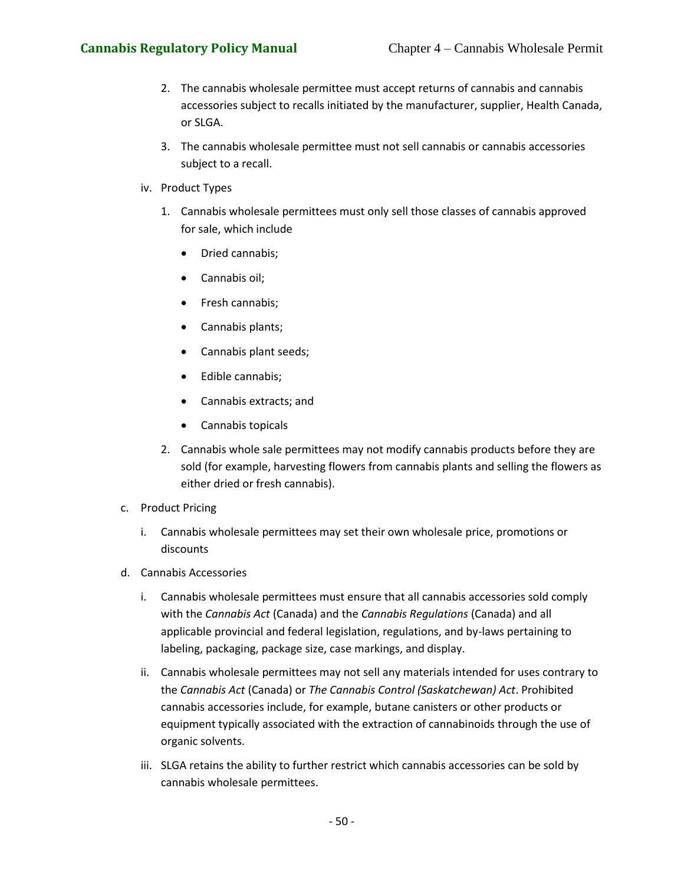2. The cannabis wholesale permittee must accept returns of cannabis and cannabis accessories subject to recalls initiated by the manufacturer, supplier, Health Canada, or SLGA.

3. The cannabis wholesale permittee must not sell cannabis or cannabis accessories subject to a recall.

iv. Product Types

1. Cannabis wholesale permittees must only sell those classes of cannabis approved for sale, which include

- Dried cannabis;
- Cannabis oil;
- Fresh cannabis;
- Cannabis plants;
- Cannabis plant seeds;
- Edible cannabis;
- Cannabis extracts; and
- Cannabis topicals

2. Cannabis whole sale permittees may not modify cannabis products before they are sold (for example, harvesting flowers from cannabis plants and selling the flowers as either dried or fresh cannabis).

c. Product Pricing

i. Cannabis wholesale permittees may set their own wholesale price, promotions or discounts

d. Cannabis Accessories

i. Cannabis wholesale permittees must ensure that all cannabis accessories sold comply with the *Cannabis Act* (Canada) and the *Cannabis Regulations* (Canada) and all applicable provincial and federal legislation, regulations, and by-laws pertaining to labeling, packaging, package size, case markings, and display.

ii. Cannabis wholesale permittees may not sell any materials intended for uses contrary to the *Cannabis Act* (Canada) or *The Cannabis Control (Saskatchewan) Act*. Prohibited cannabis accessories include, for example, butane canisters or other products or equipment typically associated with the extraction of cannabinoids through the use of organic solvents.

iii. SLGA retains the ability to further restrict which cannabis accessories can be sold by cannabis wholesale permittees.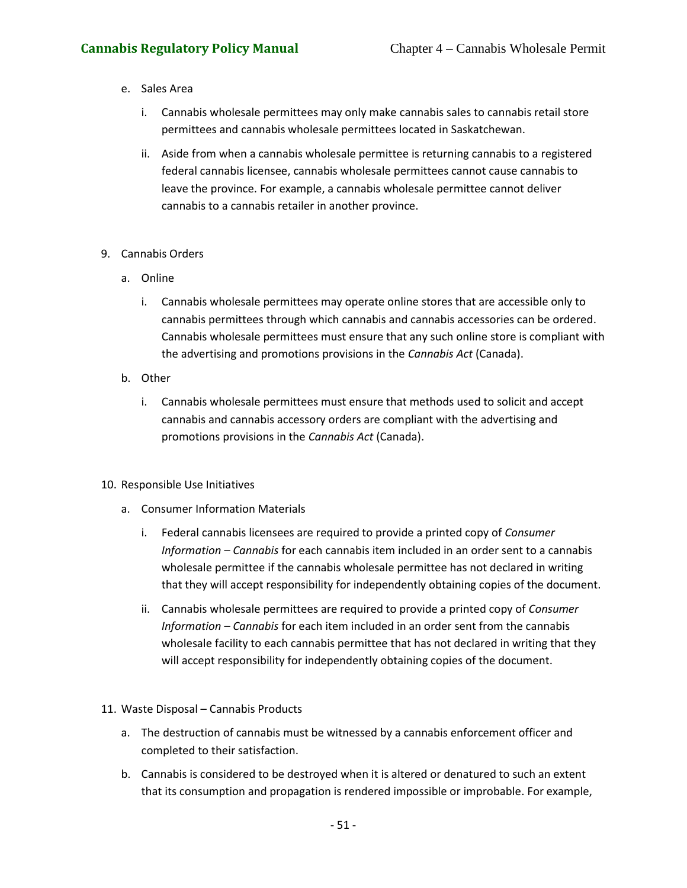e. Sales Area

   i. Cannabis wholesale permittees may only make cannabis sales to cannabis retail store permittees and cannabis wholesale permittees located in Saskatchewan.

   ii. Aside from when a cannabis wholesale permittee is returning cannabis to a registered federal cannabis licensee, cannabis wholesale permittees cannot cause cannabis to leave the province. For example, a cannabis wholesale permittee cannot deliver cannabis to a cannabis retailer in another province.

9. Cannabis Orders

   a. Online

      i. Cannabis wholesale permittees may operate online stores that are accessible only to cannabis permittees through which cannabis and cannabis accessories can be ordered. Cannabis wholesale permittees must ensure that any such online store is compliant with the advertising and promotions provisions in the *Cannabis Act* (Canada).

   b. Other

      i. Cannabis wholesale permittees must ensure that methods used to solicit and accept cannabis and cannabis accessory orders are compliant with the advertising and promotions provisions in the *Cannabis Act* (Canada).

10. Responsible Use Initiatives

    a. Consumer Information Materials

       i. Federal cannabis licensees are required to provide a printed copy of *Consumer Information – Cannabis* for each cannabis item included in an order sent to a cannabis wholesale permittee if the cannabis wholesale permittee has not declared in writing that they will accept responsibility for independently obtaining copies of the document.

       ii. Cannabis wholesale permittees are required to provide a printed copy of *Consumer Information – Cannabis* for each item included in an order sent from the cannabis wholesale facility to each cannabis permittee that has not declared in writing that they will accept responsibility for independently obtaining copies of the document.

11. Waste Disposal – Cannabis Products

    a. The destruction of cannabis must be witnessed by a cannabis enforcement officer and completed to their satisfaction.

    b. Cannabis is considered to be destroyed when it is altered or denatured to such an extent that its consumption and propagation is rendered impossible or improbable. For example,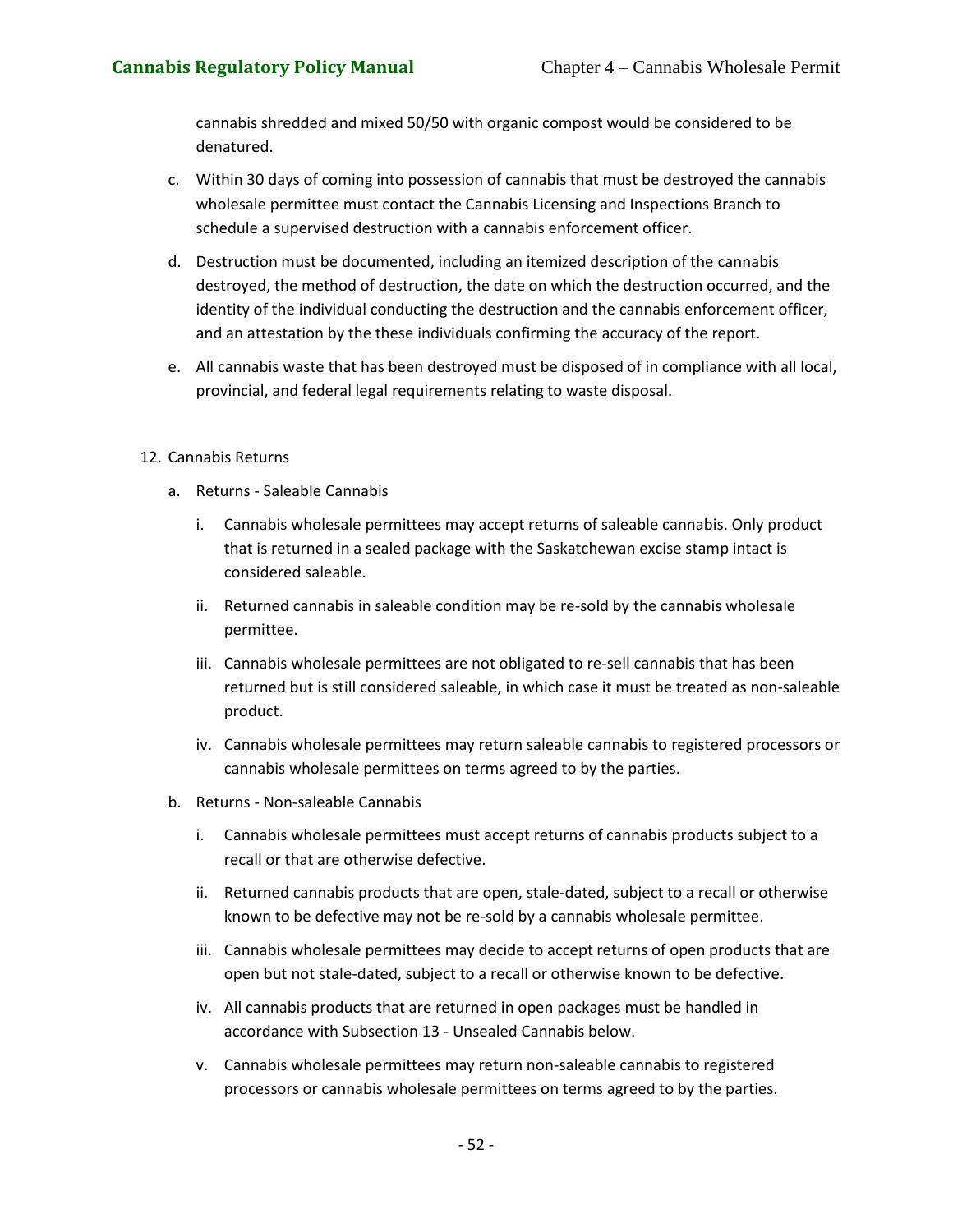cannabis shredded and mixed 50/50 with organic compost would be considered to be denatured.

c. Within 30 days of coming into possession of cannabis that must be destroyed the cannabis wholesale permittee must contact the Cannabis Licensing and Inspections Branch to schedule a supervised destruction with a cannabis enforcement officer.

d. Destruction must be documented, including an itemized description of the cannabis destroyed, the method of destruction, the date on which the destruction occurred, and the identity of the individual conducting the destruction and the cannabis enforcement officer, and an attestation by the these individuals confirming the accuracy of the report.

e. All cannabis waste that has been destroyed must be disposed of in compliance with all local, provincial, and federal legal requirements relating to waste disposal.

12. Cannabis Returns

   a. Returns - Saleable Cannabis

      i. Cannabis wholesale permittees may accept returns of saleable cannabis. Only product that is returned in a sealed package with the Saskatchewan excise stamp intact is considered saleable.

      ii. Returned cannabis in saleable condition may be re-sold by the cannabis wholesale permittee.

      iii. Cannabis wholesale permittees are not obligated to re-sell cannabis that has been returned but is still considered saleable, in which case it must be treated as non-saleable product.

      iv. Cannabis wholesale permittees may return saleable cannabis to registered processors or cannabis wholesale permittees on terms agreed to by the parties.

   b. Returns - Non-saleable Cannabis

      i. Cannabis wholesale permittees must accept returns of cannabis products subject to a recall or that are otherwise defective.

      ii. Returned cannabis products that are open, stale-dated, subject to a recall or otherwise known to be defective may not be re-sold by a cannabis wholesale permittee.

      iii. Cannabis wholesale permittees may decide to accept returns of open products that are open but not stale-dated, subject to a recall or otherwise known to be defective.

      iv. All cannabis products that are returned in open packages must be handled in accordance with Subsection 13 - Unsealed Cannabis below.

      v. Cannabis wholesale permittees may return non-saleable cannabis to registered processors or cannabis wholesale permittees on terms agreed to by the parties.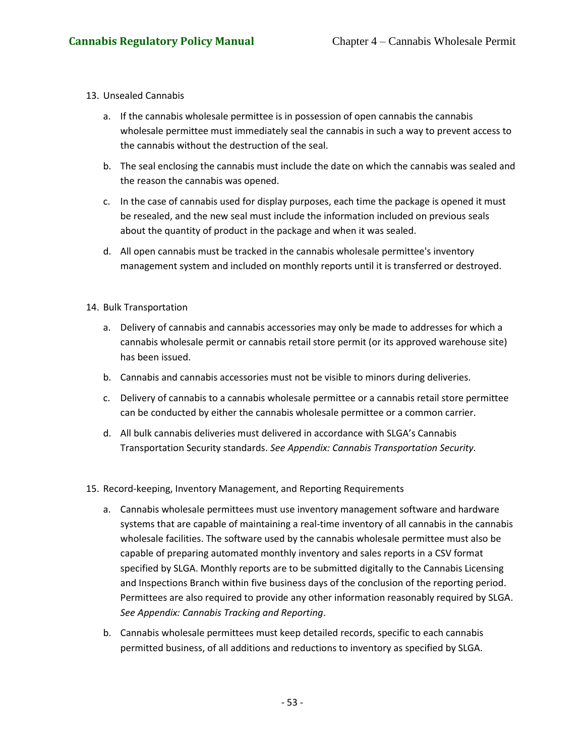13. Unsealed Cannabis

    a. If the cannabis wholesale permittee is in possession of open cannabis the cannabis wholesale permittee must immediately seal the cannabis in such a way to prevent access to the cannabis without the destruction of the seal.

    b. The seal enclosing the cannabis must include the date on which the cannabis was sealed and the reason the cannabis was opened.

    c. In the case of cannabis used for display purposes, each time the package is opened it must be resealed, and the new seal must include the information included on previous seals about the quantity of product in the package and when it was sealed.

    d. All open cannabis must be tracked in the cannabis wholesale permittee's inventory management system and included on monthly reports until it is transferred or destroyed.

14. Bulk Transportation

    a. Delivery of cannabis and cannabis accessories may only be made to addresses for which a cannabis wholesale permit or cannabis retail store permit (or its approved warehouse site) has been issued.

    b. Cannabis and cannabis accessories must not be visible to minors during deliveries.

    c. Delivery of cannabis to a cannabis wholesale permittee or a cannabis retail store permittee can be conducted by either the cannabis wholesale permittee or a common carrier.

    d. All bulk cannabis deliveries must delivered in accordance with SLGA's Cannabis Transportation Security standards. *See Appendix: Cannabis Transportation Security.*

15. Record-keeping, Inventory Management, and Reporting Requirements

    a. Cannabis wholesale permittees must use inventory management software and hardware systems that are capable of maintaining a real-time inventory of all cannabis in the cannabis wholesale facilities. The software used by the cannabis wholesale permittee must also be capable of preparing automated monthly inventory and sales reports in a CSV format specified by SLGA. Monthly reports are to be submitted digitally to the Cannabis Licensing and Inspections Branch within five business days of the conclusion of the reporting period. Permittees are also required to provide any other information reasonably required by SLGA. *See Appendix: Cannabis Tracking and Reporting*.

    b. Cannabis wholesale permittees must keep detailed records, specific to each cannabis permitted business, of all additions and reductions to inventory as specified by SLGA.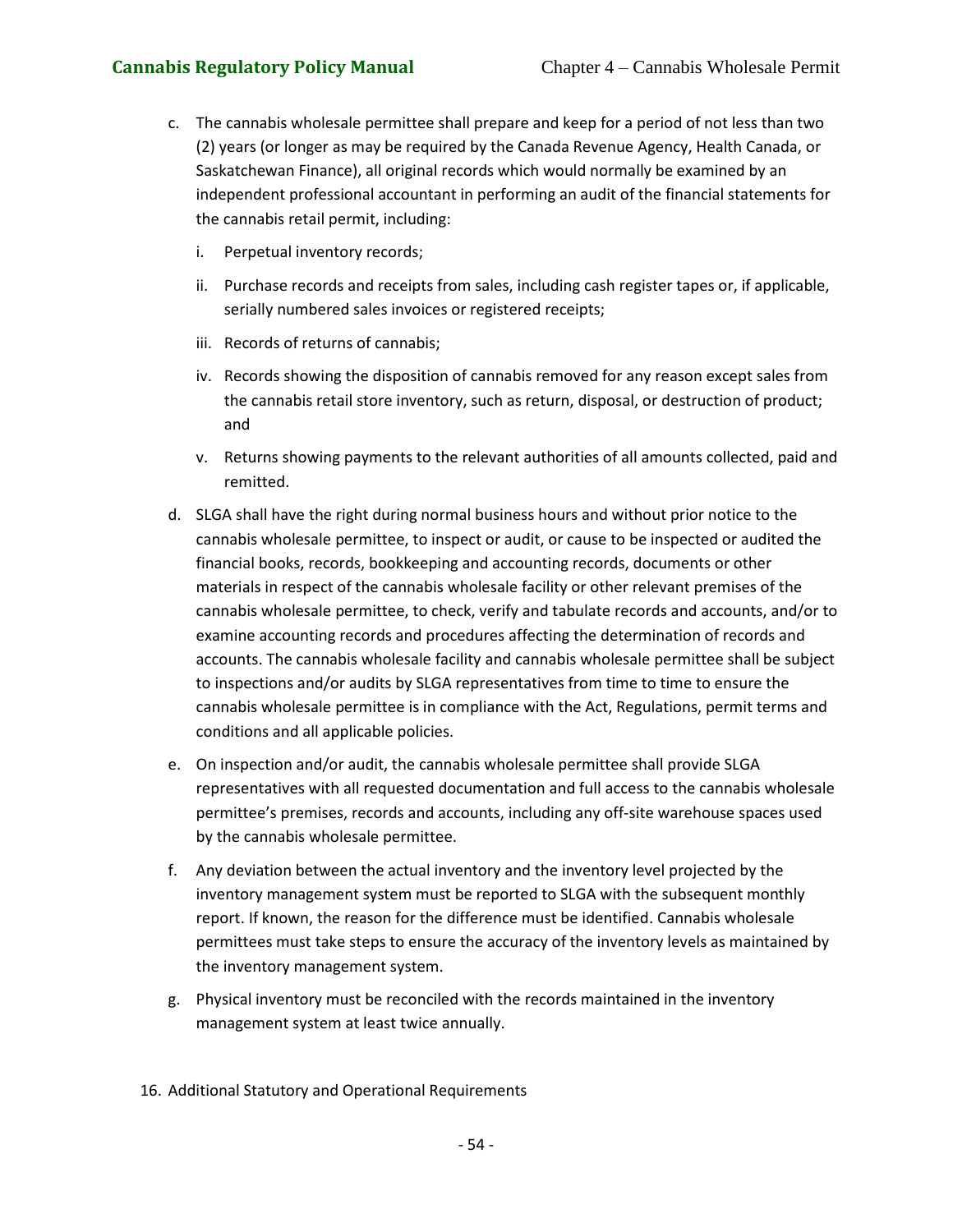c. The cannabis wholesale permittee shall prepare and keep for a period of not less than two (2) years (or longer as may be required by the Canada Revenue Agency, Health Canada, or Saskatchewan Finance), all original records which would normally be examined by an independent professional accountant in performing an audit of the financial statements for the cannabis retail permit, including:

   i. Perpetual inventory records;

   ii. Purchase records and receipts from sales, including cash register tapes or, if applicable, serially numbered sales invoices or registered receipts;

   iii. Records of returns of cannabis;

   iv. Records showing the disposition of cannabis removed for any reason except sales from the cannabis retail store inventory, such as return, disposal, or destruction of product; and

   v. Returns showing payments to the relevant authorities of all amounts collected, paid and remitted.

d. SLGA shall have the right during normal business hours and without prior notice to the cannabis wholesale permittee, to inspect or audit, or cause to be inspected or audited the financial books, records, bookkeeping and accounting records, documents or other materials in respect of the cannabis wholesale facility or other relevant premises of the cannabis wholesale permittee, to check, verify and tabulate records and accounts, and/or to examine accounting records and procedures affecting the determination of records and accounts. The cannabis wholesale facility and cannabis wholesale permittee shall be subject to inspections and/or audits by SLGA representatives from time to time to ensure the cannabis wholesale permittee is in compliance with the Act, Regulations, permit terms and conditions and all applicable policies.

e. On inspection and/or audit, the cannabis wholesale permittee shall provide SLGA representatives with all requested documentation and full access to the cannabis wholesale permittee's premises, records and accounts, including any off-site warehouse spaces used by the cannabis wholesale permittee.

f. Any deviation between the actual inventory and the inventory level projected by the inventory management system must be reported to SLGA with the subsequent monthly report. If known, the reason for the difference must be identified. Cannabis wholesale permittees must take steps to ensure the accuracy of the inventory levels as maintained by the inventory management system.

g. Physical inventory must be reconciled with the records maintained in the inventory management system at least twice annually.

16. Additional Statutory and Operational Requirements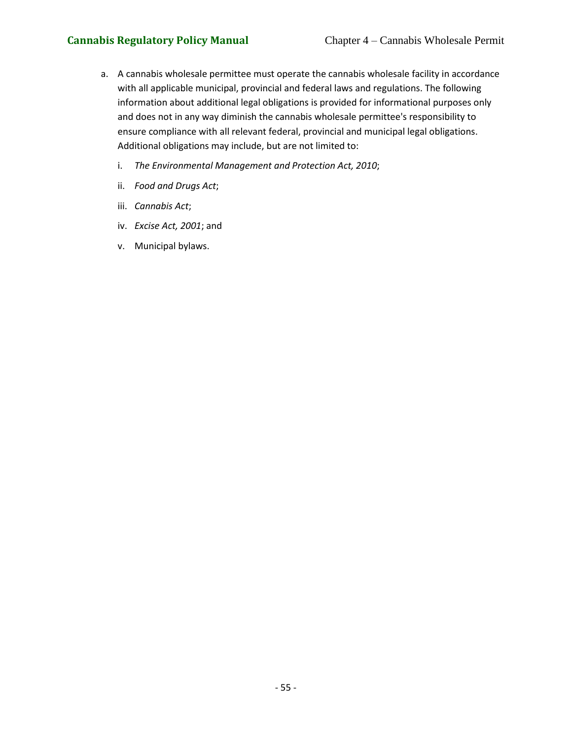a. A cannabis wholesale permittee must operate the cannabis wholesale facility in accordance with all applicable municipal, provincial and federal laws and regulations. The following information about additional legal obligations is provided for informational purposes only and does not in any way diminish the cannabis wholesale permittee's responsibility to ensure compliance with all relevant federal, provincial and municipal legal obligations. Additional obligations may include, but are not limited to:

   i. *The Environmental Management and Protection Act, 2010*;

   ii. *Food and Drugs Act*;

   iii. *Cannabis Act*;

   iv. *Excise Act, 2001*; and

   v. Municipal bylaws.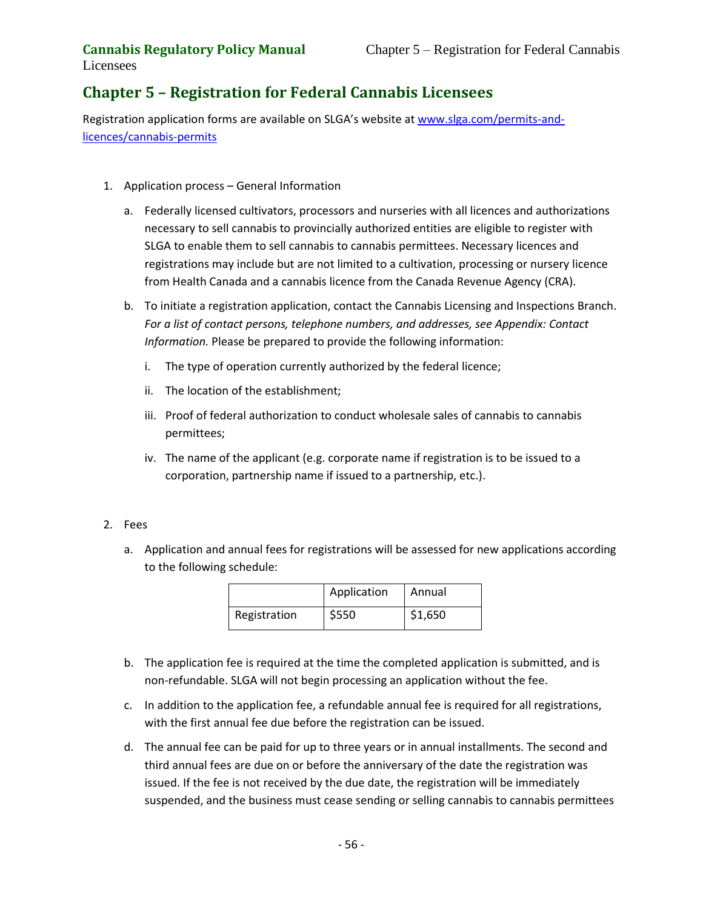# Chapter 5 – Registration for Federal Cannabis Licensees

Registration application forms are available on SLGA's website at www.slga.com/permits-and-licences/cannabis-permits

1. Application process – General Information

   a. Federally licensed cultivators, processors and nurseries with all licences and authorizations necessary to sell cannabis to provincially authorized entities are eligible to register with SLGA to enable them to sell cannabis to cannabis permittees. Necessary licences and registrations may include but are not limited to a cultivation, processing or nursery licence from Health Canada and a cannabis licence from the Canada Revenue Agency (CRA).

   b. To initiate a registration application, contact the Cannabis Licensing and Inspections Branch. *For a list of contact persons, telephone numbers, and addresses, see Appendix: Contact Information.* Please be prepared to provide the following information:

      i. The type of operation currently authorized by the federal licence;

      ii. The location of the establishment;

      iii. Proof of federal authorization to conduct wholesale sales of cannabis to cannabis permittees;

      iv. The name of the applicant (e.g. corporate name if registration is to be issued to a corporation, partnership name if issued to a partnership, etc.).

2. Fees

   a. Application and annual fees for registrations will be assessed for new applications according to the following schedule:

| | Application | Annual |
|---|---|---|
| Registration | $550 | $1,650 |

   b. The application fee is required at the time the completed application is submitted, and is non-refundable. SLGA will not begin processing an application without the fee.

   c. In addition to the application fee, a refundable annual fee is required for all registrations, with the first annual fee due before the registration can be issued.

   d. The annual fee can be paid for up to three years or in annual installments. The second and third annual fees are due on or before the anniversary of the date the registration was issued. If the fee is not received by the due date, the registration will be immediately suspended, and the business must cease sending or selling cannabis to cannabis permittees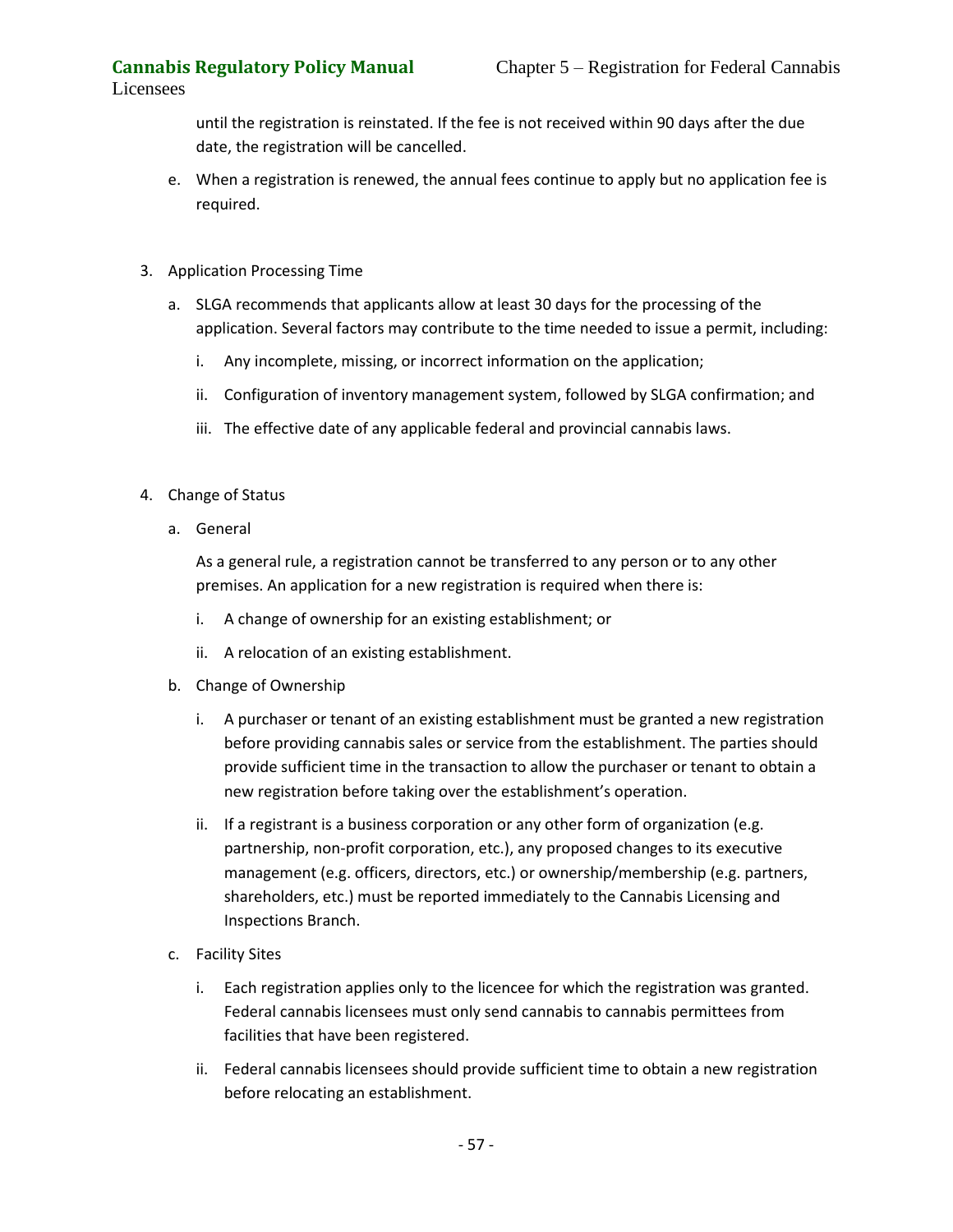until the registration is reinstated. If the fee is not received within 90 days after the due date, the registration will be cancelled.

e. When a registration is renewed, the annual fees continue to apply but no application fee is required.

3. Application Processing Time

   a. SLGA recommends that applicants allow at least 30 days for the processing of the application. Several factors may contribute to the time needed to issue a permit, including:

      i. Any incomplete, missing, or incorrect information on the application;

      ii. Configuration of inventory management system, followed by SLGA confirmation; and

      iii. The effective date of any applicable federal and provincial cannabis laws.

4. Change of Status

   a. General

      As a general rule, a registration cannot be transferred to any person or to any other premises. An application for a new registration is required when there is:

      i. A change of ownership for an existing establishment; or

      ii. A relocation of an existing establishment.

   b. Change of Ownership

      i. A purchaser or tenant of an existing establishment must be granted a new registration before providing cannabis sales or service from the establishment. The parties should provide sufficient time in the transaction to allow the purchaser or tenant to obtain a new registration before taking over the establishment's operation.

      ii. If a registrant is a business corporation or any other form of organization (e.g. partnership, non-profit corporation, etc.), any proposed changes to its executive management (e.g. officers, directors, etc.) or ownership/membership (e.g. partners, shareholders, etc.) must be reported immediately to the Cannabis Licensing and Inspections Branch.

   c. Facility Sites

      i. Each registration applies only to the licencee for which the registration was granted. Federal cannabis licensees must only send cannabis to cannabis permittees from facilities that have been registered.

      ii. Federal cannabis licensees should provide sufficient time to obtain a new registration before relocating an establishment.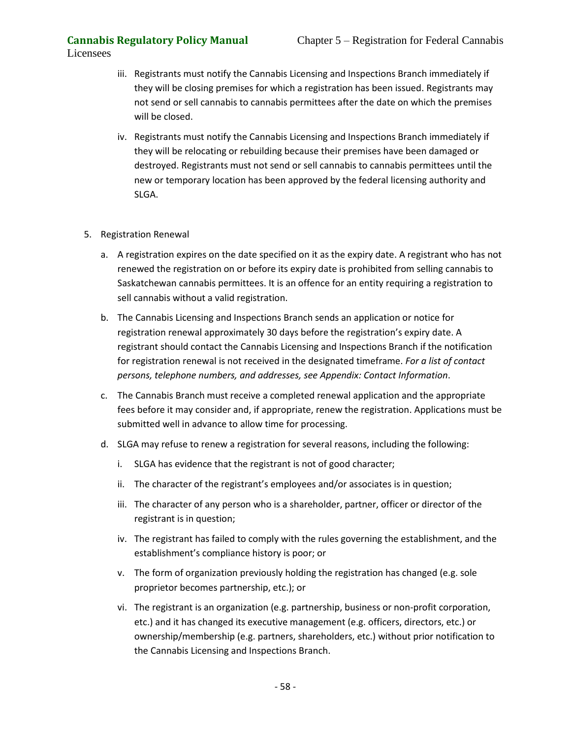iii. Registrants must notify the Cannabis Licensing and Inspections Branch immediately if they will be closing premises for which a registration has been issued. Registrants may not send or sell cannabis to cannabis permittees after the date on which the premises will be closed.

iv. Registrants must notify the Cannabis Licensing and Inspections Branch immediately if they will be relocating or rebuilding because their premises have been damaged or destroyed. Registrants must not send or sell cannabis to cannabis permittees until the new or temporary location has been approved by the federal licensing authority and SLGA.

5. Registration Renewal

   a. A registration expires on the date specified on it as the expiry date. A registrant who has not renewed the registration on or before its expiry date is prohibited from selling cannabis to Saskatchewan cannabis permittees. It is an offence for an entity requiring a registration to sell cannabis without a valid registration.

   b. The Cannabis Licensing and Inspections Branch sends an application or notice for registration renewal approximately 30 days before the registration's expiry date. A registrant should contact the Cannabis Licensing and Inspections Branch if the notification for registration renewal is not received in the designated timeframe. *For a list of contact persons, telephone numbers, and addresses, see Appendix: Contact Information*.

   c. The Cannabis Branch must receive a completed renewal application and the appropriate fees before it may consider and, if appropriate, renew the registration. Applications must be submitted well in advance to allow time for processing.

   d. SLGA may refuse to renew a registration for several reasons, including the following:

      i. SLGA has evidence that the registrant is not of good character;

      ii. The character of the registrant's employees and/or associates is in question;

      iii. The character of any person who is a shareholder, partner, officer or director of the registrant is in question;

      iv. The registrant has failed to comply with the rules governing the establishment, and the establishment's compliance history is poor; or

      v. The form of organization previously holding the registration has changed (e.g. sole proprietor becomes partnership, etc.); or

      vi. The registrant is an organization (e.g. partnership, business or non-profit corporation, etc.) and it has changed its executive management (e.g. officers, directors, etc.) or ownership/membership (e.g. partners, shareholders, etc.) without prior notification to the Cannabis Licensing and Inspections Branch.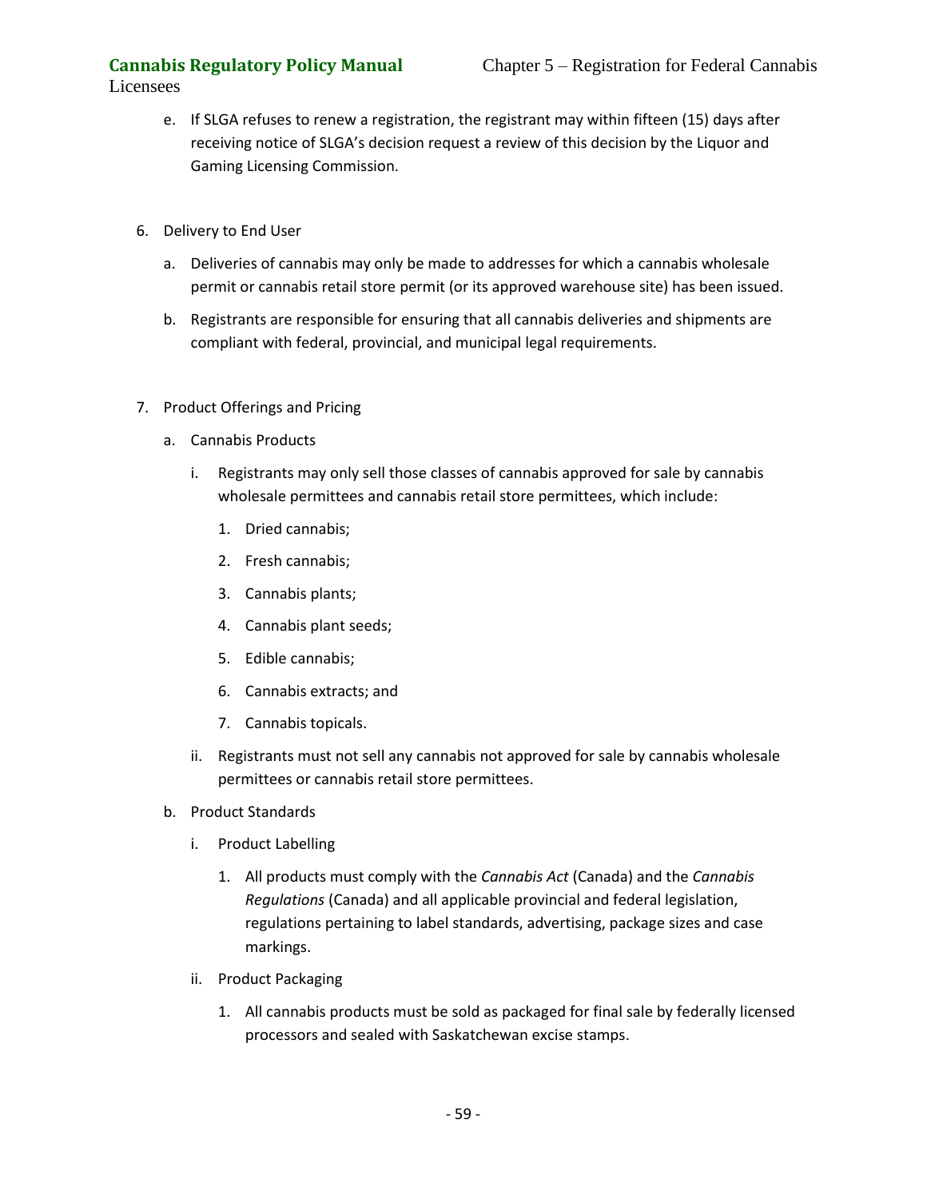e. If SLGA refuses to renew a registration, the registrant may within fifteen (15) days after receiving notice of SLGA's decision request a review of this decision by the Liquor and Gaming Licensing Commission.

6. Delivery to End User

   a. Deliveries of cannabis may only be made to addresses for which a cannabis wholesale permit or cannabis retail store permit (or its approved warehouse site) has been issued.

   b. Registrants are responsible for ensuring that all cannabis deliveries and shipments are compliant with federal, provincial, and municipal legal requirements.

7. Product Offerings and Pricing

   a. Cannabis Products

      i. Registrants may only sell those classes of cannabis approved for sale by cannabis wholesale permittees and cannabis retail store permittees, which include:

         1. Dried cannabis;
         2. Fresh cannabis;
         3. Cannabis plants;
         4. Cannabis plant seeds;
         5. Edible cannabis;
         6. Cannabis extracts; and
         7. Cannabis topicals.

      ii. Registrants must not sell any cannabis not approved for sale by cannabis wholesale permittees or cannabis retail store permittees.

   b. Product Standards

      i. Product Labelling

         1. All products must comply with the *Cannabis Act* (Canada) and the *Cannabis Regulations* (Canada) and all applicable provincial and federal legislation, regulations pertaining to label standards, advertising, package sizes and case markings.

      ii. Product Packaging

         1. All cannabis products must be sold as packaged for final sale by federally licensed processors and sealed with Saskatchewan excise stamps.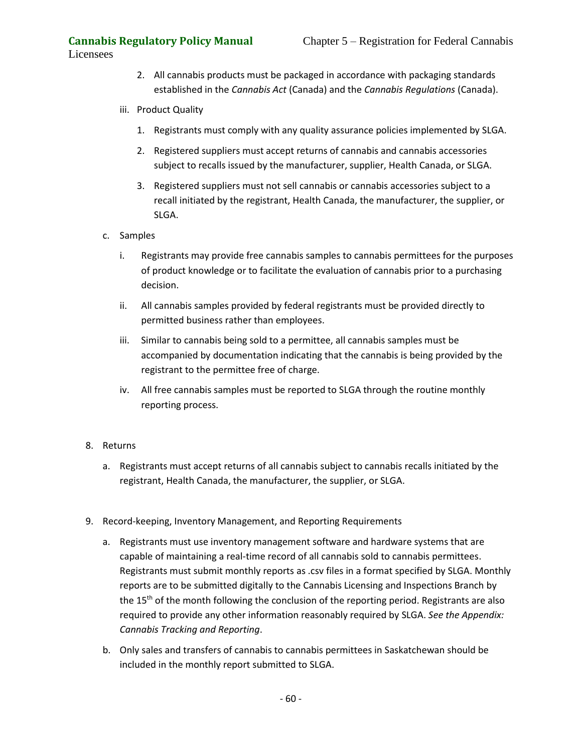2. All cannabis products must be packaged in accordance with packaging standards established in the *Cannabis Act* (Canada) and the *Cannabis Regulations* (Canada).

iii. Product Quality

1. Registrants must comply with any quality assurance policies implemented by SLGA.
2. Registered suppliers must accept returns of cannabis and cannabis accessories subject to recalls issued by the manufacturer, supplier, Health Canada, or SLGA.
3. Registered suppliers must not sell cannabis or cannabis accessories subject to a recall initiated by the registrant, Health Canada, the manufacturer, the supplier, or SLGA.

c. Samples

i. Registrants may provide free cannabis samples to cannabis permittees for the purposes of product knowledge or to facilitate the evaluation of cannabis prior to a purchasing decision.

ii. All cannabis samples provided by federal registrants must be provided directly to permitted business rather than employees.

iii. Similar to cannabis being sold to a permittee, all cannabis samples must be accompanied by documentation indicating that the cannabis is being provided by the registrant to the permittee free of charge.

iv. All free cannabis samples must be reported to SLGA through the routine monthly reporting process.

8. Returns

a. Registrants must accept returns of all cannabis subject to cannabis recalls initiated by the registrant, Health Canada, the manufacturer, the supplier, or SLGA.

9. Record-keeping, Inventory Management, and Reporting Requirements

a. Registrants must use inventory management software and hardware systems that are capable of maintaining a real-time record of all cannabis sold to cannabis permittees. Registrants must submit monthly reports as .csv files in a format specified by SLGA. Monthly reports are to be submitted digitally to the Cannabis Licensing and Inspections Branch by the 15th of the month following the conclusion of the reporting period. Registrants are also required to provide any other information reasonably required by SLGA. *See the Appendix: Cannabis Tracking and Reporting*.

b. Only sales and transfers of cannabis to cannabis permittees in Saskatchewan should be included in the monthly report submitted to SLGA.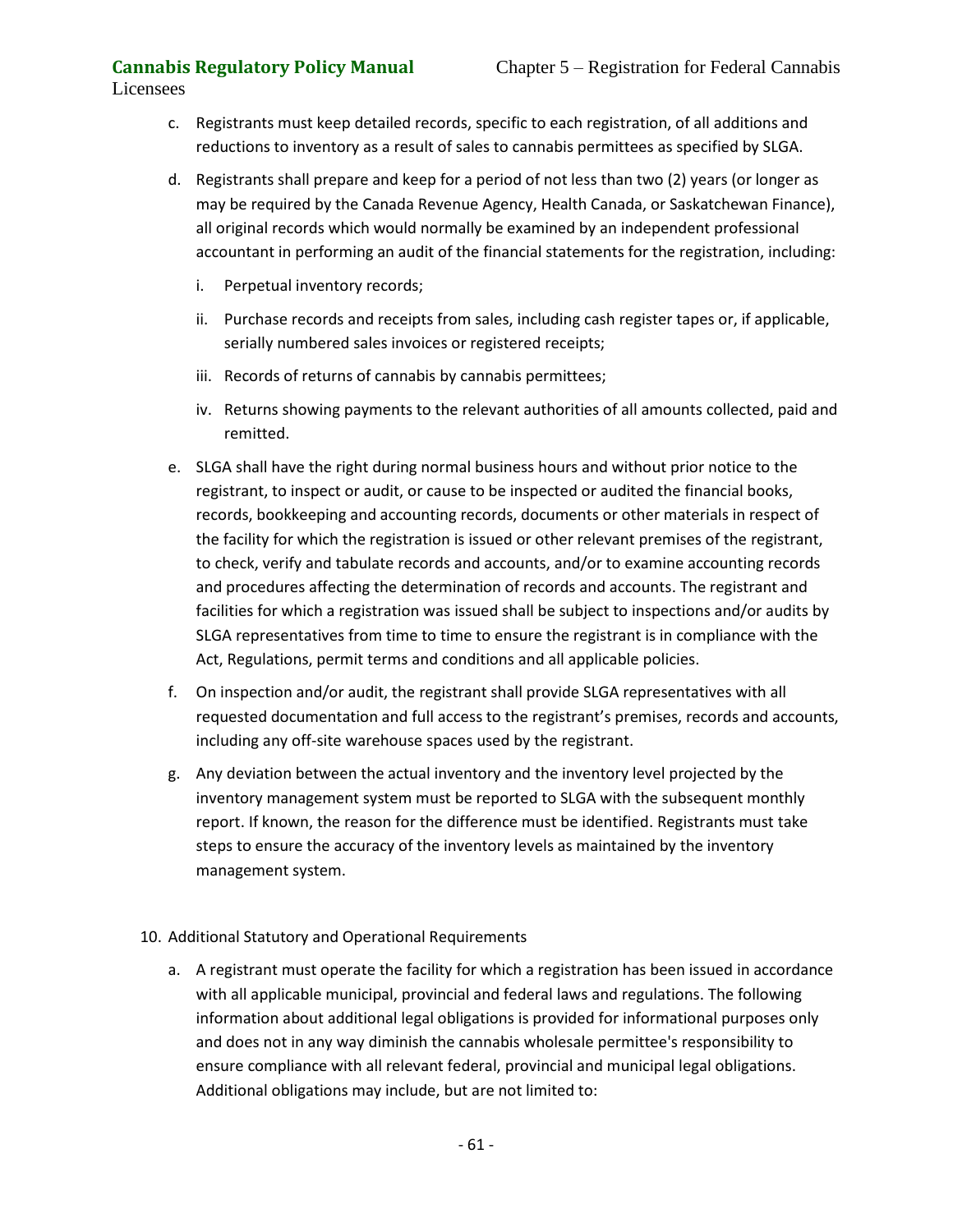c. Registrants must keep detailed records, specific to each registration, of all additions and reductions to inventory as a result of sales to cannabis permittees as specified by SLGA.

d. Registrants shall prepare and keep for a period of not less than two (2) years (or longer as may be required by the Canada Revenue Agency, Health Canada, or Saskatchewan Finance), all original records which would normally be examined by an independent professional accountant in performing an audit of the financial statements for the registration, including:

   i. Perpetual inventory records;

   ii. Purchase records and receipts from sales, including cash register tapes or, if applicable, serially numbered sales invoices or registered receipts;

   iii. Records of returns of cannabis by cannabis permittees;

   iv. Returns showing payments to the relevant authorities of all amounts collected, paid and remitted.

e. SLGA shall have the right during normal business hours and without prior notice to the registrant, to inspect or audit, or cause to be inspected or audited the financial books, records, bookkeeping and accounting records, documents or other materials in respect of the facility for which the registration is issued or other relevant premises of the registrant, to check, verify and tabulate records and accounts, and/or to examine accounting records and procedures affecting the determination of records and accounts. The registrant and facilities for which a registration was issued shall be subject to inspections and/or audits by SLGA representatives from time to time to ensure the registrant is in compliance with the Act, Regulations, permit terms and conditions and all applicable policies.

f. On inspection and/or audit, the registrant shall provide SLGA representatives with all requested documentation and full access to the registrant's premises, records and accounts, including any off-site warehouse spaces used by the registrant.

g. Any deviation between the actual inventory and the inventory level projected by the inventory management system must be reported to SLGA with the subsequent monthly report. If known, the reason for the difference must be identified. Registrants must take steps to ensure the accuracy of the inventory levels as maintained by the inventory management system.

10. Additional Statutory and Operational Requirements

   a. A registrant must operate the facility for which a registration has been issued in accordance with all applicable municipal, provincial and federal laws and regulations. The following information about additional legal obligations is provided for informational purposes only and does not in any way diminish the cannabis wholesale permittee's responsibility to ensure compliance with all relevant federal, provincial and municipal legal obligations. Additional obligations may include, but are not limited to: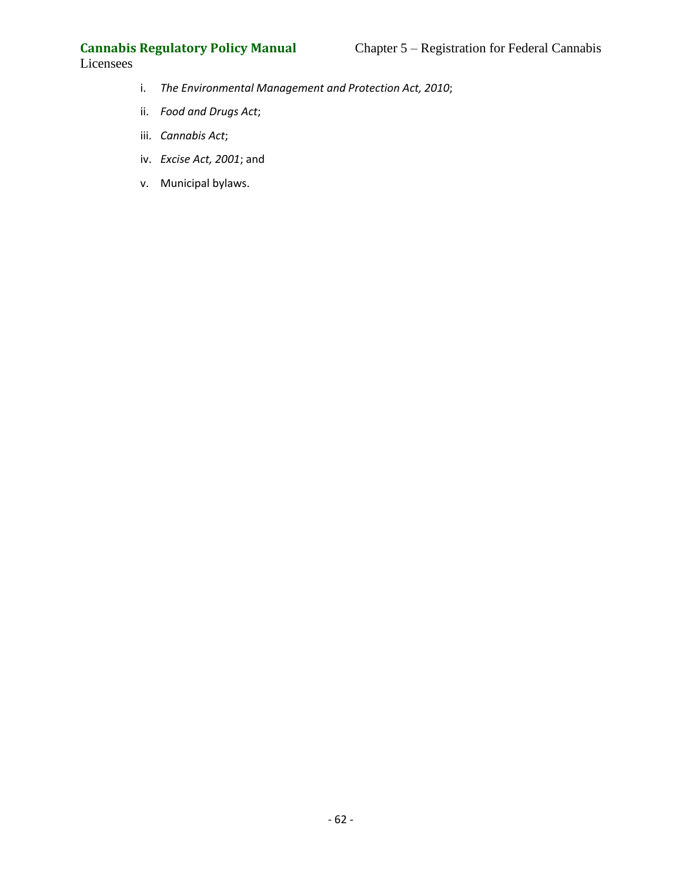i. *The Environmental Management and Protection Act, 2010*;

ii. *Food and Drugs Act*;

iii. *Cannabis Act*;

iv. *Excise Act, 2001*; and

v. Municipal bylaws.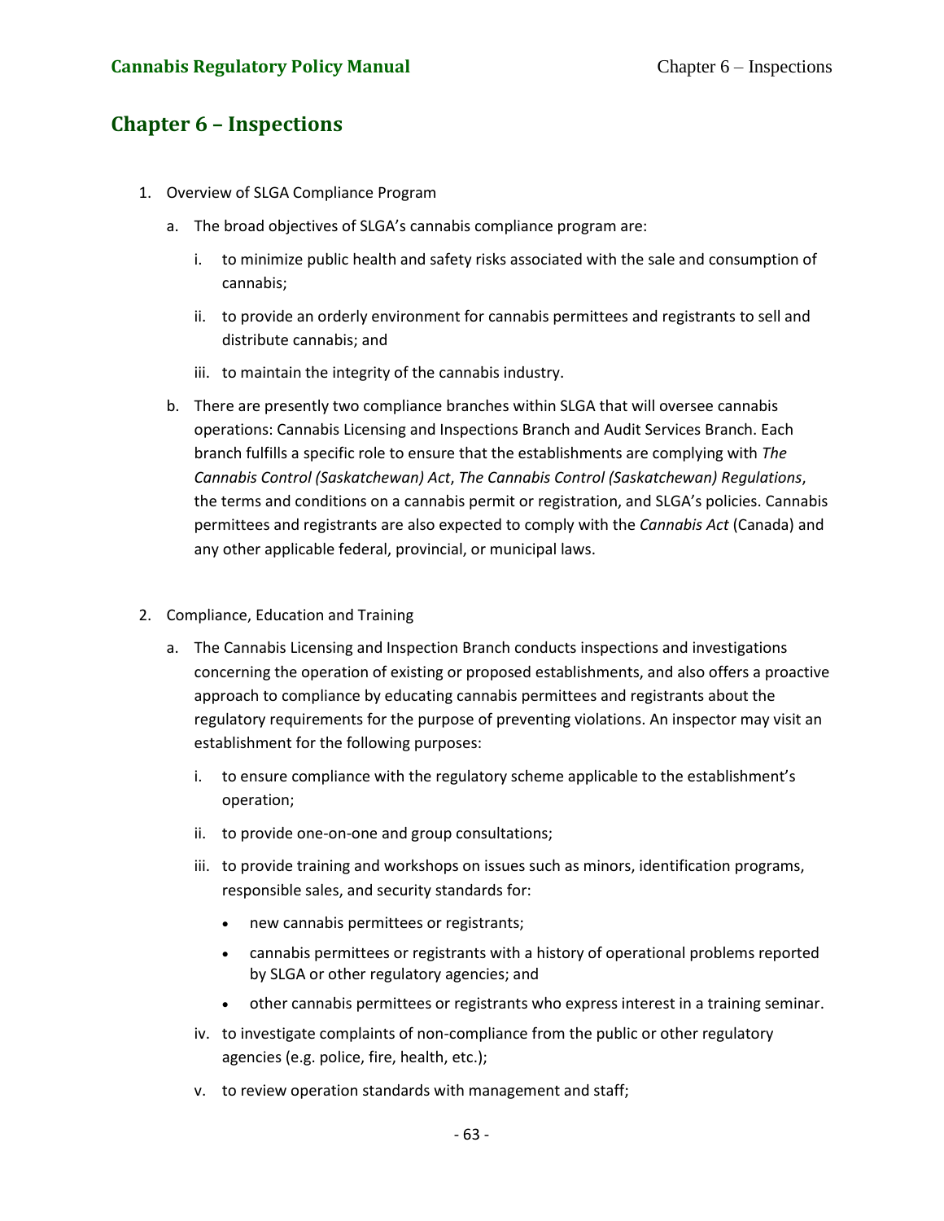# Chapter 6 – Inspections

1. Overview of SLGA Compliance Program

   a. The broad objectives of SLGA's cannabis compliance program are:

      i. to minimize public health and safety risks associated with the sale and consumption of cannabis;

      ii. to provide an orderly environment for cannabis permittees and registrants to sell and distribute cannabis; and

      iii. to maintain the integrity of the cannabis industry.

   b. There are presently two compliance branches within SLGA that will oversee cannabis operations: Cannabis Licensing and Inspections Branch and Audit Services Branch. Each branch fulfills a specific role to ensure that the establishments are complying with *The Cannabis Control (Saskatchewan) Act*, *The Cannabis Control (Saskatchewan) Regulations*, the terms and conditions on a cannabis permit or registration, and SLGA's policies. Cannabis permittees and registrants are also expected to comply with the *Cannabis Act* (Canada) and any other applicable federal, provincial, or municipal laws.

2. Compliance, Education and Training

   a. The Cannabis Licensing and Inspection Branch conducts inspections and investigations concerning the operation of existing or proposed establishments, and also offers a proactive approach to compliance by educating cannabis permittees and registrants about the regulatory requirements for the purpose of preventing violations. An inspector may visit an establishment for the following purposes:

      i. to ensure compliance with the regulatory scheme applicable to the establishment's operation;

      ii. to provide one-on-one and group consultations;

      iii. to provide training and workshops on issues such as minors, identification programs, responsible sales, and security standards for:

         - new cannabis permittees or registrants;
         - cannabis permittees or registrants with a history of operational problems reported by SLGA or other regulatory agencies; and
         - other cannabis permittees or registrants who express interest in a training seminar.

      iv. to investigate complaints of non-compliance from the public or other regulatory agencies (e.g. police, fire, health, etc.);

      v. to review operation standards with management and staff;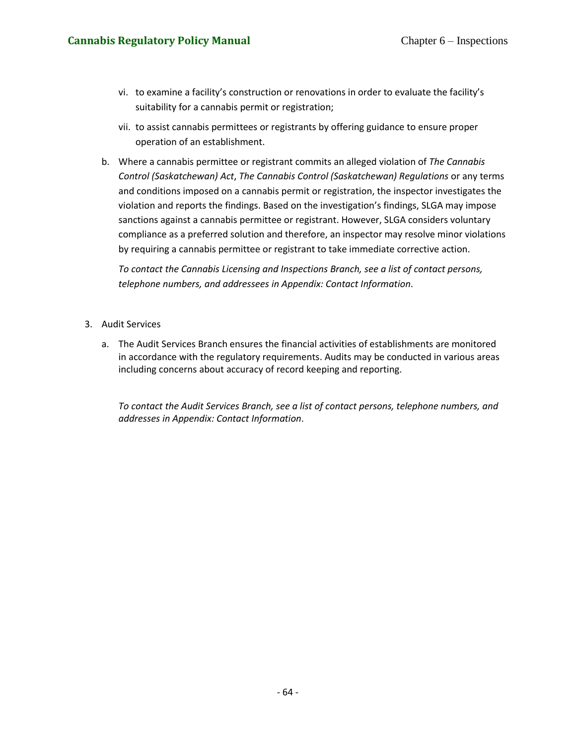vi. to examine a facility's construction or renovations in order to evaluate the facility's suitability for a cannabis permit or registration;

vii. to assist cannabis permittees or registrants by offering guidance to ensure proper operation of an establishment.

b. Where a cannabis permittee or registrant commits an alleged violation of *The Cannabis Control (Saskatchewan) Act*, *The Cannabis Control (Saskatchewan) Regulations* or any terms and conditions imposed on a cannabis permit or registration, the inspector investigates the violation and reports the findings. Based on the investigation's findings, SLGA may impose sanctions against a cannabis permittee or registrant. However, SLGA considers voluntary compliance as a preferred solution and therefore, an inspector may resolve minor violations by requiring a cannabis permittee or registrant to take immediate corrective action.

*To contact the Cannabis Licensing and Inspections Branch, see a list of contact persons, telephone numbers, and addressees in Appendix: Contact Information*.

3. Audit Services

a. The Audit Services Branch ensures the financial activities of establishments are monitored in accordance with the regulatory requirements. Audits may be conducted in various areas including concerns about accuracy of record keeping and reporting.

*To contact the Audit Services Branch, see a list of contact persons, telephone numbers, and addresses in Appendix: Contact Information*.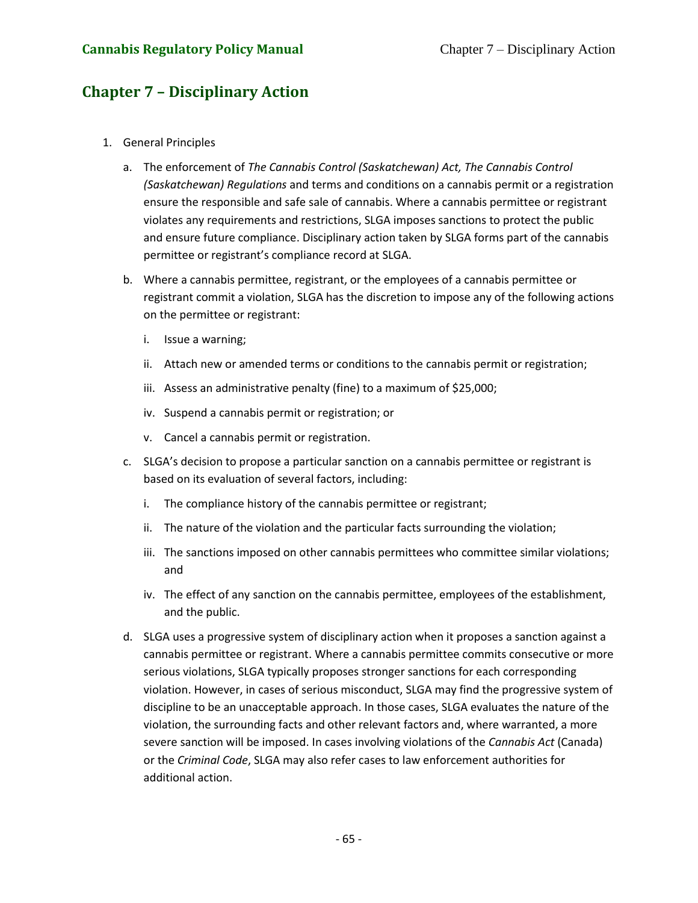# Chapter 7 – Disciplinary Action

1. General Principles

   a. The enforcement of *The Cannabis Control (Saskatchewan) Act, The Cannabis Control (Saskatchewan) Regulations* and terms and conditions on a cannabis permit or a registration ensure the responsible and safe sale of cannabis. Where a cannabis permittee or registrant violates any requirements and restrictions, SLGA imposes sanctions to protect the public and ensure future compliance. Disciplinary action taken by SLGA forms part of the cannabis permittee or registrant's compliance record at SLGA.

   b. Where a cannabis permittee, registrant, or the employees of a cannabis permittee or registrant commit a violation, SLGA has the discretion to impose any of the following actions on the permittee or registrant:

      i. Issue a warning;

      ii. Attach new or amended terms or conditions to the cannabis permit or registration;

      iii. Assess an administrative penalty (fine) to a maximum of $25,000;

      iv. Suspend a cannabis permit or registration; or

      v. Cancel a cannabis permit or registration.

   c. SLGA's decision to propose a particular sanction on a cannabis permittee or registrant is based on its evaluation of several factors, including:

      i. The compliance history of the cannabis permittee or registrant;

      ii. The nature of the violation and the particular facts surrounding the violation;

      iii. The sanctions imposed on other cannabis permittees who committee similar violations; and

      iv. The effect of any sanction on the cannabis permittee, employees of the establishment, and the public.

   d. SLGA uses a progressive system of disciplinary action when it proposes a sanction against a cannabis permittee or registrant. Where a cannabis permittee commits consecutive or more serious violations, SLGA typically proposes stronger sanctions for each corresponding violation. However, in cases of serious misconduct, SLGA may find the progressive system of discipline to be an unacceptable approach. In those cases, SLGA evaluates the nature of the violation, the surrounding facts and other relevant factors and, where warranted, a more severe sanction will be imposed. In cases involving violations of the *Cannabis Act* (Canada) or the *Criminal Code*, SLGA may also refer cases to law enforcement authorities for additional action.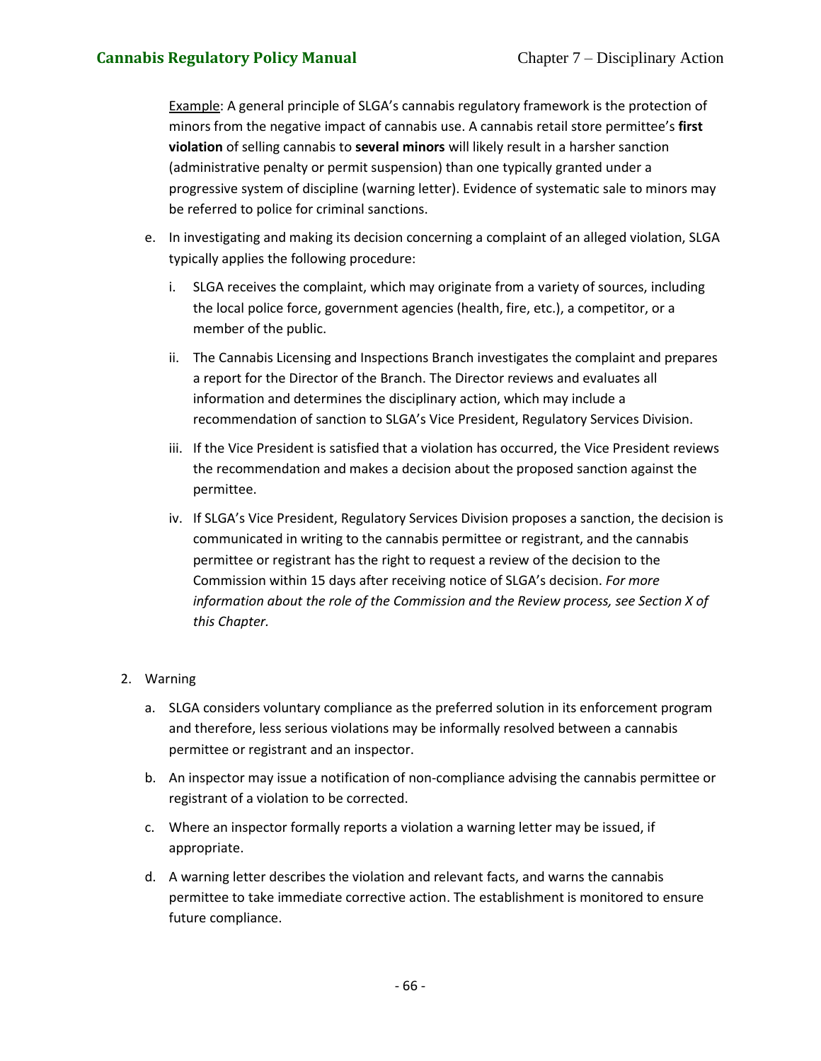Example: A general principle of SLGA's cannabis regulatory framework is the protection of minors from the negative impact of cannabis use. A cannabis retail store permittee's **first violation** of selling cannabis to **several minors** will likely result in a harsher sanction (administrative penalty or permit suspension) than one typically granted under a progressive system of discipline (warning letter). Evidence of systematic sale to minors may be referred to police for criminal sanctions.

e. In investigating and making its decision concerning a complaint of an alleged violation, SLGA typically applies the following procedure:

   i. SLGA receives the complaint, which may originate from a variety of sources, including the local police force, government agencies (health, fire, etc.), a competitor, or a member of the public.

   ii. The Cannabis Licensing and Inspections Branch investigates the complaint and prepares a report for the Director of the Branch. The Director reviews and evaluates all information and determines the disciplinary action, which may include a recommendation of sanction to SLGA's Vice President, Regulatory Services Division.

   iii. If the Vice President is satisfied that a violation has occurred, the Vice President reviews the recommendation and makes a decision about the proposed sanction against the permittee.

   iv. If SLGA's Vice President, Regulatory Services Division proposes a sanction, the decision is communicated in writing to the cannabis permittee or registrant, and the cannabis permittee or registrant has the right to request a review of the decision to the Commission within 15 days after receiving notice of SLGA's decision. *For more information about the role of the Commission and the Review process, see Section X of this Chapter.*

2. Warning

   a. SLGA considers voluntary compliance as the preferred solution in its enforcement program and therefore, less serious violations may be informally resolved between a cannabis permittee or registrant and an inspector.

   b. An inspector may issue a notification of non-compliance advising the cannabis permittee or registrant of a violation to be corrected.

   c. Where an inspector formally reports a violation a warning letter may be issued, if appropriate.

   d. A warning letter describes the violation and relevant facts, and warns the cannabis permittee to take immediate corrective action. The establishment is monitored to ensure future compliance.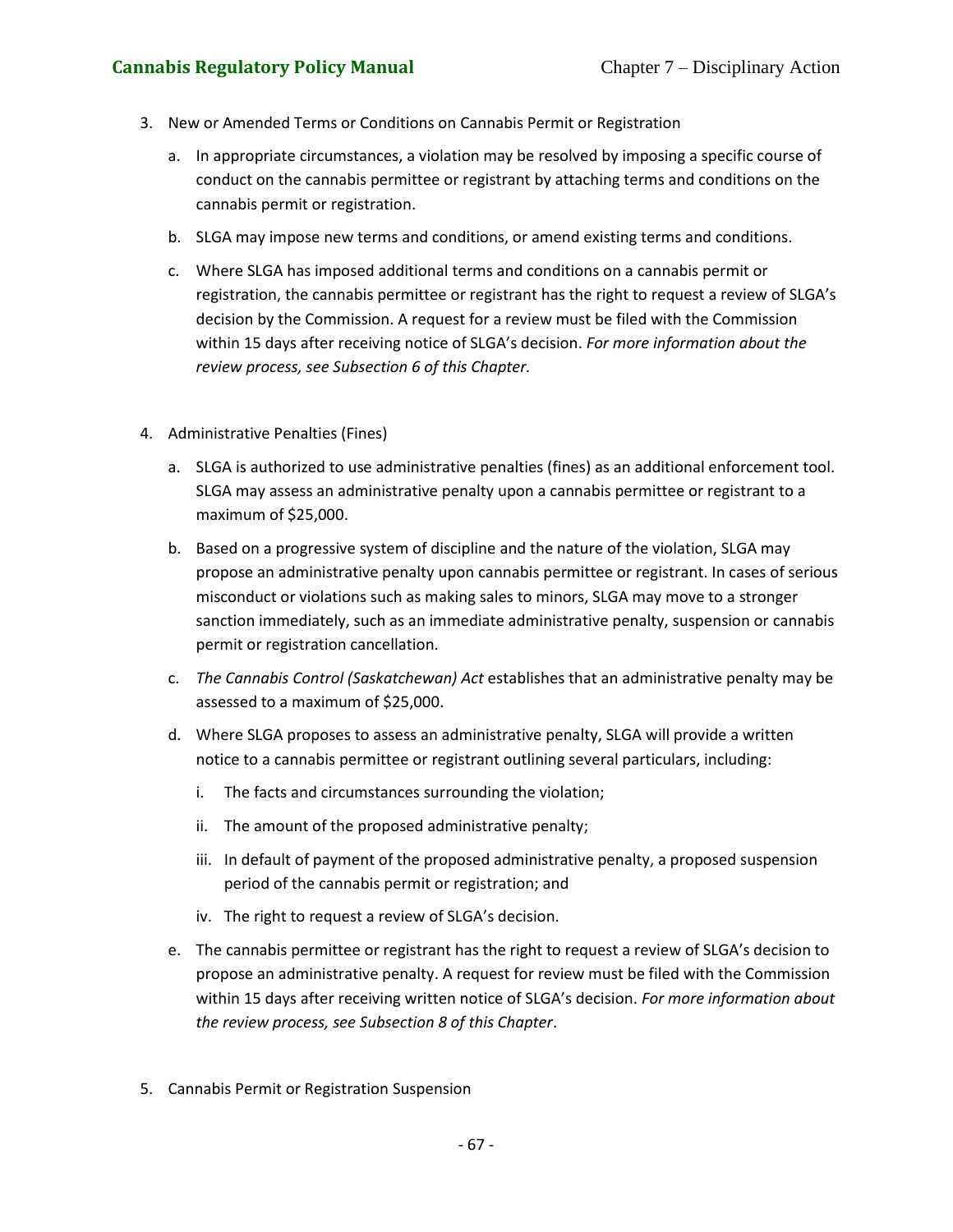3. New or Amended Terms or Conditions on Cannabis Permit or Registration

   a. In appropriate circumstances, a violation may be resolved by imposing a specific course of conduct on the cannabis permittee or registrant by attaching terms and conditions on the cannabis permit or registration.

   b. SLGA may impose new terms and conditions, or amend existing terms and conditions.

   c. Where SLGA has imposed additional terms and conditions on a cannabis permit or registration, the cannabis permittee or registrant has the right to request a review of SLGA's decision by the Commission. A request for a review must be filed with the Commission within 15 days after receiving notice of SLGA's decision. *For more information about the review process, see Subsection 6 of this Chapter.*

4. Administrative Penalties (Fines)

   a. SLGA is authorized to use administrative penalties (fines) as an additional enforcement tool. SLGA may assess an administrative penalty upon a cannabis permittee or registrant to a maximum of $25,000.

   b. Based on a progressive system of discipline and the nature of the violation, SLGA may propose an administrative penalty upon cannabis permittee or registrant. In cases of serious misconduct or violations such as making sales to minors, SLGA may move to a stronger sanction immediately, such as an immediate administrative penalty, suspension or cannabis permit or registration cancellation.

   c. *The Cannabis Control (Saskatchewan) Act* establishes that an administrative penalty may be assessed to a maximum of $25,000.

   d. Where SLGA proposes to assess an administrative penalty, SLGA will provide a written notice to a cannabis permittee or registrant outlining several particulars, including:

      i. The facts and circumstances surrounding the violation;

      ii. The amount of the proposed administrative penalty;

      iii. In default of payment of the proposed administrative penalty, a proposed suspension period of the cannabis permit or registration; and

      iv. The right to request a review of SLGA's decision.

   e. The cannabis permittee or registrant has the right to request a review of SLGA's decision to propose an administrative penalty. A request for review must be filed with the Commission within 15 days after receiving written notice of SLGA's decision. *For more information about the review process, see Subsection 8 of this Chapter*.

5. Cannabis Permit or Registration Suspension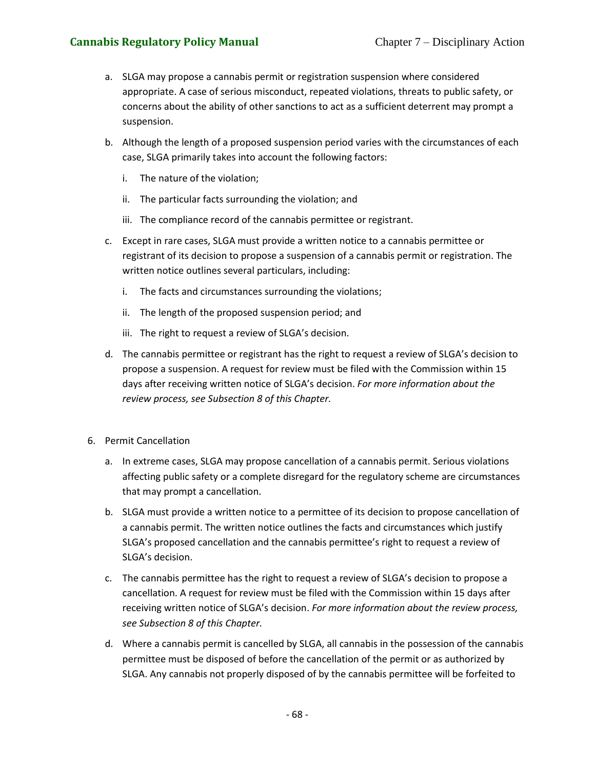a. SLGA may propose a cannabis permit or registration suspension where considered appropriate. A case of serious misconduct, repeated violations, threats to public safety, or concerns about the ability of other sanctions to act as a sufficient deterrent may prompt a suspension.

b. Although the length of a proposed suspension period varies with the circumstances of each case, SLGA primarily takes into account the following factors:

   i. The nature of the violation;

   ii. The particular facts surrounding the violation; and

   iii. The compliance record of the cannabis permittee or registrant.

c. Except in rare cases, SLGA must provide a written notice to a cannabis permittee or registrant of its decision to propose a suspension of a cannabis permit or registration. The written notice outlines several particulars, including:

   i. The facts and circumstances surrounding the violations;

   ii. The length of the proposed suspension period; and

   iii. The right to request a review of SLGA's decision.

d. The cannabis permittee or registrant has the right to request a review of SLGA's decision to propose a suspension. A request for review must be filed with the Commission within 15 days after receiving written notice of SLGA's decision. *For more information about the review process, see Subsection 8 of this Chapter.*

6. Permit Cancellation

   a. In extreme cases, SLGA may propose cancellation of a cannabis permit. Serious violations affecting public safety or a complete disregard for the regulatory scheme are circumstances that may prompt a cancellation.

   b. SLGA must provide a written notice to a permittee of its decision to propose cancellation of a cannabis permit. The written notice outlines the facts and circumstances which justify SLGA's proposed cancellation and the cannabis permittee's right to request a review of SLGA's decision.

   c. The cannabis permittee has the right to request a review of SLGA's decision to propose a cancellation. A request for review must be filed with the Commission within 15 days after receiving written notice of SLGA's decision. *For more information about the review process, see Subsection 8 of this Chapter.*

   d. Where a cannabis permit is cancelled by SLGA, all cannabis in the possession of the cannabis permittee must be disposed of before the cancellation of the permit or as authorized by SLGA. Any cannabis not properly disposed of by the cannabis permittee will be forfeited to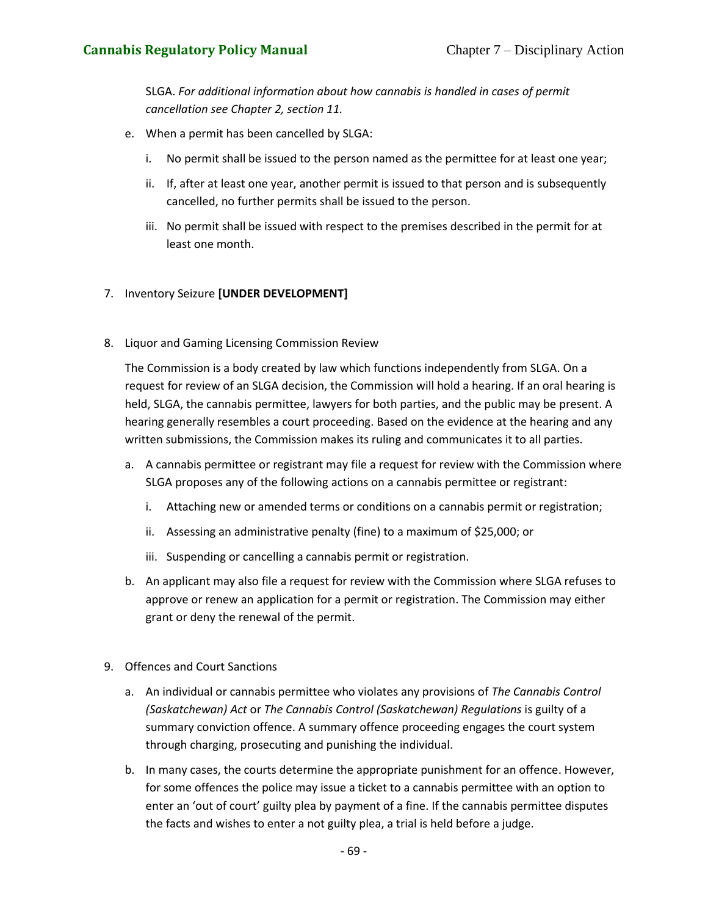SLGA. *For additional information about how cannabis is handled in cases of permit cancellation see Chapter 2, section 11.*

e. When a permit has been cancelled by SLGA:

   i. No permit shall be issued to the person named as the permittee for at least one year;

   ii. If, after at least one year, another permit is issued to that person and is subsequently cancelled, no further permits shall be issued to the person.

   iii. No permit shall be issued with respect to the premises described in the permit for at least one month.

7. Inventory Seizure **[UNDER DEVELOPMENT]**

8. Liquor and Gaming Licensing Commission Review

   The Commission is a body created by law which functions independently from SLGA. On a request for review of an SLGA decision, the Commission will hold a hearing. If an oral hearing is held, SLGA, the cannabis permittee, lawyers for both parties, and the public may be present. A hearing generally resembles a court proceeding. Based on the evidence at the hearing and any written submissions, the Commission makes its ruling and communicates it to all parties.

   a. A cannabis permittee or registrant may file a request for review with the Commission where SLGA proposes any of the following actions on a cannabis permittee or registrant:

      i. Attaching new or amended terms or conditions on a cannabis permit or registration;

      ii. Assessing an administrative penalty (fine) to a maximum of $25,000; or

      iii. Suspending or cancelling a cannabis permit or registration.

   b. An applicant may also file a request for review with the Commission where SLGA refuses to approve or renew an application for a permit or registration. The Commission may either grant or deny the renewal of the permit.

9. Offences and Court Sanctions

   a. An individual or cannabis permittee who violates any provisions of *The Cannabis Control (Saskatchewan) Act* or *The Cannabis Control (Saskatchewan) Regulations* is guilty of a summary conviction offence. A summary offence proceeding engages the court system through charging, prosecuting and punishing the individual.

   b. In many cases, the courts determine the appropriate punishment for an offence. However, for some offences the police may issue a ticket to a cannabis permittee with an option to enter an 'out of court' guilty plea by payment of a fine. If the cannabis permittee disputes the facts and wishes to enter a not guilty plea, a trial is held before a judge.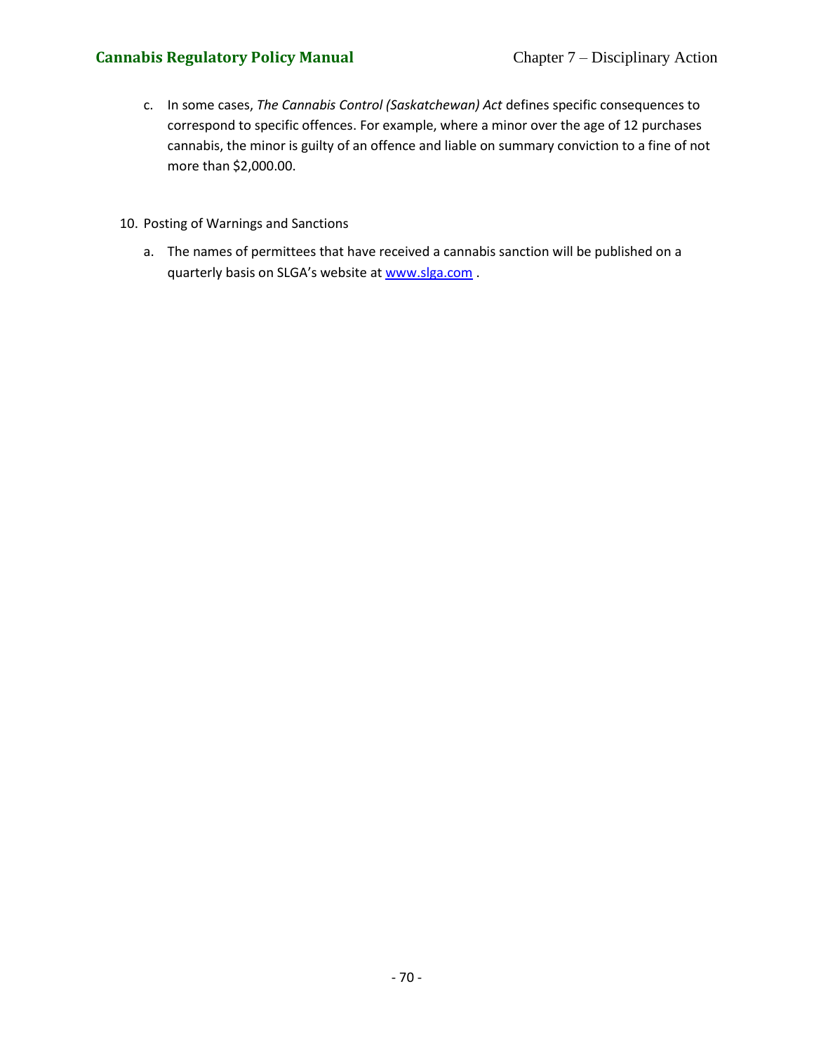c. In some cases, *The Cannabis Control (Saskatchewan) Act* defines specific consequences to correspond to specific offences. For example, where a minor over the age of 12 purchases cannabis, the minor is guilty of an offence and liable on summary conviction to a fine of not more than $2,000.00.

10. Posting of Warnings and Sanctions

    a. The names of permittees that have received a cannabis sanction will be published on a quarterly basis on SLGA's website at [www.slga.com](http://www.slga.com) .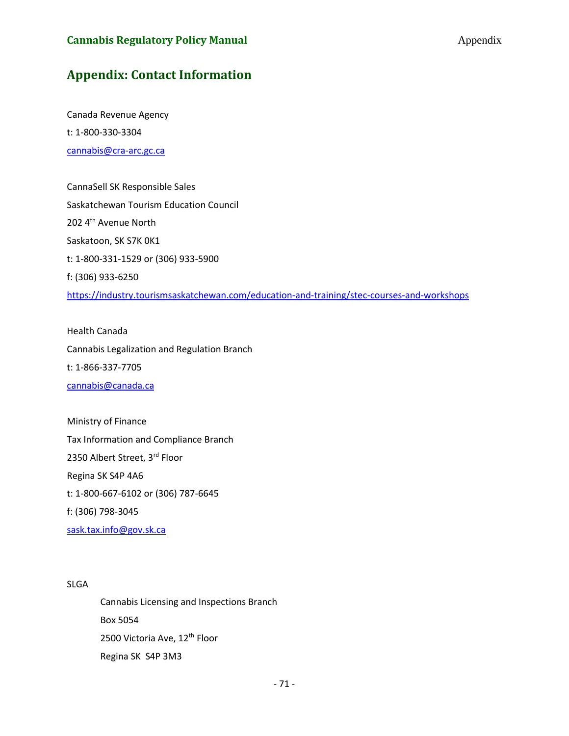# Appendix: Contact Information

Canada Revenue Agency

t: 1-800-330-3304

cannabis@cra-arc.gc.ca

CannaSell SK Responsible Sales

Saskatchewan Tourism Education Council

202 4th Avenue North

Saskatoon, SK S7K 0K1

t: 1-800-331-1529 or (306) 933-5900

f: (306) 933-6250

https://industry.tourismsaskatchewan.com/education-and-training/stec-courses-and-workshops

Health Canada

Cannabis Legalization and Regulation Branch

t: 1-866-337-7705

cannabis@canada.ca

Ministry of Finance

Tax Information and Compliance Branch

2350 Albert Street, 3rd Floor

Regina SK S4P 4A6

t: 1-800-667-6102 or (306) 787-6645

f: (306) 798-3045

sask.tax.info@gov.sk.ca

SLGA

Cannabis Licensing and Inspections Branch

Box 5054

2500 Victoria Ave, 12th Floor

Regina SK S4P 3M3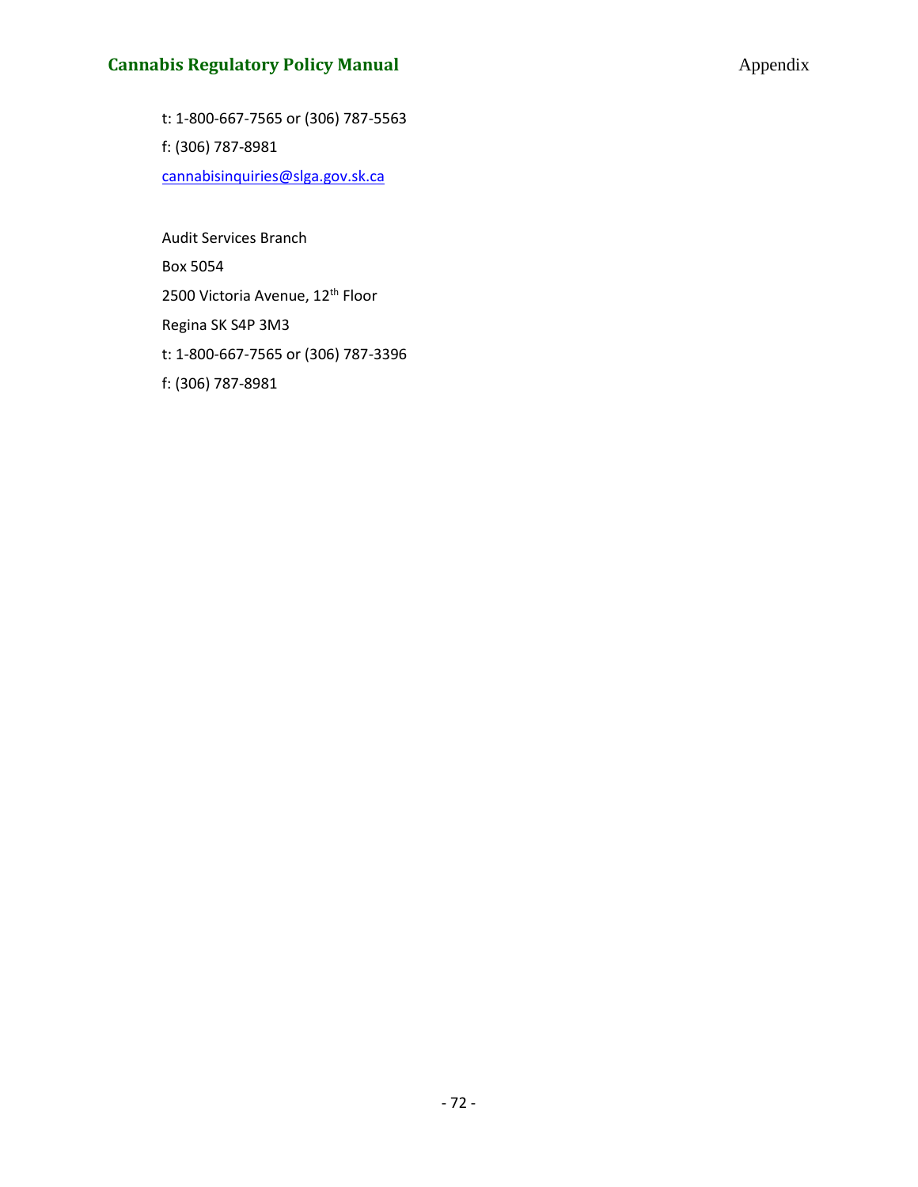t: 1-800-667-7565 or (306) 787-5563

f: (306) 787-8981

cannabisinquiries@slga.gov.sk.ca

Audit Services Branch

Box 5054

2500 Victoria Avenue, 12th Floor

Regina SK S4P 3M3

t: 1-800-667-7565 or (306) 787-3396

f: (306) 787-8981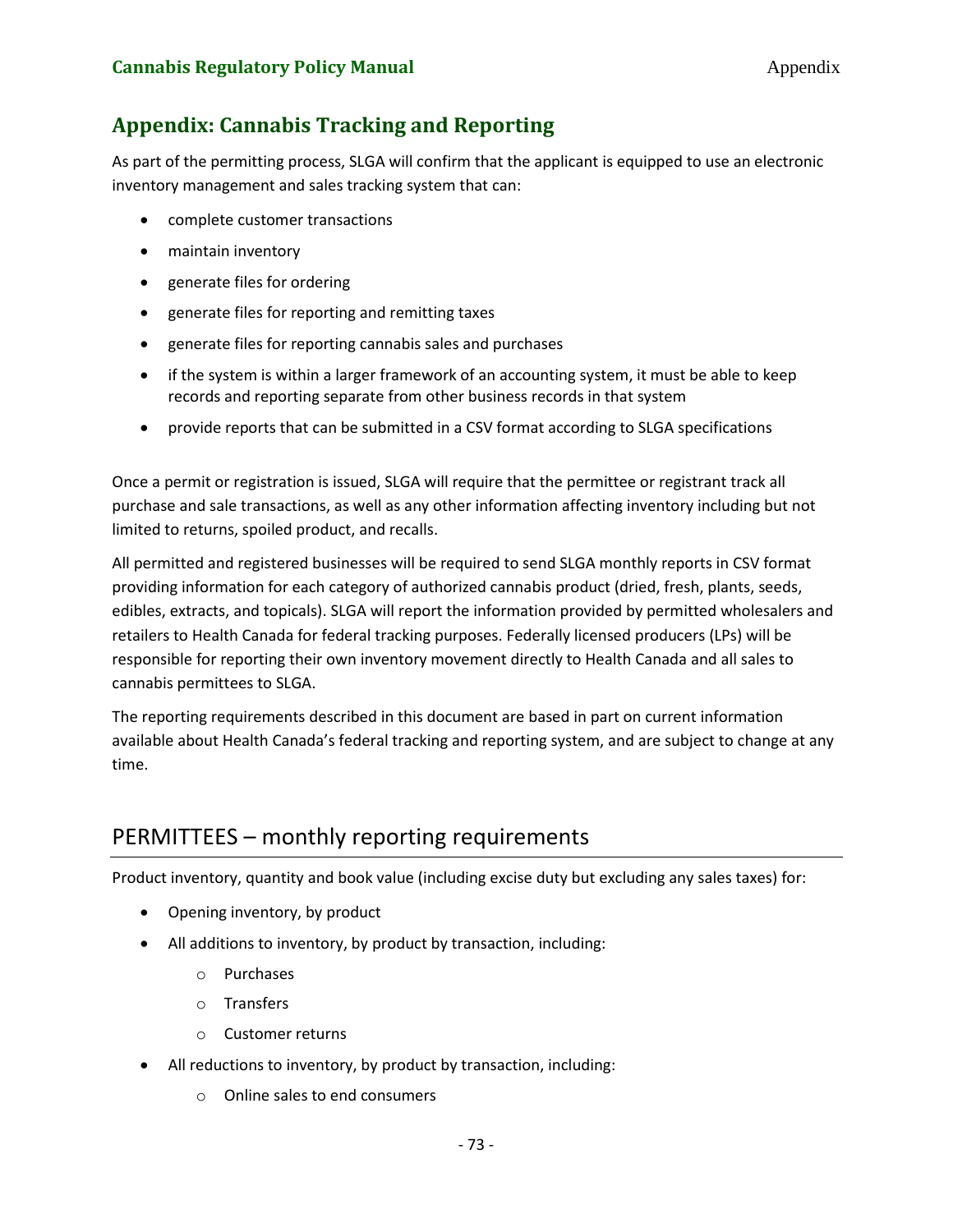## Appendix: Cannabis Tracking and Reporting

As part of the permitting process, SLGA will confirm that the applicant is equipped to use an electronic inventory management and sales tracking system that can:

- complete customer transactions
- maintain inventory
- generate files for ordering
- generate files for reporting and remitting taxes
- generate files for reporting cannabis sales and purchases
- if the system is within a larger framework of an accounting system, it must be able to keep records and reporting separate from other business records in that system
- provide reports that can be submitted in a CSV format according to SLGA specifications

Once a permit or registration is issued, SLGA will require that the permittee or registrant track all purchase and sale transactions, as well as any other information affecting inventory including but not limited to returns, spoiled product, and recalls.

All permitted and registered businesses will be required to send SLGA monthly reports in CSV format providing information for each category of authorized cannabis product (dried, fresh, plants, seeds, edibles, extracts, and topicals). SLGA will report the information provided by permitted wholesalers and retailers to Health Canada for federal tracking purposes. Federally licensed producers (LPs) will be responsible for reporting their own inventory movement directly to Health Canada and all sales to cannabis permittees to SLGA.

The reporting requirements described in this document are based in part on current information available about Health Canada's federal tracking and reporting system, and are subject to change at any time.

### PERMITTEES – monthly reporting requirements

Product inventory, quantity and book value (including excise duty but excluding any sales taxes) for:

- Opening inventory, by product
- All additions to inventory, by product by transaction, including:
  - Purchases
  - Transfers
  - Customer returns
- All reductions to inventory, by product by transaction, including:
  - Online sales to end consumers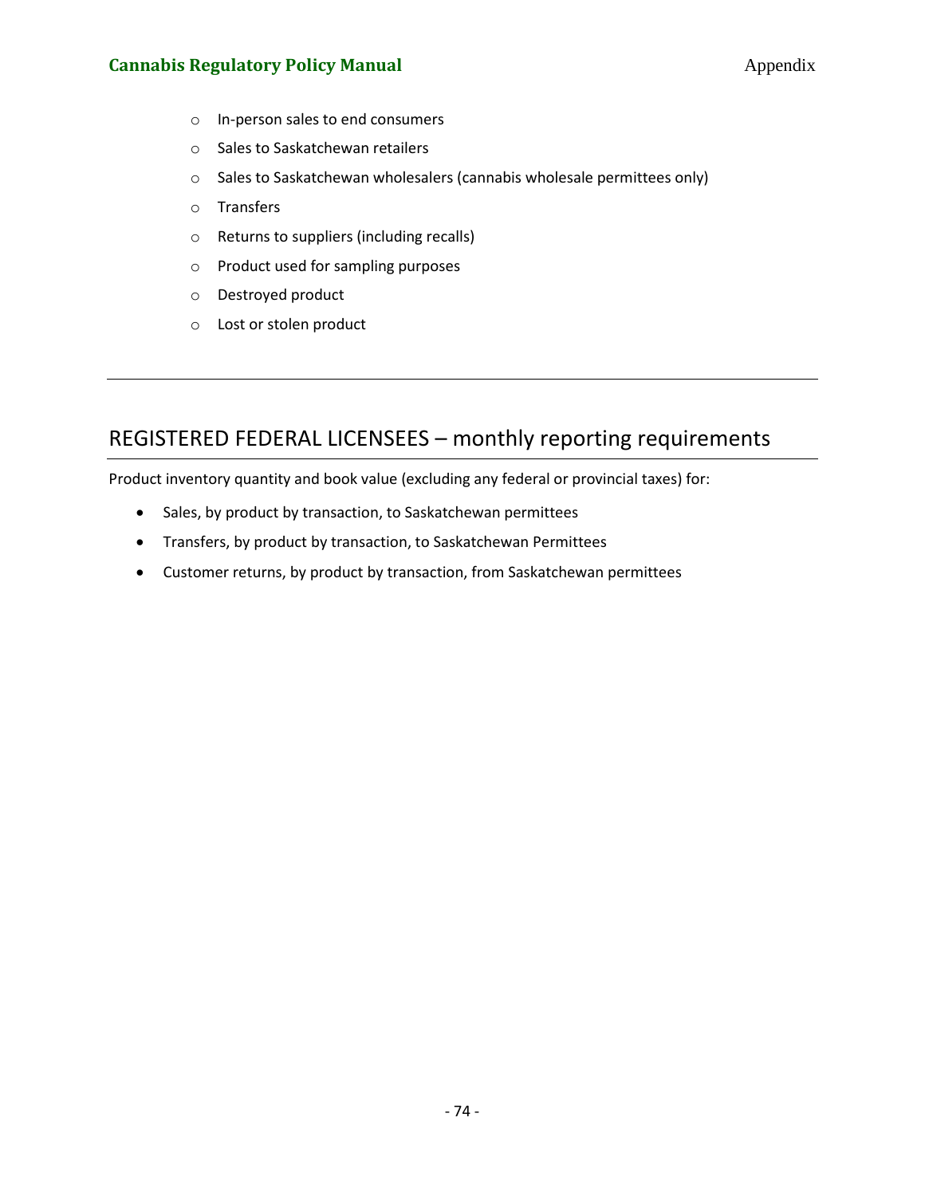- In-person sales to end consumers
- Sales to Saskatchewan retailers
- Sales to Saskatchewan wholesalers (cannabis wholesale permittees only)
- Transfers
- Returns to suppliers (including recalls)
- Product used for sampling purposes
- Destroyed product
- Lost or stolen product

---

## REGISTERED FEDERAL LICENSEES – monthly reporting requirements

Product inventory quantity and book value (excluding any federal or provincial taxes) for:

- Sales, by product by transaction, to Saskatchewan permittees
- Transfers, by product by transaction, to Saskatchewan Permittees
- Customer returns, by product by transaction, from Saskatchewan permittees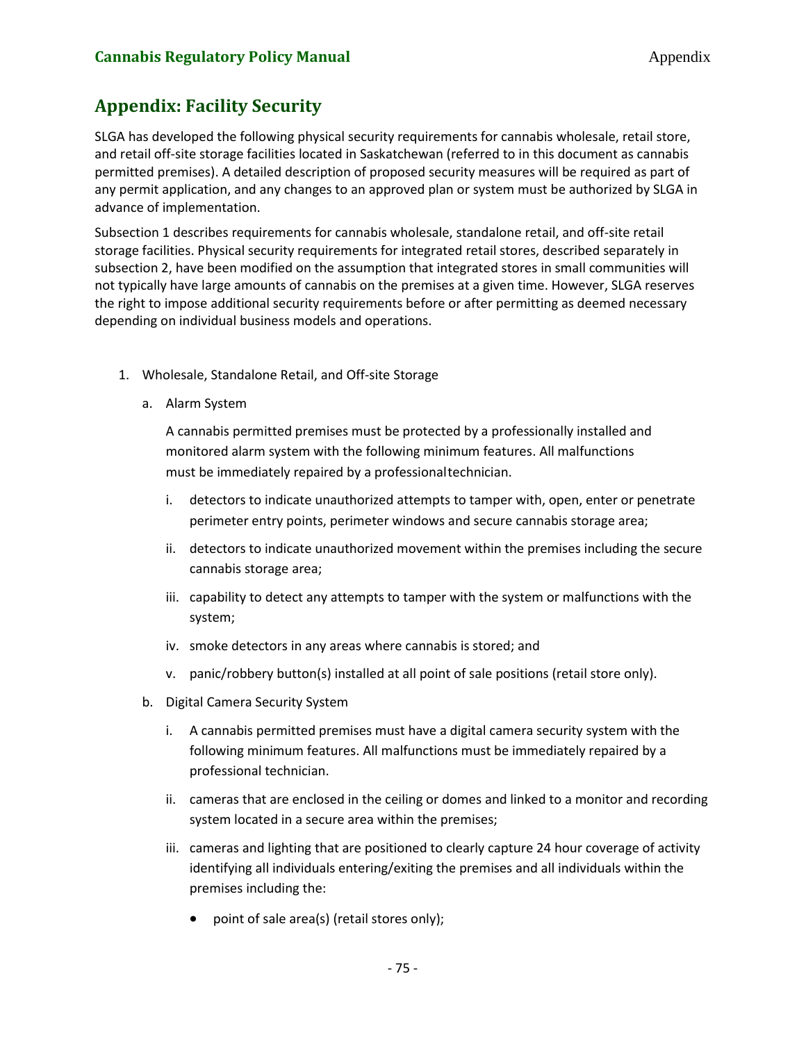## Appendix: Facility Security

SLGA has developed the following physical security requirements for cannabis wholesale, retail store, and retail off-site storage facilities located in Saskatchewan (referred to in this document as cannabis permitted premises). A detailed description of proposed security measures will be required as part of any permit application, and any changes to an approved plan or system must be authorized by SLGA in advance of implementation.

Subsection 1 describes requirements for cannabis wholesale, standalone retail, and off-site retail storage facilities. Physical security requirements for integrated retail stores, described separately in subsection 2, have been modified on the assumption that integrated stores in small communities will not typically have large amounts of cannabis on the premises at a given time. However, SLGA reserves the right to impose additional security requirements before or after permitting as deemed necessary depending on individual business models and operations.

1. Wholesale, Standalone Retail, and Off-site Storage

   a. Alarm System

      A cannabis permitted premises must be protected by a professionally installed and monitored alarm system with the following minimum features. All malfunctions must be immediately repaired by a professional technician.

      i. detectors to indicate unauthorized attempts to tamper with, open, enter or penetrate perimeter entry points, perimeter windows and secure cannabis storage area;

      ii. detectors to indicate unauthorized movement within the premises including the secure cannabis storage area;

      iii. capability to detect any attempts to tamper with the system or malfunctions with the system;

      iv. smoke detectors in any areas where cannabis is stored; and

      v. panic/robbery button(s) installed at all point of sale positions (retail store only).

   b. Digital Camera Security System

      i. A cannabis permitted premises must have a digital camera security system with the following minimum features. All malfunctions must be immediately repaired by a professional technician.

      ii. cameras that are enclosed in the ceiling or domes and linked to a monitor and recording system located in a secure area within the premises;

      iii. cameras and lighting that are positioned to clearly capture 24 hour coverage of activity identifying all individuals entering/exiting the premises and all individuals within the premises including the:

         - point of sale area(s) (retail stores only);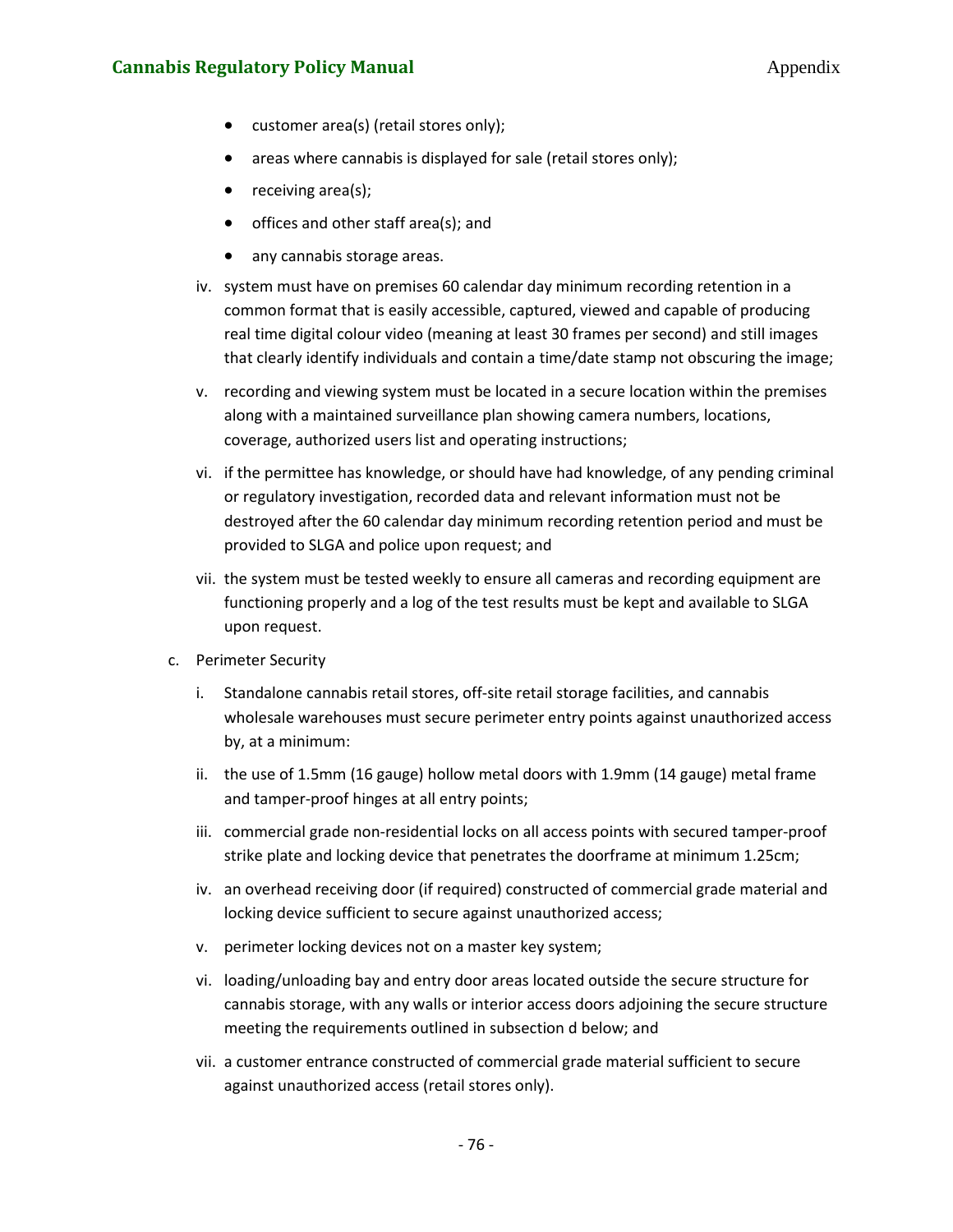- customer area(s) (retail stores only);
- areas where cannabis is displayed for sale (retail stores only);
- receiving area(s);
- offices and other staff area(s); and
- any cannabis storage areas.

iv. system must have on premises 60 calendar day minimum recording retention in a common format that is easily accessible, captured, viewed and capable of producing real time digital colour video (meaning at least 30 frames per second) and still images that clearly identify individuals and contain a time/date stamp not obscuring the image;

v. recording and viewing system must be located in a secure location within the premises along with a maintained surveillance plan showing camera numbers, locations, coverage, authorized users list and operating instructions;

vi. if the permittee has knowledge, or should have had knowledge, of any pending criminal or regulatory investigation, recorded data and relevant information must not be destroyed after the 60 calendar day minimum recording retention period and must be provided to SLGA and police upon request; and

vii. the system must be tested weekly to ensure all cameras and recording equipment are functioning properly and a log of the test results must be kept and available to SLGA upon request.

c. Perimeter Security

i. Standalone cannabis retail stores, off-site retail storage facilities, and cannabis wholesale warehouses must secure perimeter entry points against unauthorized access by, at a minimum:

ii. the use of 1.5mm (16 gauge) hollow metal doors with 1.9mm (14 gauge) metal frame and tamper-proof hinges at all entry points;

iii. commercial grade non-residential locks on all access points with secured tamper-proof strike plate and locking device that penetrates the doorframe at minimum 1.25cm;

iv. an overhead receiving door (if required) constructed of commercial grade material and locking device sufficient to secure against unauthorized access;

v. perimeter locking devices not on a master key system;

vi. loading/unloading bay and entry door areas located outside the secure structure for cannabis storage, with any walls or interior access doors adjoining the secure structure meeting the requirements outlined in subsection d below; and

vii. a customer entrance constructed of commercial grade material sufficient to secure against unauthorized access (retail stores only).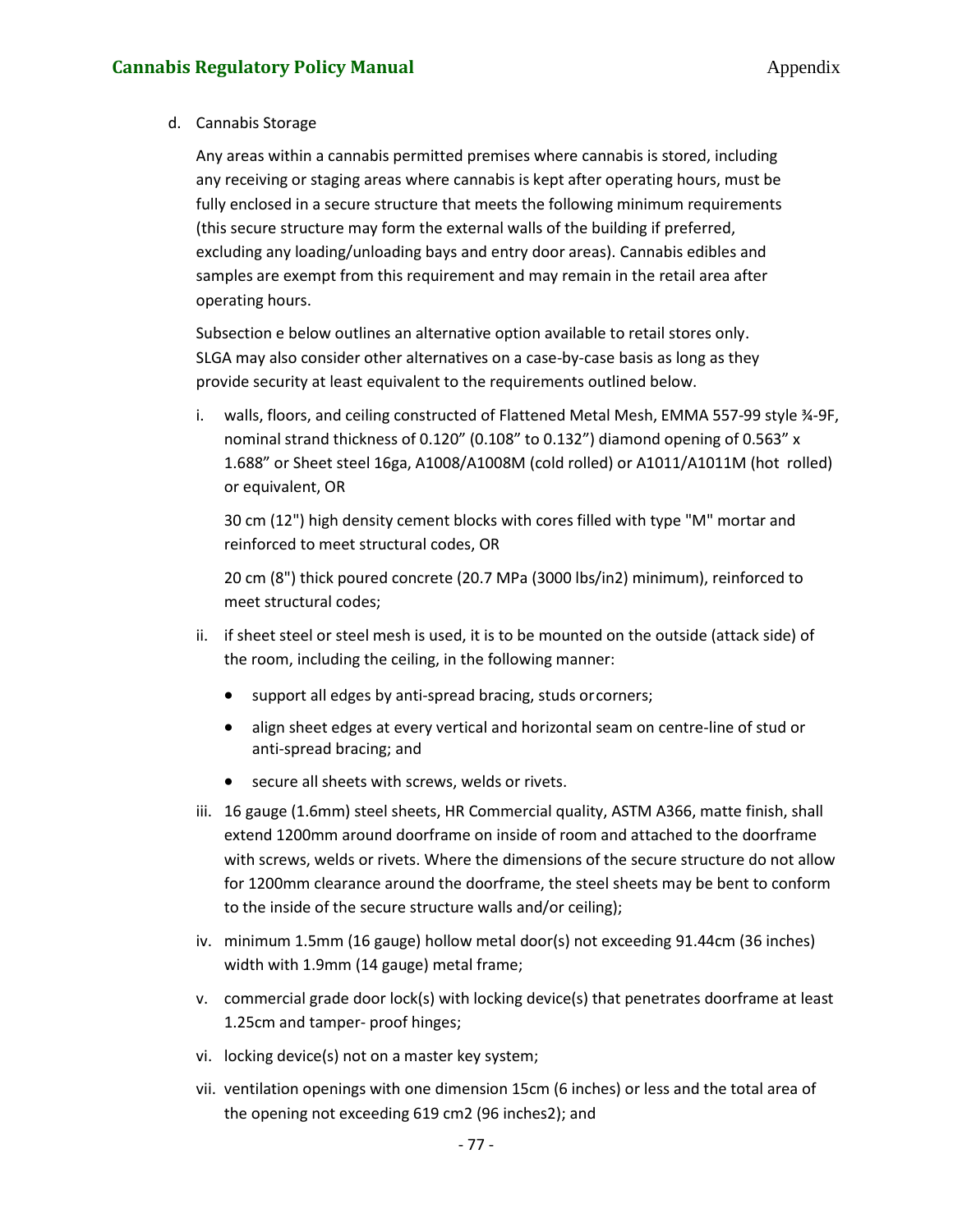d. Cannabis Storage

Any areas within a cannabis permitted premises where cannabis is stored, including any receiving or staging areas where cannabis is kept after operating hours, must be fully enclosed in a secure structure that meets the following minimum requirements (this secure structure may form the external walls of the building if preferred, excluding any loading/unloading bays and entry door areas). Cannabis edibles and samples are exempt from this requirement and may remain in the retail area after operating hours.

Subsection e below outlines an alternative option available to retail stores only. SLGA may also consider other alternatives on a case-by-case basis as long as they provide security at least equivalent to the requirements outlined below.

i. walls, floors, and ceiling constructed of Flattened Metal Mesh, EMMA 557-99 style ¾-9F, nominal strand thickness of 0.120” (0.108” to 0.132”) diamond opening of 0.563” x 1.688” or Sheet steel 16ga, A1008/A1008M (cold rolled) or A1011/A1011M (hot rolled) or equivalent, OR

   30 cm (12") high density cement blocks with cores filled with type "M" mortar and reinforced to meet structural codes, OR

   20 cm (8") thick poured concrete (20.7 MPa (3000 lbs/in2) minimum), reinforced to meet structural codes;

ii. if sheet steel or steel mesh is used, it is to be mounted on the outside (attack side) of the room, including the ceiling, in the following manner:

   - support all edges by anti-spread bracing, studs or corners;
   - align sheet edges at every vertical and horizontal seam on centre-line of stud or anti-spread bracing; and
   - secure all sheets with screws, welds or rivets.

iii. 16 gauge (1.6mm) steel sheets, HR Commercial quality, ASTM A366, matte finish, shall extend 1200mm around doorframe on inside of room and attached to the doorframe with screws, welds or rivets. Where the dimensions of the secure structure do not allow for 1200mm clearance around the doorframe, the steel sheets may be bent to conform to the inside of the secure structure walls and/or ceiling);

iv. minimum 1.5mm (16 gauge) hollow metal door(s) not exceeding 91.44cm (36 inches) width with 1.9mm (14 gauge) metal frame;

v. commercial grade door lock(s) with locking device(s) that penetrates doorframe at least 1.25cm and tamper- proof hinges;

vi. locking device(s) not on a master key system;

vii. ventilation openings with one dimension 15cm (6 inches) or less and the total area of the opening not exceeding 619 cm2 (96 inches2); and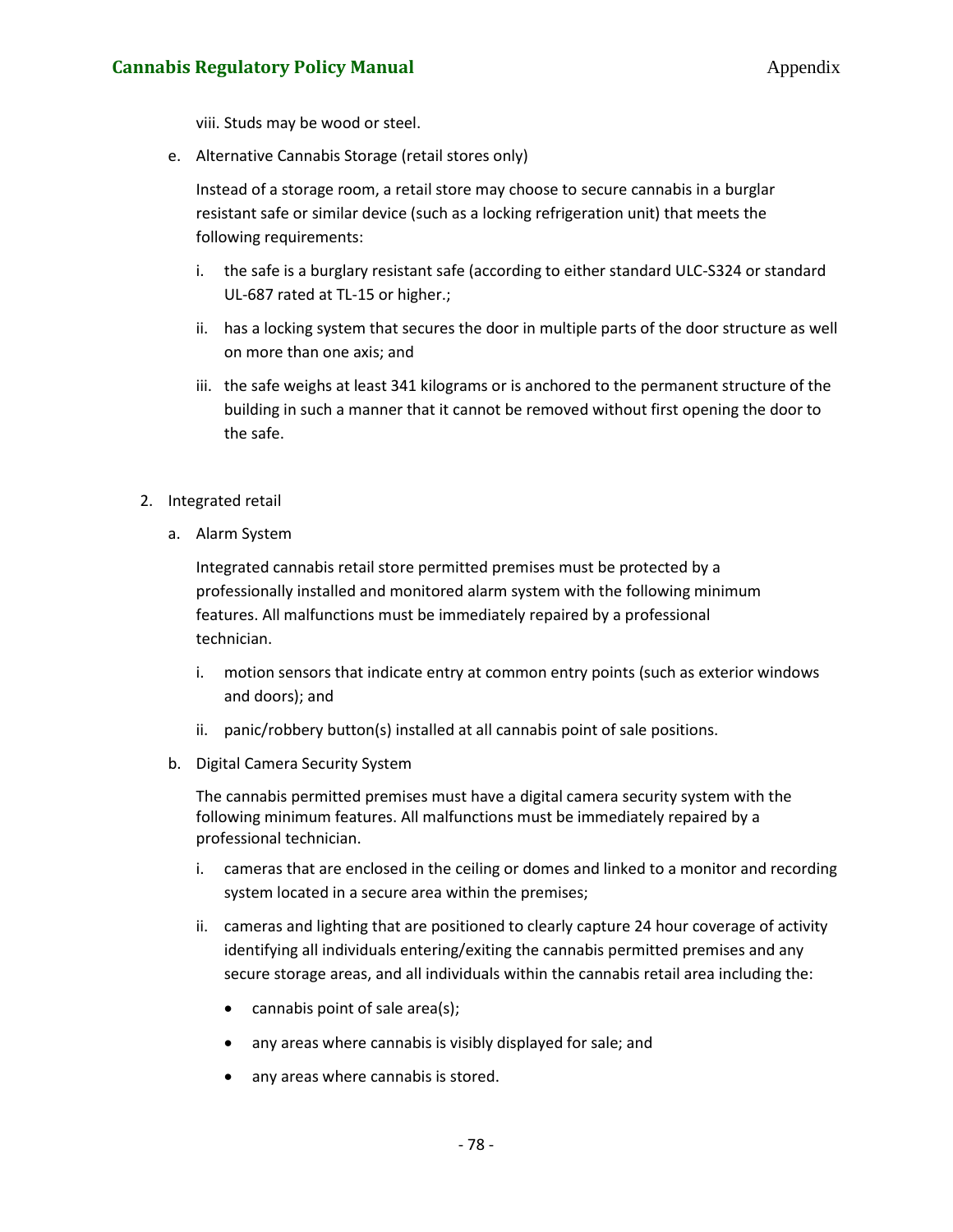viii. Studs may be wood or steel.

e. Alternative Cannabis Storage (retail stores only)

   Instead of a storage room, a retail store may choose to secure cannabis in a burglar resistant safe or similar device (such as a locking refrigeration unit) that meets the following requirements:

   i. the safe is a burglary resistant safe (according to either standard ULC-S324 or standard UL-687 rated at TL-15 or higher.;

   ii. has a locking system that secures the door in multiple parts of the door structure as well on more than one axis; and

   iii. the safe weighs at least 341 kilograms or is anchored to the permanent structure of the building in such a manner that it cannot be removed without first opening the door to the safe.

2. Integrated retail

   a. Alarm System

      Integrated cannabis retail store permitted premises must be protected by a professionally installed and monitored alarm system with the following minimum features. All malfunctions must be immediately repaired by a professional technician.

      i. motion sensors that indicate entry at common entry points (such as exterior windows and doors); and

      ii. panic/robbery button(s) installed at all cannabis point of sale positions.

   b. Digital Camera Security System

      The cannabis permitted premises must have a digital camera security system with the following minimum features. All malfunctions must be immediately repaired by a professional technician.

      i. cameras that are enclosed in the ceiling or domes and linked to a monitor and recording system located in a secure area within the premises;

      ii. cameras and lighting that are positioned to clearly capture 24 hour coverage of activity identifying all individuals entering/exiting the cannabis permitted premises and any secure storage areas, and all individuals within the cannabis retail area including the:

         - cannabis point of sale area(s);
         - any areas where cannabis is visibly displayed for sale; and
         - any areas where cannabis is stored.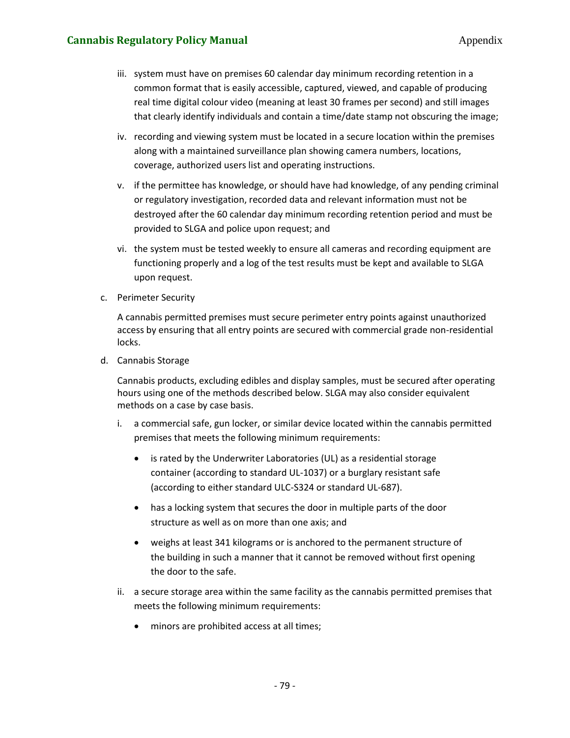iii. system must have on premises 60 calendar day minimum recording retention in a common format that is easily accessible, captured, viewed, and capable of producing real time digital colour video (meaning at least 30 frames per second) and still images that clearly identify individuals and contain a time/date stamp not obscuring the image;

iv. recording and viewing system must be located in a secure location within the premises along with a maintained surveillance plan showing camera numbers, locations, coverage, authorized users list and operating instructions.

v. if the permittee has knowledge, or should have had knowledge, of any pending criminal or regulatory investigation, recorded data and relevant information must not be destroyed after the 60 calendar day minimum recording retention period and must be provided to SLGA and police upon request; and

vi. the system must be tested weekly to ensure all cameras and recording equipment are functioning properly and a log of the test results must be kept and available to SLGA upon request.

c. Perimeter Security

A cannabis permitted premises must secure perimeter entry points against unauthorized access by ensuring that all entry points are secured with commercial grade non-residential locks.

d. Cannabis Storage

Cannabis products, excluding edibles and display samples, must be secured after operating hours using one of the methods described below. SLGA may also consider equivalent methods on a case by case basis.

i. a commercial safe, gun locker, or similar device located within the cannabis permitted premises that meets the following minimum requirements:

- is rated by the Underwriter Laboratories (UL) as a residential storage container (according to standard UL-1037) or a burglary resistant safe (according to either standard ULC-S324 or standard UL-687).
- has a locking system that secures the door in multiple parts of the door structure as well as on more than one axis; and
- weighs at least 341 kilograms or is anchored to the permanent structure of the building in such a manner that it cannot be removed without first opening the door to the safe.

ii. a secure storage area within the same facility as the cannabis permitted premises that meets the following minimum requirements:

- minors are prohibited access at all times;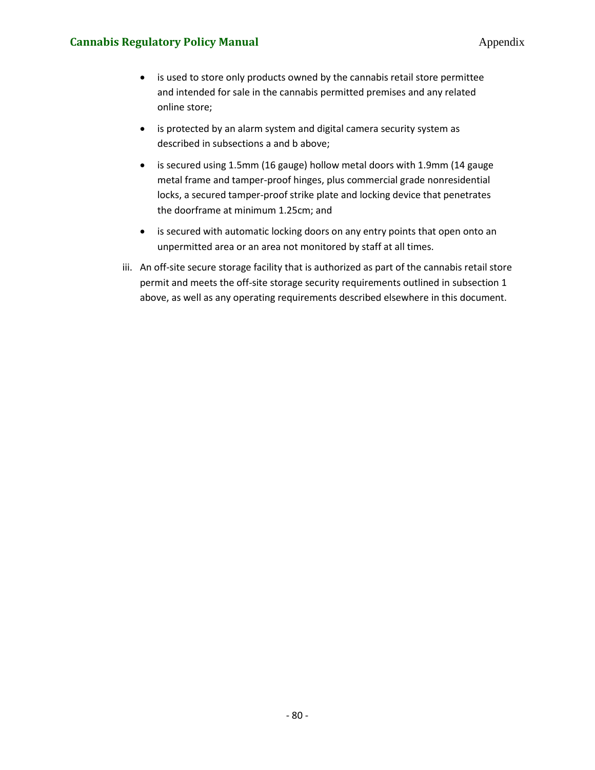- is used to store only products owned by the cannabis retail store permittee and intended for sale in the cannabis permitted premises and any related online store;
- is protected by an alarm system and digital camera security system as described in subsections a and b above;
- is secured using 1.5mm (16 gauge) hollow metal doors with 1.9mm (14 gauge metal frame and tamper-proof hinges, plus commercial grade nonresidential locks, a secured tamper-proof strike plate and locking device that penetrates the doorframe at minimum 1.25cm; and
- is secured with automatic locking doors on any entry points that open onto an unpermitted area or an area not monitored by staff at all times.

iii. An off-site secure storage facility that is authorized as part of the cannabis retail store permit and meets the off-site storage security requirements outlined in subsection 1 above, as well as any operating requirements described elsewhere in this document.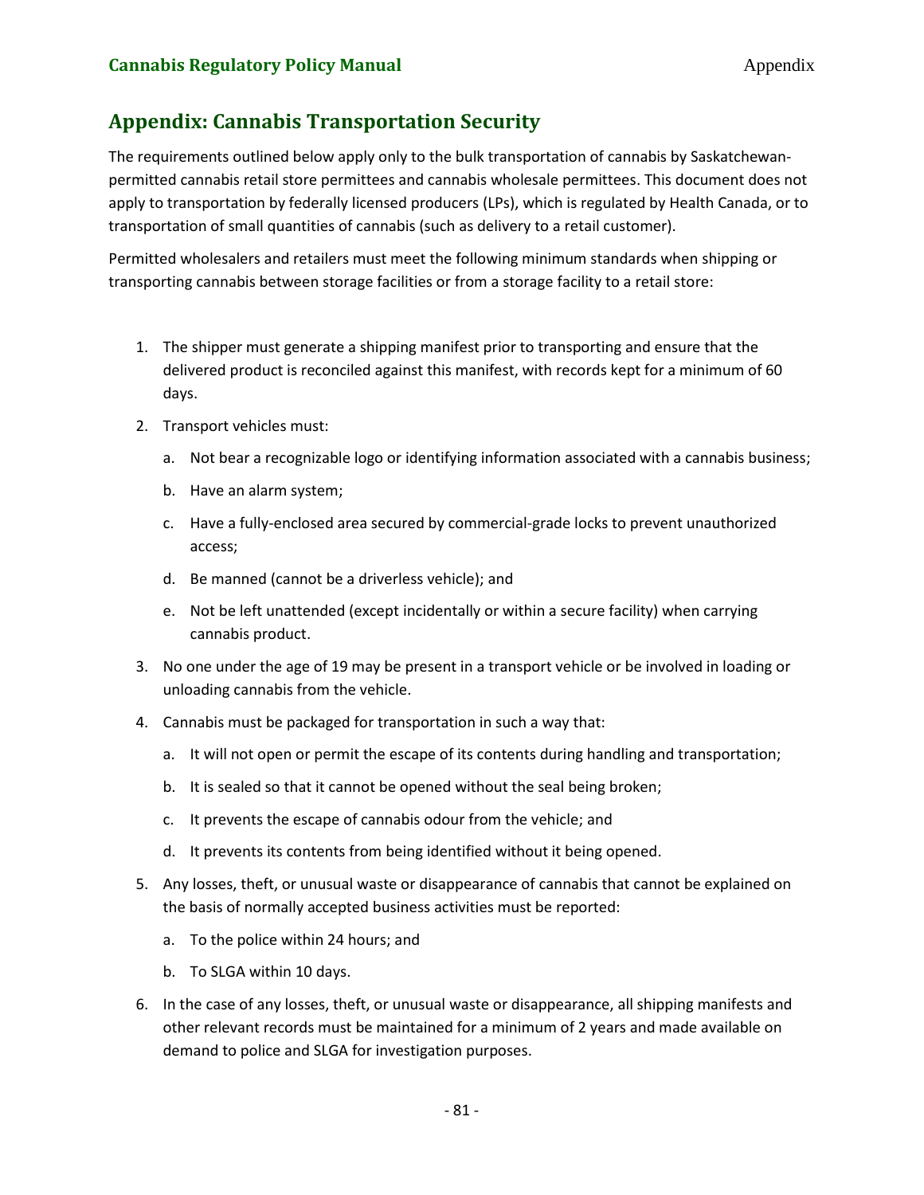# Appendix: Cannabis Transportation Security

The requirements outlined below apply only to the bulk transportation of cannabis by Saskatchewan-permitted cannabis retail store permittees and cannabis wholesale permittees. This document does not apply to transportation by federally licensed producers (LPs), which is regulated by Health Canada, or to transportation of small quantities of cannabis (such as delivery to a retail customer).

Permitted wholesalers and retailers must meet the following minimum standards when shipping or transporting cannabis between storage facilities or from a storage facility to a retail store:

1. The shipper must generate a shipping manifest prior to transporting and ensure that the delivered product is reconciled against this manifest, with records kept for a minimum of 60 days.
2. Transport vehicles must:
   a. Not bear a recognizable logo or identifying information associated with a cannabis business;
   b. Have an alarm system;
   c. Have a fully-enclosed area secured by commercial-grade locks to prevent unauthorized access;
   d. Be manned (cannot be a driverless vehicle); and
   e. Not be left unattended (except incidentally or within a secure facility) when carrying cannabis product.
3. No one under the age of 19 may be present in a transport vehicle or be involved in loading or unloading cannabis from the vehicle.
4. Cannabis must be packaged for transportation in such a way that:
   a. It will not open or permit the escape of its contents during handling and transportation;
   b. It is sealed so that it cannot be opened without the seal being broken;
   c. It prevents the escape of cannabis odour from the vehicle; and
   d. It prevents its contents from being identified without it being opened.
5. Any losses, theft, or unusual waste or disappearance of cannabis that cannot be explained on the basis of normally accepted business activities must be reported:
   a. To the police within 24 hours; and
   b. To SLGA within 10 days.
6. In the case of any losses, theft, or unusual waste or disappearance, all shipping manifests and other relevant records must be maintained for a minimum of 2 years and made available on demand to police and SLGA for investigation purposes.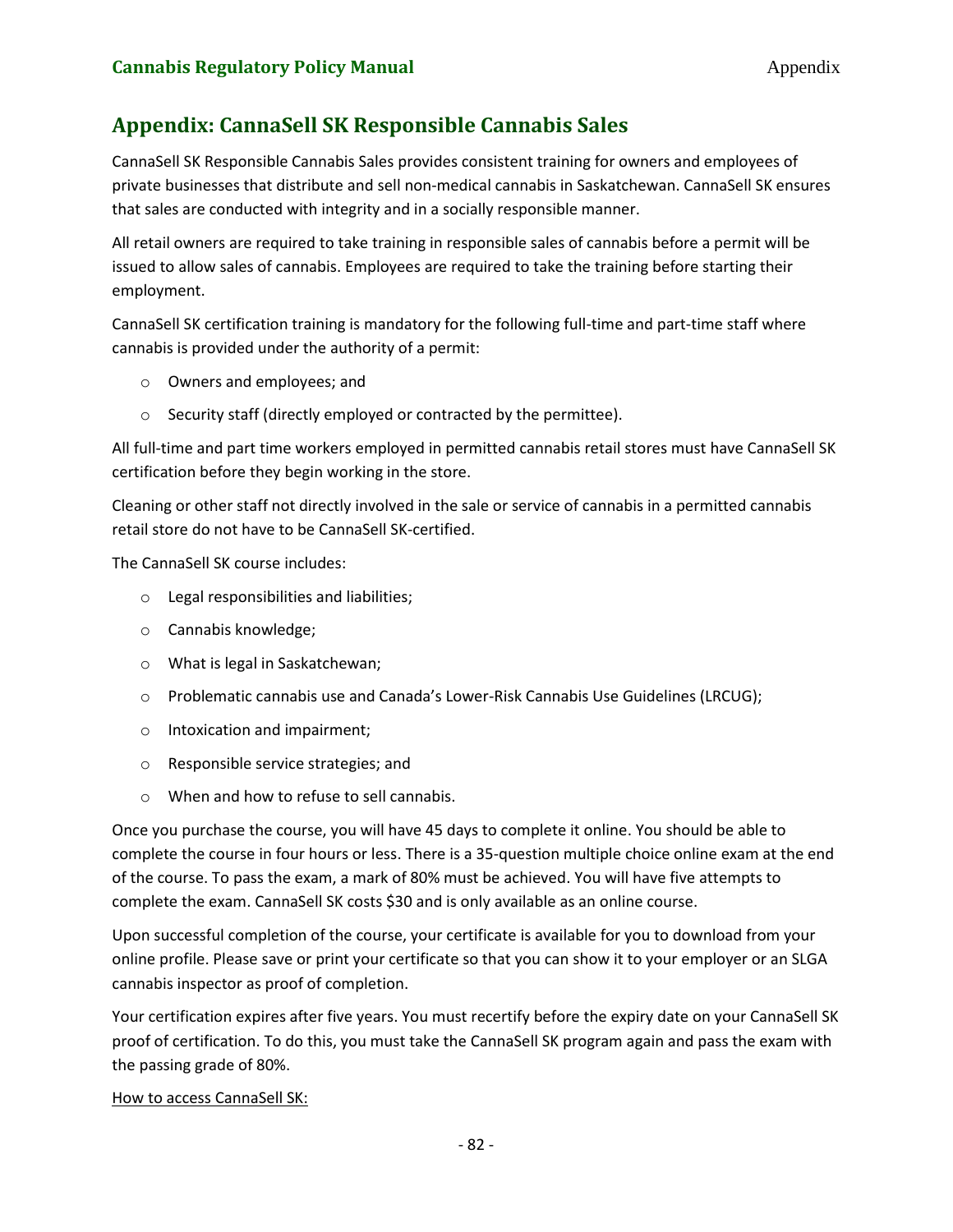## Appendix: CannaSell SK Responsible Cannabis Sales

CannaSell SK Responsible Cannabis Sales provides consistent training for owners and employees of private businesses that distribute and sell non-medical cannabis in Saskatchewan. CannaSell SK ensures that sales are conducted with integrity and in a socially responsible manner.

All retail owners are required to take training in responsible sales of cannabis before a permit will be issued to allow sales of cannabis. Employees are required to take the training before starting their employment.

CannaSell SK certification training is mandatory for the following full-time and part-time staff where cannabis is provided under the authority of a permit:

- Owners and employees; and
- Security staff (directly employed or contracted by the permittee).

All full-time and part time workers employed in permitted cannabis retail stores must have CannaSell SK certification before they begin working in the store.

Cleaning or other staff not directly involved in the sale or service of cannabis in a permitted cannabis retail store do not have to be CannaSell SK-certified.

The CannaSell SK course includes:

- Legal responsibilities and liabilities;
- Cannabis knowledge;
- What is legal in Saskatchewan;
- Problematic cannabis use and Canada's Lower-Risk Cannabis Use Guidelines (LRCUG);
- Intoxication and impairment;
- Responsible service strategies; and
- When and how to refuse to sell cannabis.

Once you purchase the course, you will have 45 days to complete it online. You should be able to complete the course in four hours or less. There is a 35-question multiple choice online exam at the end of the course. To pass the exam, a mark of 80% must be achieved. You will have five attempts to complete the exam. CannaSell SK costs $30 and is only available as an online course.

Upon successful completion of the course, your certificate is available for you to download from your online profile. Please save or print your certificate so that you can show it to your employer or an SLGA cannabis inspector as proof of completion.

Your certification expires after five years. You must recertify before the expiry date on your CannaSell SK proof of certification. To do this, you must take the CannaSell SK program again and pass the exam with the passing grade of 80%.

<u>How to access CannaSell SK:</u>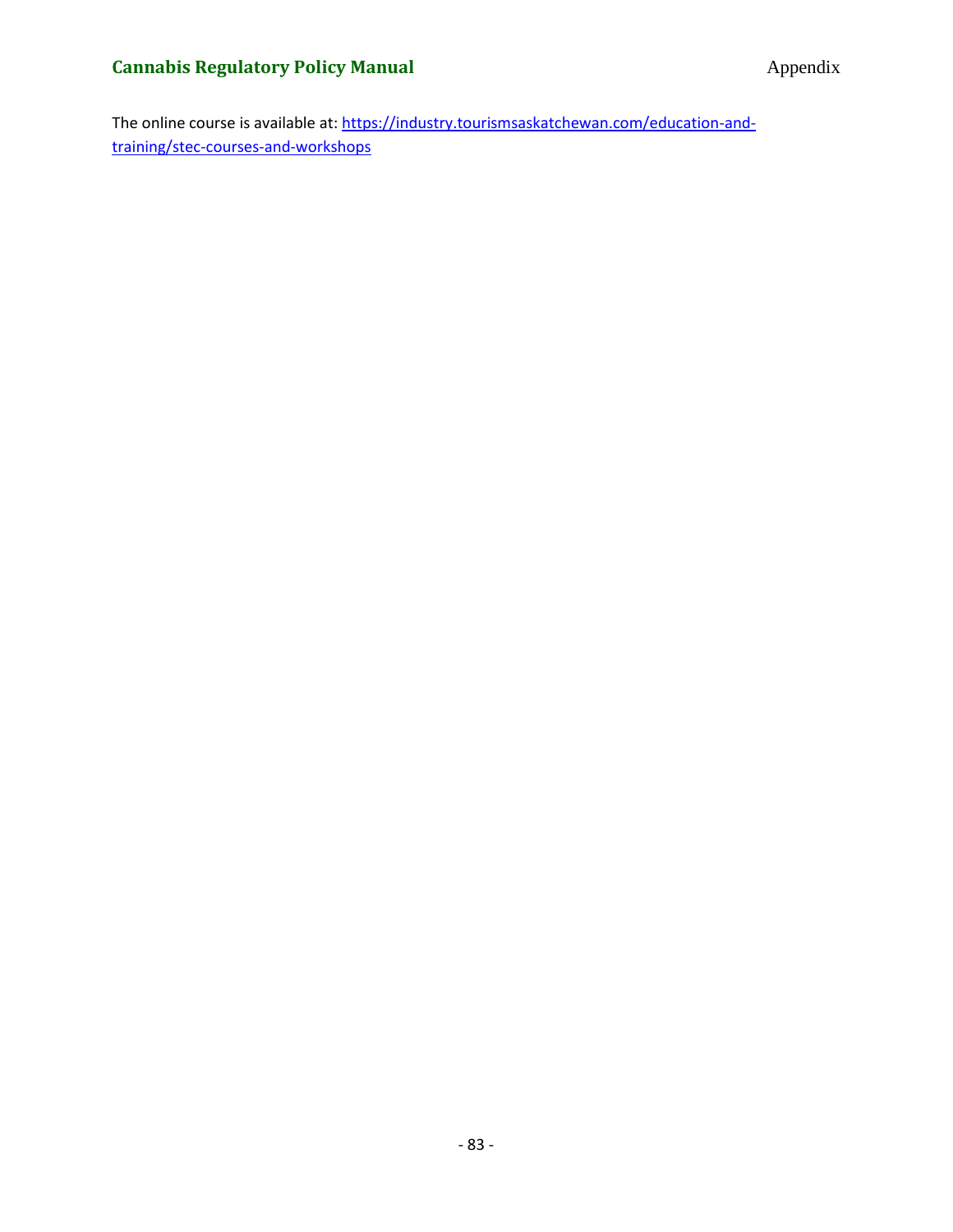The online course is available at: [https://industry.tourismsaskatchewan.com/education-and-training/stec-courses-and-workshops](https://industry.tourismsaskatchewan.com/education-and-training/stec-courses-and-workshops)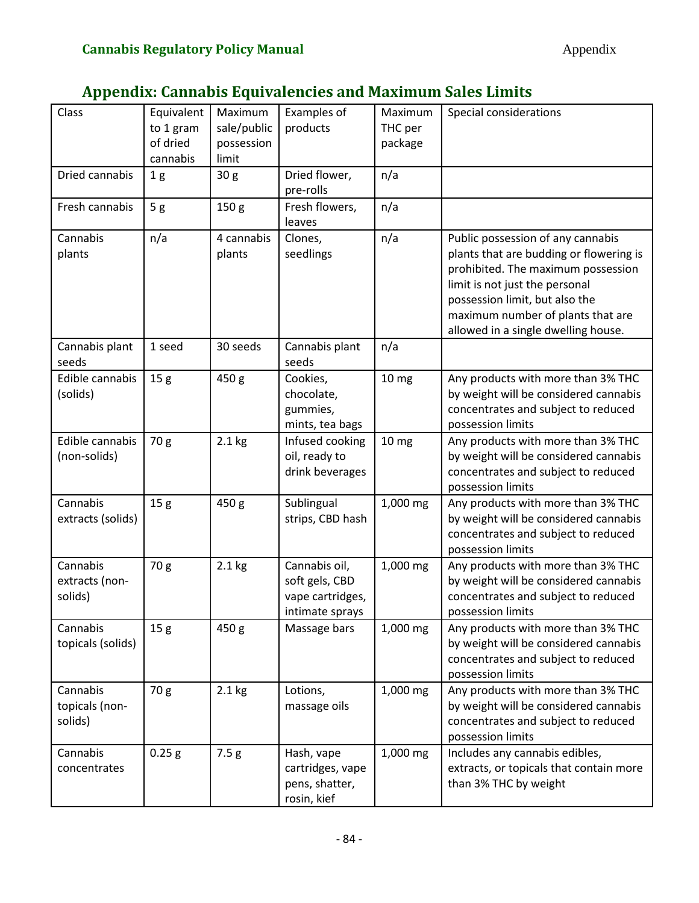## Appendix: Cannabis Equivalencies and Maximum Sales Limits

| Class | Equivalent to 1 gram of dried cannabis | Maximum sale/public possession limit | Examples of products | Maximum THC per package | Special considerations |
|---|---|---|---|---|---|
| Dried cannabis | 1 g | 30 g | Dried flower, pre-rolls | n/a | |
| Fresh cannabis | 5 g | 150 g | Fresh flowers, leaves | n/a | |
| Cannabis plants | n/a | 4 cannabis plants | Clones, seedlings | n/a | Public possession of any cannabis plants that are budding or flowering is prohibited. The maximum possession limit is not just the personal possession limit, but also the maximum number of plants that are allowed in a single dwelling house. |
| Cannabis plant seeds | 1 seed | 30 seeds | Cannabis plant seeds | n/a | |
| Edible cannabis (solids) | 15 g | 450 g | Cookies, chocolate, gummies, mints, tea bags | 10 mg | Any products with more than 3% THC by weight will be considered cannabis concentrates and subject to reduced possession limits |
| Edible cannabis (non-solids) | 70 g | 2.1 kg | Infused cooking oil, ready to drink beverages | 10 mg | Any products with more than 3% THC by weight will be considered cannabis concentrates and subject to reduced possession limits |
| Cannabis extracts (solids) | 15 g | 450 g | Sublingual strips, CBD hash | 1,000 mg | Any products with more than 3% THC by weight will be considered cannabis concentrates and subject to reduced possession limits |
| Cannabis extracts (non-solids) | 70 g | 2.1 kg | Cannabis oil, soft gels, CBD vape cartridges, intimate sprays | 1,000 mg | Any products with more than 3% THC by weight will be considered cannabis concentrates and subject to reduced possession limits |
| Cannabis topicals (solids) | 15 g | 450 g | Massage bars | 1,000 mg | Any products with more than 3% THC by weight will be considered cannabis concentrates and subject to reduced possession limits |
| Cannabis topicals (non-solids) | 70 g | 2.1 kg | Lotions, massage oils | 1,000 mg | Any products with more than 3% THC by weight will be considered cannabis concentrates and subject to reduced possession limits |
| Cannabis concentrates | 0.25 g | 7.5 g | Hash, vape cartridges, vape pens, shatter, rosin, kief | 1,000 mg | Includes any cannabis edibles, extracts, or topicals that contain more than 3% THC by weight |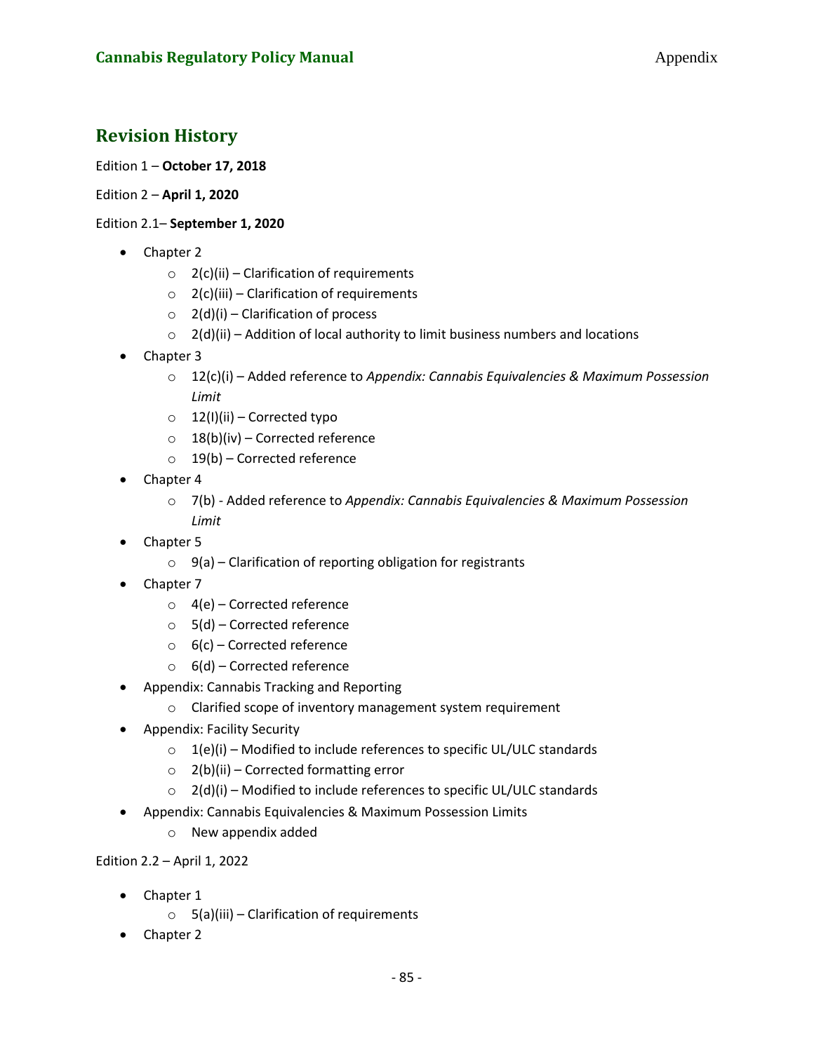## Revision History

Edition 1 – **October 17, 2018**

Edition 2 – **April 1, 2020**

Edition 2.1– **September 1, 2020**

- Chapter 2
  - 2(c)(ii) – Clarification of requirements
  - 2(c)(iii) – Clarification of requirements
  - 2(d)(i) – Clarification of process
  - 2(d)(ii) – Addition of local authority to limit business numbers and locations
- Chapter 3
  - 12(c)(i) – Added reference to *Appendix: Cannabis Equivalencies & Maximum Possession Limit*
  - 12(I)(ii) – Corrected typo
  - 18(b)(iv) – Corrected reference
  - 19(b) – Corrected reference
- Chapter 4
  - 7(b) - Added reference to *Appendix: Cannabis Equivalencies & Maximum Possession Limit*
- Chapter 5
  - 9(a) – Clarification of reporting obligation for registrants
- Chapter 7
  - 4(e) – Corrected reference
  - 5(d) – Corrected reference
  - 6(c) – Corrected reference
  - 6(d) – Corrected reference
- Appendix: Cannabis Tracking and Reporting
  - Clarified scope of inventory management system requirement
- Appendix: Facility Security
  - 1(e)(i) – Modified to include references to specific UL/ULC standards
  - 2(b)(ii) – Corrected formatting error
  - 2(d)(i) – Modified to include references to specific UL/ULC standards
- Appendix: Cannabis Equivalencies & Maximum Possession Limits
  - New appendix added

Edition 2.2 – April 1, 2022

- Chapter 1
  - 5(a)(iii) – Clarification of requirements
- Chapter 2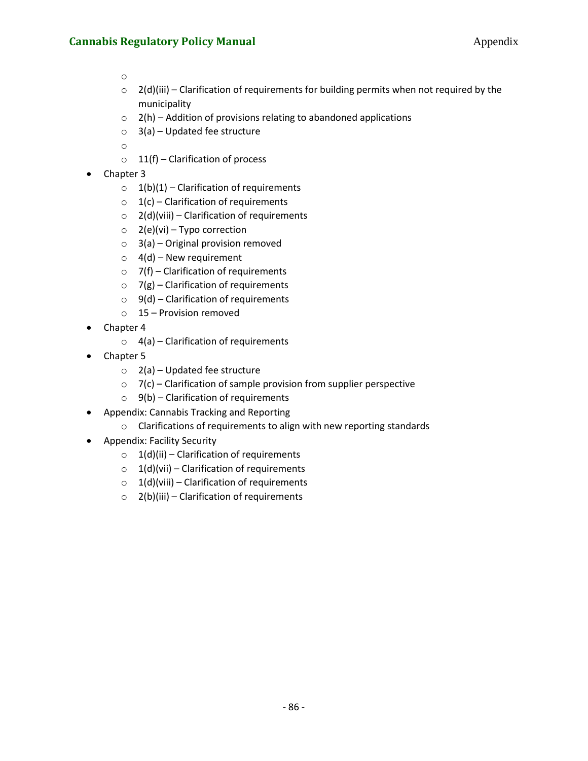- 
  - 2(d)(iii) – Clarification of requirements for building permits when not required by the municipality
  - 2(h) – Addition of provisions relating to abandoned applications
  - 3(a) – Updated fee structure
  - 
  - 11(f) – Clarification of process
- Chapter 3
  - 1(b)(1) – Clarification of requirements
  - 1(c) – Clarification of requirements
  - 2(d)(viii) – Clarification of requirements
  - 2(e)(vi) – Typo correction
  - 3(a) – Original provision removed
  - 4(d) – New requirement
  - 7(f) – Clarification of requirements
  - 7(g) – Clarification of requirements
  - 9(d) – Clarification of requirements
  - 15 – Provision removed
- Chapter 4
  - 4(a) – Clarification of requirements
- Chapter 5
  - 2(a) – Updated fee structure
  - 7(c) – Clarification of sample provision from supplier perspective
  - 9(b) – Clarification of requirements
- Appendix: Cannabis Tracking and Reporting
  - Clarifications of requirements to align with new reporting standards
- Appendix: Facility Security
  - 1(d)(ii) – Clarification of requirements
  - 1(d)(vii) – Clarification of requirements
  - 1(d)(viii) – Clarification of requirements
  - 2(b)(iii) – Clarification of requirements